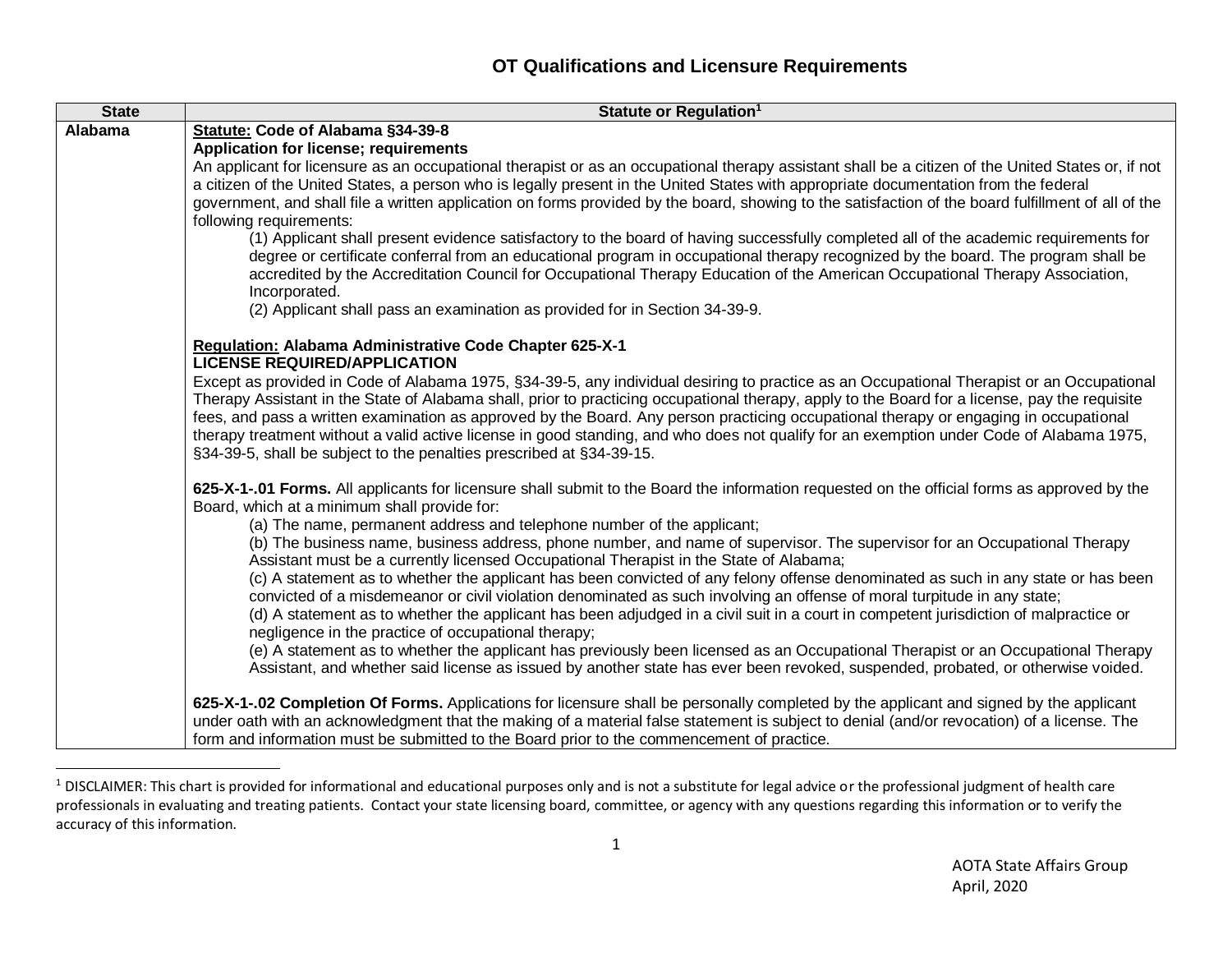# OT Qualifications and Licensure Requirements

| State | Statute or Regulation[1] |
|---|---|
| **Alabama** | **<u>Statute:</u> Code of Alabama §34-39-8**<br>**Application for license; requirements**<br>An applicant for licensure as an occupational therapist or as an occupational therapy assistant shall be a citizen of the United States or, if not a citizen of the United States, a person who is legally present in the United States with appropriate documentation from the federal government, and shall file a written application on forms provided by the board, showing to the satisfaction of the board fulfillment of all of the following requirements:<br>(1) Applicant shall present evidence satisfactory to the board of having successfully completed all of the academic requirements for degree or certificate conferral from an educational program in occupational therapy recognized by the board. The program shall be accredited by the Accreditation Council for Occupational Therapy Education of the American Occupational Therapy Association, Incorporated.<br>(2) Applicant shall pass an examination as provided for in Section 34-39-9.<br><br>**<u>Regulation:</u> Alabama Administrative Code Chapter 625-X-1**<br>**LICENSE REQUIRED/APPLICATION**<br>Except as provided in Code of Alabama 1975, §34-39-5, any individual desiring to practice as an Occupational Therapist or an Occupational Therapy Assistant in the State of Alabama shall, prior to practicing occupational therapy, apply to the Board for a license, pay the requisite fees, and pass a written examination as approved by the Board. Any person practicing occupational therapy or engaging in occupational therapy treatment without a valid active license in good standing, and who does not qualify for an exemption under Code of Alabama 1975, §34-39-5, shall be subject to the penalties prescribed at §34-39-15.<br><br>**625-X-1-.01 Forms.** All applicants for licensure shall submit to the Board the information requested on the official forms as approved by the Board, which at a minimum shall provide for:<br>(a) The name, permanent address and telephone number of the applicant;<br>(b) The business name, business address, phone number, and name of supervisor. The supervisor for an Occupational Therapy Assistant must be a currently licensed Occupational Therapist in the State of Alabama;<br>(c) A statement as to whether the applicant has been convicted of any felony offense denominated as such in any state or has been convicted of a misdemeanor or civil violation denominated as such involving an offense of moral turpitude in any state;<br>(d) A statement as to whether the applicant has been adjudged in a civil suit in a court in competent jurisdiction of malpractice or negligence in the practice of occupational therapy;<br>(e) A statement as to whether the applicant has previously been licensed as an Occupational Therapist or an Occupational Therapy Assistant, and whether said license as issued by another state has ever been revoked, suspended, probated, or otherwise voided.<br><br>**625-X-1-.02 Completion Of Forms.** Applications for licensure shall be personally completed by the applicant and signed by the applicant under oath with an acknowledgment that the making of a material false statement is subject to denial (and/or revocation) of a license. The form and information must be submitted to the Board prior to the commencement of practice. |

[1] DISCLAIMER: This chart is provided for informational and educational purposes only and is not a substitute for legal advice or the professional judgment of health care professionals in evaluating and treating patients. Contact your state licensing board, committee, or agency with any questions regarding this information or to verify the accuracy of this information.

AOTA State Affairs Group
April, 2020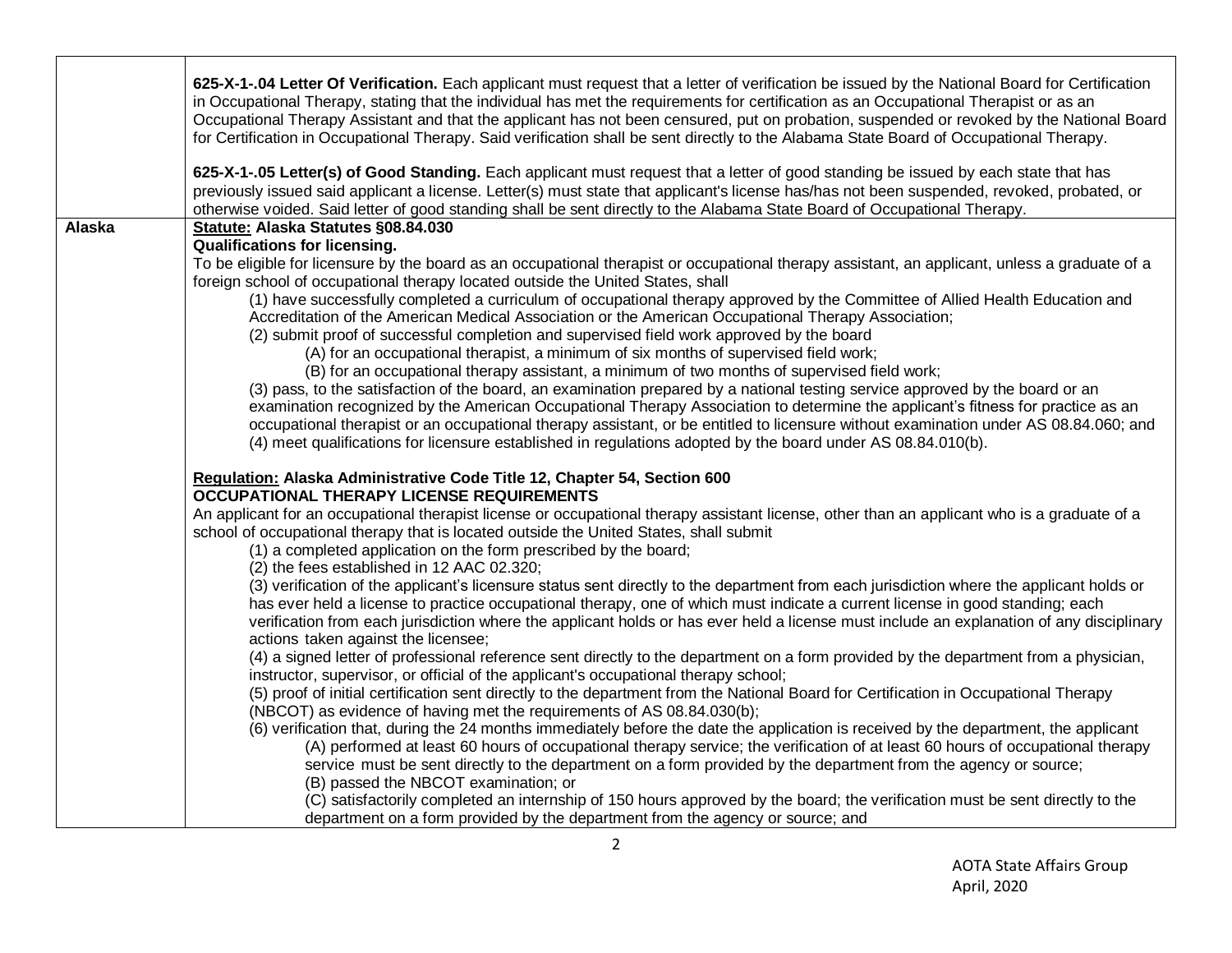| | |
|---|---|
| | **625-X-1-.04 Letter Of Verification.** Each applicant must request that a letter of verification be issued by the National Board for Certification in Occupational Therapy, stating that the individual has met the requirements for certification as an Occupational Therapist or as an Occupational Therapy Assistant and that the applicant has not been censured, put on probation, suspended or revoked by the National Board for Certification in Occupational Therapy. Said verification shall be sent directly to the Alabama State Board of Occupational Therapy.<br><br>**625-X-1-.05 Letter(s) of Good Standing.** Each applicant must request that a letter of good standing be issued by each state that has previously issued said applicant a license. Letter(s) must state that applicant's license has/has not been suspended, revoked, probated, or otherwise voided. Said letter of good standing shall be sent directly to the Alabama State Board of Occupational Therapy. |
| **Alaska** | **<u>Statute:</u> Alaska Statutes §08.84.030**<br>**Qualifications for licensing.**<br>To be eligible for licensure by the board as an occupational therapist or occupational therapy assistant, an applicant, unless a graduate of a foreign school of occupational therapy located outside the United States, shall<br>(1) have successfully completed a curriculum of occupational therapy approved by the Committee of Allied Health Education and Accreditation of the American Medical Association or the American Occupational Therapy Association;<br>(2) submit proof of successful completion and supervised field work approved by the board<br>(A) for an occupational therapist, a minimum of six months of supervised field work;<br>(B) for an occupational therapy assistant, a minimum of two months of supervised field work;<br>(3) pass, to the satisfaction of the board, an examination prepared by a national testing service approved by the board or an examination recognized by the American Occupational Therapy Association to determine the applicant's fitness for practice as an occupational therapist or an occupational therapy assistant, or be entitled to licensure without examination under AS 08.84.060; and<br>(4) meet qualifications for licensure established in regulations adopted by the board under AS 08.84.010(b).<br><br>**<u>Regulation:</u> Alaska Administrative Code Title 12, Chapter 54, Section 600**<br>**OCCUPATIONAL THERAPY LICENSE REQUIREMENTS**<br>An applicant for an occupational therapist license or occupational therapy assistant license, other than an applicant who is a graduate of a school of occupational therapy that is located outside the United States, shall submit<br>(1) a completed application on the form prescribed by the board;<br>(2) the fees established in 12 AAC 02.320;<br>(3) verification of the applicant's licensure status sent directly to the department from each jurisdiction where the applicant holds or has ever held a license to practice occupational therapy, one of which must indicate a current license in good standing; each verification from each jurisdiction where the applicant holds or has ever held a license must include an explanation of any disciplinary actions taken against the licensee;<br>(4) a signed letter of professional reference sent directly to the department on a form provided by the department from a physician, instructor, supervisor, or official of the applicant's occupational therapy school;<br>(5) proof of initial certification sent directly to the department from the National Board for Certification in Occupational Therapy (NBCOT) as evidence of having met the requirements of AS 08.84.030(b);<br>(6) verification that, during the 24 months immediately before the date the application is received by the department, the applicant<br>(A) performed at least 60 hours of occupational therapy service; the verification of at least 60 hours of occupational therapy service must be sent directly to the department on a form provided by the department from the agency or source;<br>(B) passed the NBCOT examination; or<br>(C) satisfactorily completed an internship of 150 hours approved by the board; the verification must be sent directly to the department on a form provided by the department from the agency or source; and |

AOTA State Affairs Group
April, 2020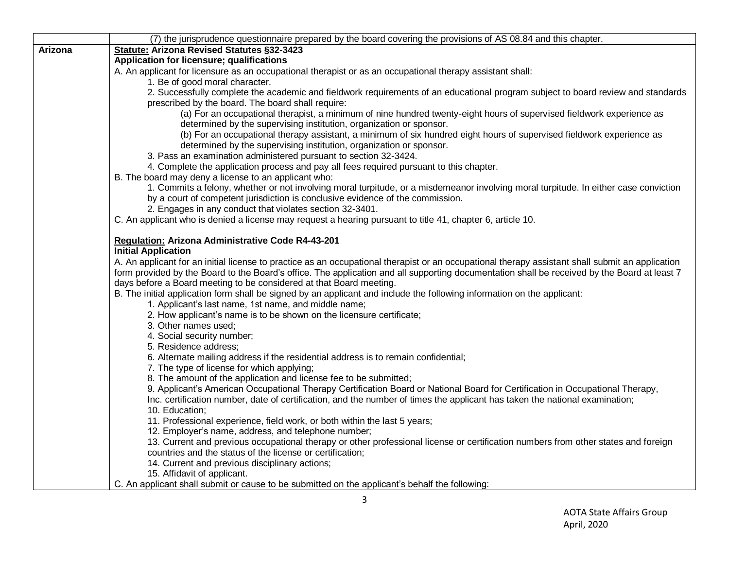| | |
|---|---|
| | (7) the jurisprudence questionnaire prepared by the board covering the provisions of AS 08.84 and this chapter. |
| **Arizona** | **Statute: Arizona Revised Statutes §32-3423**<br>**Application for licensure; qualifications**<br>A. An applicant for licensure as an occupational therapist or as an occupational therapy assistant shall:<br>1. Be of good moral character.<br>2. Successfully complete the academic and fieldwork requirements of an educational program subject to board review and standards prescribed by the board. The board shall require:<br>(a) For an occupational therapist, a minimum of nine hundred twenty-eight hours of supervised fieldwork experience as determined by the supervising institution, organization or sponsor.<br>(b) For an occupational therapy assistant, a minimum of six hundred eight hours of supervised fieldwork experience as determined by the supervising institution, organization or sponsor.<br>3. Pass an examination administered pursuant to section 32-3424.<br>4. Complete the application process and pay all fees required pursuant to this chapter.<br>B. The board may deny a license to an applicant who:<br>1. Commits a felony, whether or not involving moral turpitude, or a misdemeanor involving moral turpitude. In either case conviction by a court of competent jurisdiction is conclusive evidence of the commission.<br>2. Engages in any conduct that violates section 32-3401.<br>C. An applicant who is denied a license may request a hearing pursuant to title 41, chapter 6, article 10.<br><br>**Regulation: Arizona Administrative Code R4-43-201**<br>**Initial Application**<br>A. An applicant for an initial license to practice as an occupational therapist or an occupational therapy assistant shall submit an application form provided by the Board to the Board's office. The application and all supporting documentation shall be received by the Board at least 7 days before a Board meeting to be considered at that Board meeting.<br>B. The initial application form shall be signed by an applicant and include the following information on the applicant:<br>1. Applicant's last name, 1st name, and middle name;<br>2. How applicant's name is to be shown on the licensure certificate;<br>3. Other names used;<br>4. Social security number;<br>5. Residence address;<br>6. Alternate mailing address if the residential address is to remain confidential;<br>7. The type of license for which applying;<br>8. The amount of the application and license fee to be submitted;<br>9. Applicant's American Occupational Therapy Certification Board or National Board for Certification in Occupational Therapy, Inc. certification number, date of certification, and the number of times the applicant has taken the national examination;<br>10. Education;<br>11. Professional experience, field work, or both within the last 5 years;<br>12. Employer's name, address, and telephone number;<br>13. Current and previous occupational therapy or other professional license or certification numbers from other states and foreign countries and the status of the license or certification;<br>14. Current and previous disciplinary actions;<br>15. Affidavit of applicant.<br>C. An applicant shall submit or cause to be submitted on the applicant's behalf the following: |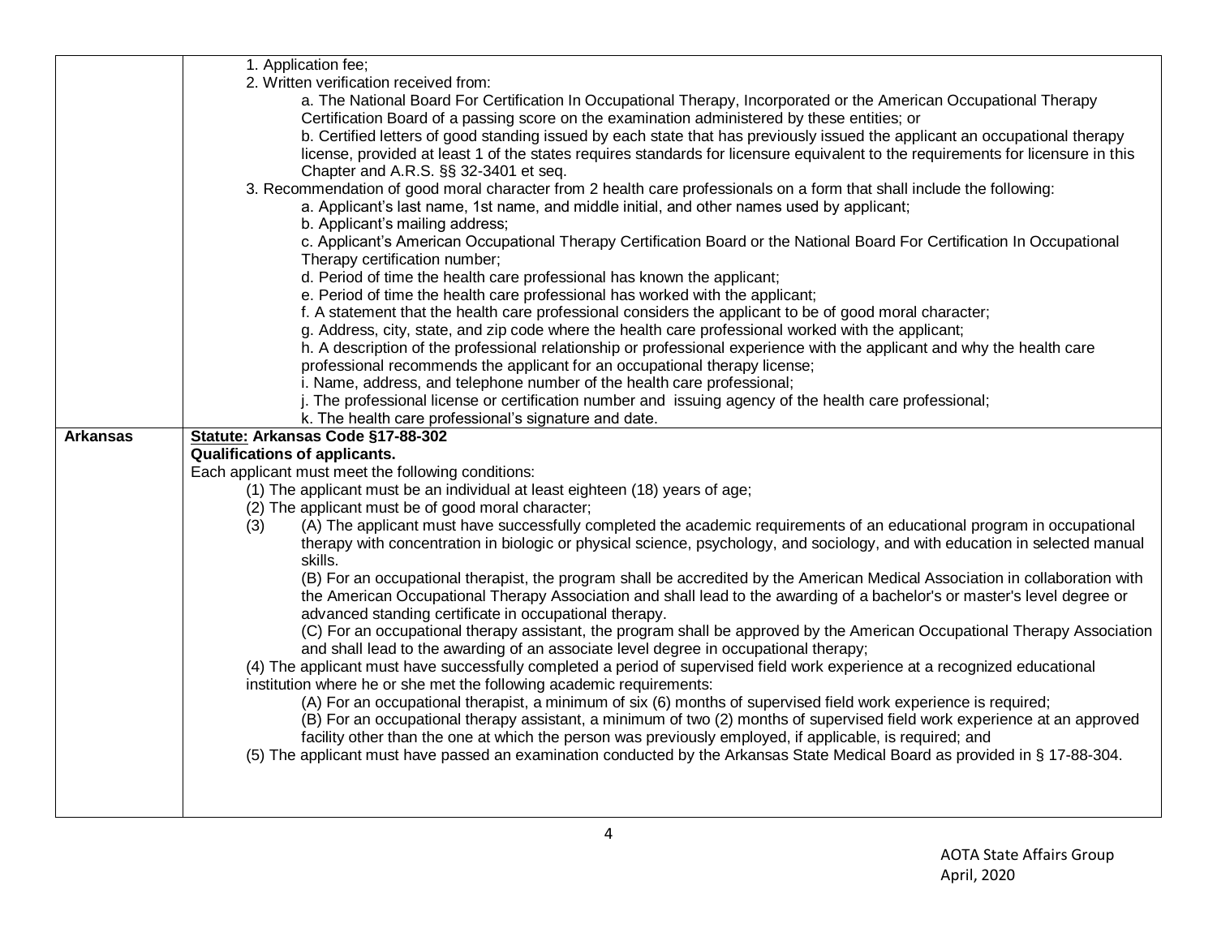| | |
|---|---|
| | 1. Application fee;<br>2. Written verification received from:<br>a. The National Board For Certification In Occupational Therapy, Incorporated or the American Occupational Therapy Certification Board of a passing score on the examination administered by these entities; or<br>b. Certified letters of good standing issued by each state that has previously issued the applicant an occupational therapy license, provided at least 1 of the states requires standards for licensure equivalent to the requirements for licensure in this Chapter and A.R.S. §§ 32-3401 et seq.<br>3. Recommendation of good moral character from 2 health care professionals on a form that shall include the following:<br>a. Applicant's last name, 1st name, and middle initial, and other names used by applicant;<br>b. Applicant's mailing address;<br>c. Applicant's American Occupational Therapy Certification Board or the National Board For Certification In Occupational Therapy certification number;<br>d. Period of time the health care professional has known the applicant;<br>e. Period of time the health care professional has worked with the applicant;<br>f. A statement that the health care professional considers the applicant to be of good moral character;<br>g. Address, city, state, and zip code where the health care professional worked with the applicant;<br>h. A description of the professional relationship or professional experience with the applicant and why the health care professional recommends the applicant for an occupational therapy license;<br>i. Name, address, and telephone number of the health care professional;<br>j. The professional license or certification number and issuing agency of the health care professional;<br>k. The health care professional's signature and date. |
| **Arkansas** | **Statute: Arkansas Code §17-88-302**<br>**Qualifications of applicants.**<br>Each applicant must meet the following conditions:<br>(1) The applicant must be an individual at least eighteen (18) years of age;<br>(2) The applicant must be of good moral character;<br>(3) (A) The applicant must have successfully completed the academic requirements of an educational program in occupational therapy with concentration in biologic or physical science, psychology, and sociology, and with education in selected manual skills.<br>(B) For an occupational therapist, the program shall be accredited by the American Medical Association in collaboration with the American Occupational Therapy Association and shall lead to the awarding of a bachelor's or master's level degree or advanced standing certificate in occupational therapy.<br>(C) For an occupational therapy assistant, the program shall be approved by the American Occupational Therapy Association and shall lead to the awarding of an associate level degree in occupational therapy;<br>(4) The applicant must have successfully completed a period of supervised field work experience at a recognized educational institution where he or she met the following academic requirements:<br>(A) For an occupational therapist, a minimum of six (6) months of supervised field work experience is required;<br>(B) For an occupational therapy assistant, a minimum of two (2) months of supervised field work experience at an approved facility other than the one at which the person was previously employed, if applicable, is required; and<br>(5) The applicant must have passed an examination conducted by the Arkansas State Medical Board as provided in § 17-88-304. |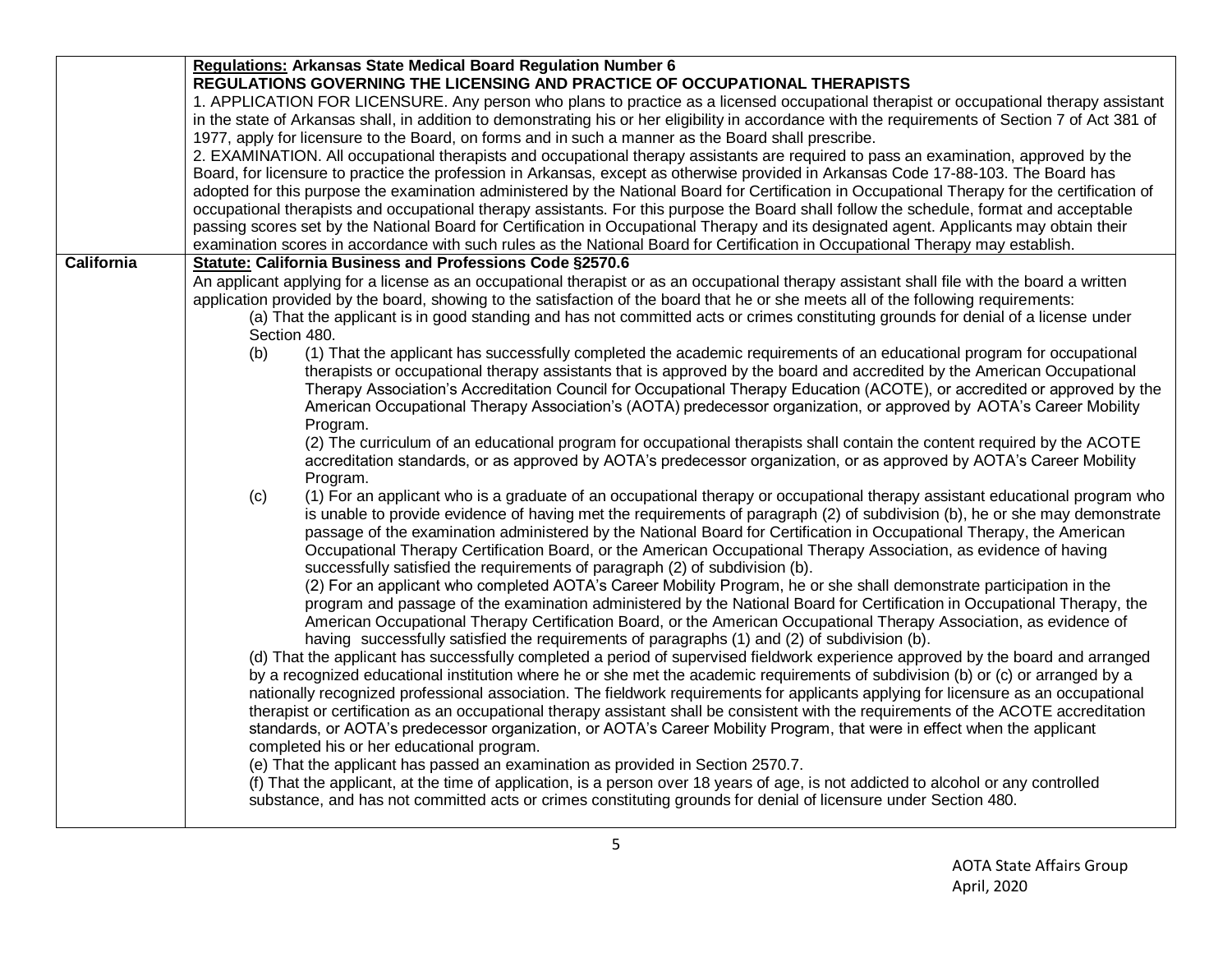| | |
|---|---|
| | **<u>Regulations:</u> Arkansas State Medical Board Regulation Number 6**<br>**REGULATIONS GOVERNING THE LICENSING AND PRACTICE OF OCCUPATIONAL THERAPISTS**<br>1. APPLICATION FOR LICENSURE. Any person who plans to practice as a licensed occupational therapist or occupational therapy assistant in the state of Arkansas shall, in addition to demonstrating his or her eligibility in accordance with the requirements of Section 7 of Act 381 of 1977, apply for licensure to the Board, on forms and in such a manner as the Board shall prescribe.<br>2. EXAMINATION. All occupational therapists and occupational therapy assistants are required to pass an examination, approved by the Board, for licensure to practice the profession in Arkansas, except as otherwise provided in Arkansas Code 17-88-103. The Board has adopted for this purpose the examination administered by the National Board for Certification in Occupational Therapy for the certification of occupational therapists and occupational therapy assistants. For this purpose the Board shall follow the schedule, format and acceptable passing scores set by the National Board for Certification in Occupational Therapy and its designated agent. Applicants may obtain their examination scores in accordance with such rules as the National Board for Certification in Occupational Therapy may establish. |
| **California** | **<u>Statute:</u> California Business and Professions Code §2570.6**<br>An applicant applying for a license as an occupational therapist or as an occupational therapy assistant shall file with the board a written application provided by the board, showing to the satisfaction of the board that he or she meets all of the following requirements:<br>(a) That the applicant is in good standing and has not committed acts or crimes constituting grounds for denial of a license under Section 480.<br>(b) (1) That the applicant has successfully completed the academic requirements of an educational program for occupational therapists or occupational therapy assistants that is approved by the board and accredited by the American Occupational Therapy Association's Accreditation Council for Occupational Therapy Education (ACOTE), or accredited or approved by the American Occupational Therapy Association's (AOTA) predecessor organization, or approved by AOTA's Career Mobility Program.<br>(2) The curriculum of an educational program for occupational therapists shall contain the content required by the ACOTE accreditation standards, or as approved by AOTA's predecessor organization, or as approved by AOTA's Career Mobility Program.<br>(c) (1) For an applicant who is a graduate of an occupational therapy or occupational therapy assistant educational program who is unable to provide evidence of having met the requirements of paragraph (2) of subdivision (b), he or she may demonstrate passage of the examination administered by the National Board for Certification in Occupational Therapy, the American Occupational Therapy Certification Board, or the American Occupational Therapy Association, as evidence of having successfully satisfied the requirements of paragraph (2) of subdivision (b).<br>(2) For an applicant who completed AOTA's Career Mobility Program, he or she shall demonstrate participation in the program and passage of the examination administered by the National Board for Certification in Occupational Therapy, the American Occupational Therapy Certification Board, or the American Occupational Therapy Association, as evidence of having successfully satisfied the requirements of paragraphs (1) and (2) of subdivision (b).<br>(d) That the applicant has successfully completed a period of supervised fieldwork experience approved by the board and arranged by a recognized educational institution where he or she met the academic requirements of subdivision (b) or (c) or arranged by a nationally recognized professional association. The fieldwork requirements for applicants applying for licensure as an occupational therapist or certification as an occupational therapy assistant shall be consistent with the requirements of the ACOTE accreditation standards, or AOTA's predecessor organization, or AOTA's Career Mobility Program, that were in effect when the applicant completed his or her educational program.<br>(e) That the applicant has passed an examination as provided in Section 2570.7.<br>(f) That the applicant, at the time of application, is a person over 18 years of age, is not addicted to alcohol or any controlled substance, and has not committed acts or crimes constituting grounds for denial of licensure under Section 480. |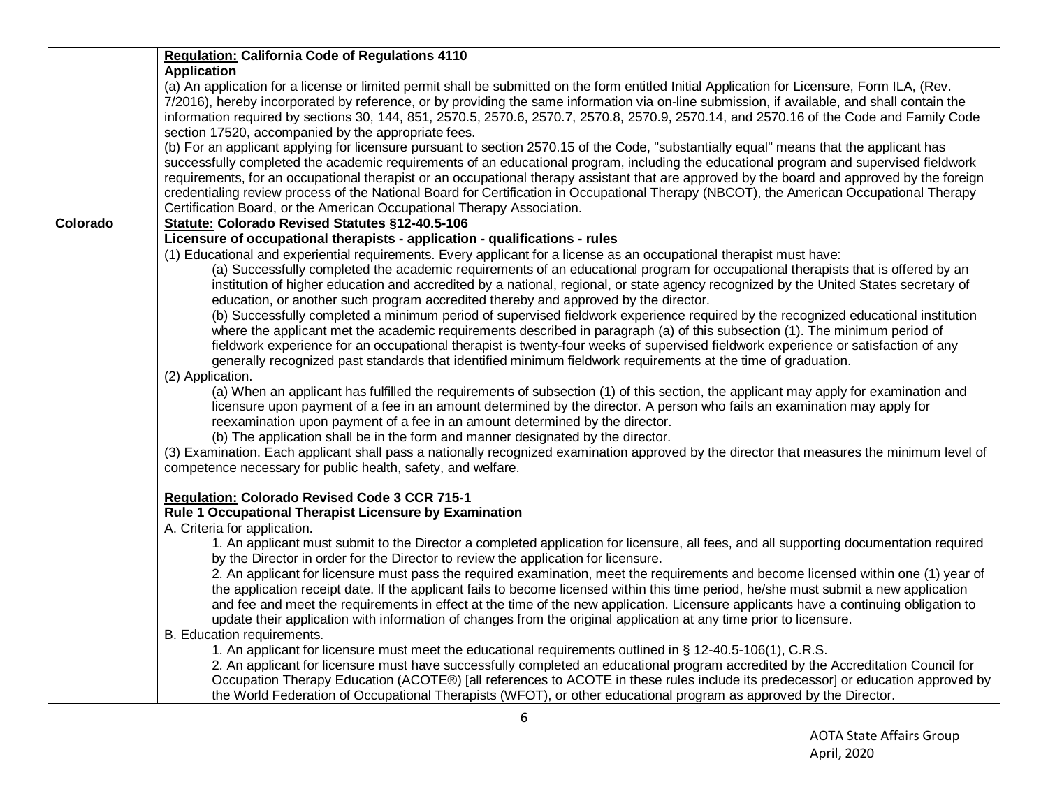| | |
|---|---|
| | **Regulation: California Code of Regulations 4110**<br>**Application**<br>(a) An application for a license or limited permit shall be submitted on the form entitled Initial Application for Licensure, Form ILA, (Rev. 7/2016), hereby incorporated by reference, or by providing the same information via on-line submission, if available, and shall contain the information required by sections 30, 144, 851, 2570.5, 2570.6, 2570.7, 2570.8, 2570.9, 2570.14, and 2570.16 of the Code and Family Code section 17520, accompanied by the appropriate fees.<br>(b) For an applicant applying for licensure pursuant to section 2570.15 of the Code, "substantially equal" means that the applicant has successfully completed the academic requirements of an educational program, including the educational program and supervised fieldwork requirements, for an occupational therapist or an occupational therapy assistant that are approved by the board and approved by the foreign credentialing review process of the National Board for Certification in Occupational Therapy (NBCOT), the American Occupational Therapy Certification Board, or the American Occupational Therapy Association. |
| **Colorado** | **Statute: Colorado Revised Statutes §12-40.5-106**<br>**Licensure of occupational therapists - application - qualifications - rules**<br>(1) Educational and experiential requirements. Every applicant for a license as an occupational therapist must have:<br>(a) Successfully completed the academic requirements of an educational program for occupational therapists that is offered by an institution of higher education and accredited by a national, regional, or state agency recognized by the United States secretary of education, or another such program accredited thereby and approved by the director.<br>(b) Successfully completed a minimum period of supervised fieldwork experience required by the recognized educational institution where the applicant met the academic requirements described in paragraph (a) of this subsection (1). The minimum period of fieldwork experience for an occupational therapist is twenty-four weeks of supervised fieldwork experience or satisfaction of any generally recognized past standards that identified minimum fieldwork requirements at the time of graduation.<br>(2) Application.<br>(a) When an applicant has fulfilled the requirements of subsection (1) of this section, the applicant may apply for examination and licensure upon payment of a fee in an amount determined by the director. A person who fails an examination may apply for reexamination upon payment of a fee in an amount determined by the director.<br>(b) The application shall be in the form and manner designated by the director.<br>(3) Examination. Each applicant shall pass a nationally recognized examination approved by the director that measures the minimum level of competence necessary for public health, safety, and welfare.<br><br>**Regulation: Colorado Revised Code 3 CCR 715-1**<br>**Rule 1 Occupational Therapist Licensure by Examination**<br>A. Criteria for application.<br>1. An applicant must submit to the Director a completed application for licensure, all fees, and all supporting documentation required by the Director in order for the Director to review the application for licensure.<br>2. An applicant for licensure must pass the required examination, meet the requirements and become licensed within one (1) year of the application receipt date. If the applicant fails to become licensed within this time period, he/she must submit a new application and fee and meet the requirements in effect at the time of the new application. Licensure applicants have a continuing obligation to update their application with information of changes from the original application at any time prior to licensure.<br>B. Education requirements.<br>1. An applicant for licensure must meet the educational requirements outlined in § 12-40.5-106(1), C.R.S.<br>2. An applicant for licensure must have successfully completed an educational program accredited by the Accreditation Council for Occupation Therapy Education (ACOTE®) [all references to ACOTE in these rules include its predecessor] or education approved by the World Federation of Occupational Therapists (WFOT), or other educational program as approved by the Director. |

AOTA State Affairs Group
April, 2020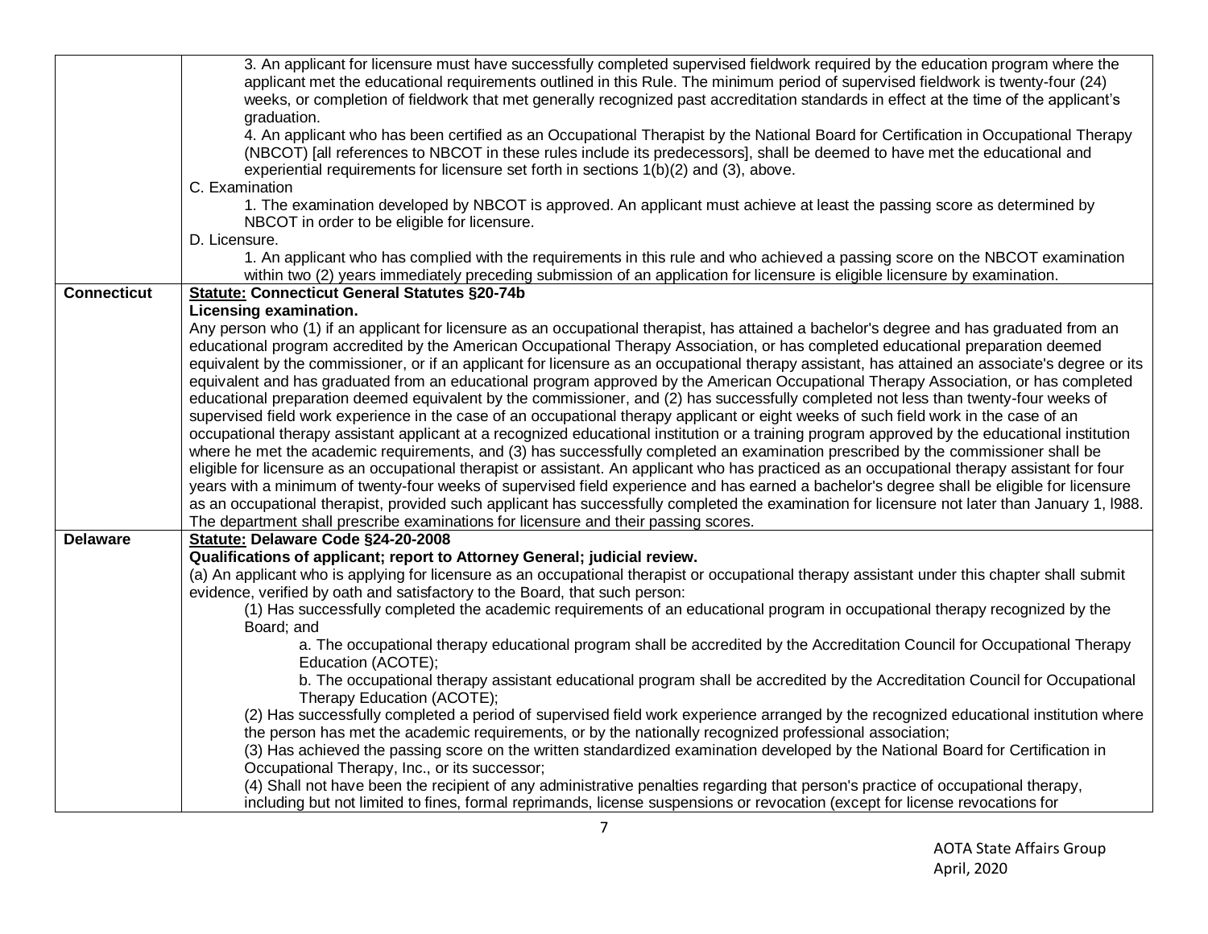| | |
|---|---|
| | 3. An applicant for licensure must have successfully completed supervised fieldwork required by the education program where the applicant met the educational requirements outlined in this Rule. The minimum period of supervised fieldwork is twenty-four (24) weeks, or completion of fieldwork that met generally recognized past accreditation standards in effect at the time of the applicant's graduation.<br>4. An applicant who has been certified as an Occupational Therapist by the National Board for Certification in Occupational Therapy (NBCOT) [all references to NBCOT in these rules include its predecessors], shall be deemed to have met the educational and experiential requirements for licensure set forth in sections 1(b)(2) and (3), above.<br>C. Examination<br>1. The examination developed by NBCOT is approved. An applicant must achieve at least the passing score as determined by NBCOT in order to be eligible for licensure.<br>D. Licensure.<br>1. An applicant who has complied with the requirements in this rule and who achieved a passing score on the NBCOT examination within two (2) years immediately preceding submission of an application for licensure is eligible licensure by examination. |
| **Connecticut** | **Statute: Connecticut General Statutes §20-74b**<br>**Licensing examination.**<br>Any person who (1) if an applicant for licensure as an occupational therapist, has attained a bachelor's degree and has graduated from an educational program accredited by the American Occupational Therapy Association, or has completed educational preparation deemed equivalent by the commissioner, or if an applicant for licensure as an occupational therapy assistant, has attained an associate's degree or its equivalent and has graduated from an educational program approved by the American Occupational Therapy Association, or has completed educational preparation deemed equivalent by the commissioner, and (2) has successfully completed not less than twenty-four weeks of supervised field work experience in the case of an occupational therapy applicant or eight weeks of such field work in the case of an occupational therapy assistant applicant at a recognized educational institution or a training program approved by the educational institution where he met the academic requirements, and (3) has successfully completed an examination prescribed by the commissioner shall be eligible for licensure as an occupational therapist or assistant. An applicant who has practiced as an occupational therapy assistant for four years with a minimum of twenty-four weeks of supervised field experience and has earned a bachelor's degree shall be eligible for licensure as an occupational therapist, provided such applicant has successfully completed the examination for licensure not later than January 1, l988. The department shall prescribe examinations for licensure and their passing scores. |
| **Delaware** | **Statute: Delaware Code §24-20-2008**<br>**Qualifications of applicant; report to Attorney General; judicial review.**<br>(a) An applicant who is applying for licensure as an occupational therapist or occupational therapy assistant under this chapter shall submit evidence, verified by oath and satisfactory to the Board, that such person:<br>(1) Has successfully completed the academic requirements of an educational program in occupational therapy recognized by the Board; and<br>a. The occupational therapy educational program shall be accredited by the Accreditation Council for Occupational Therapy Education (ACOTE);<br>b. The occupational therapy assistant educational program shall be accredited by the Accreditation Council for Occupational Therapy Education (ACOTE);<br>(2) Has successfully completed a period of supervised field work experience arranged by the recognized educational institution where the person has met the academic requirements, or by the nationally recognized professional association;<br>(3) Has achieved the passing score on the written standardized examination developed by the National Board for Certification in Occupational Therapy, Inc., or its successor;<br>(4) Shall not have been the recipient of any administrative penalties regarding that person's practice of occupational therapy, including but not limited to fines, formal reprimands, license suspensions or revocation (except for license revocations for |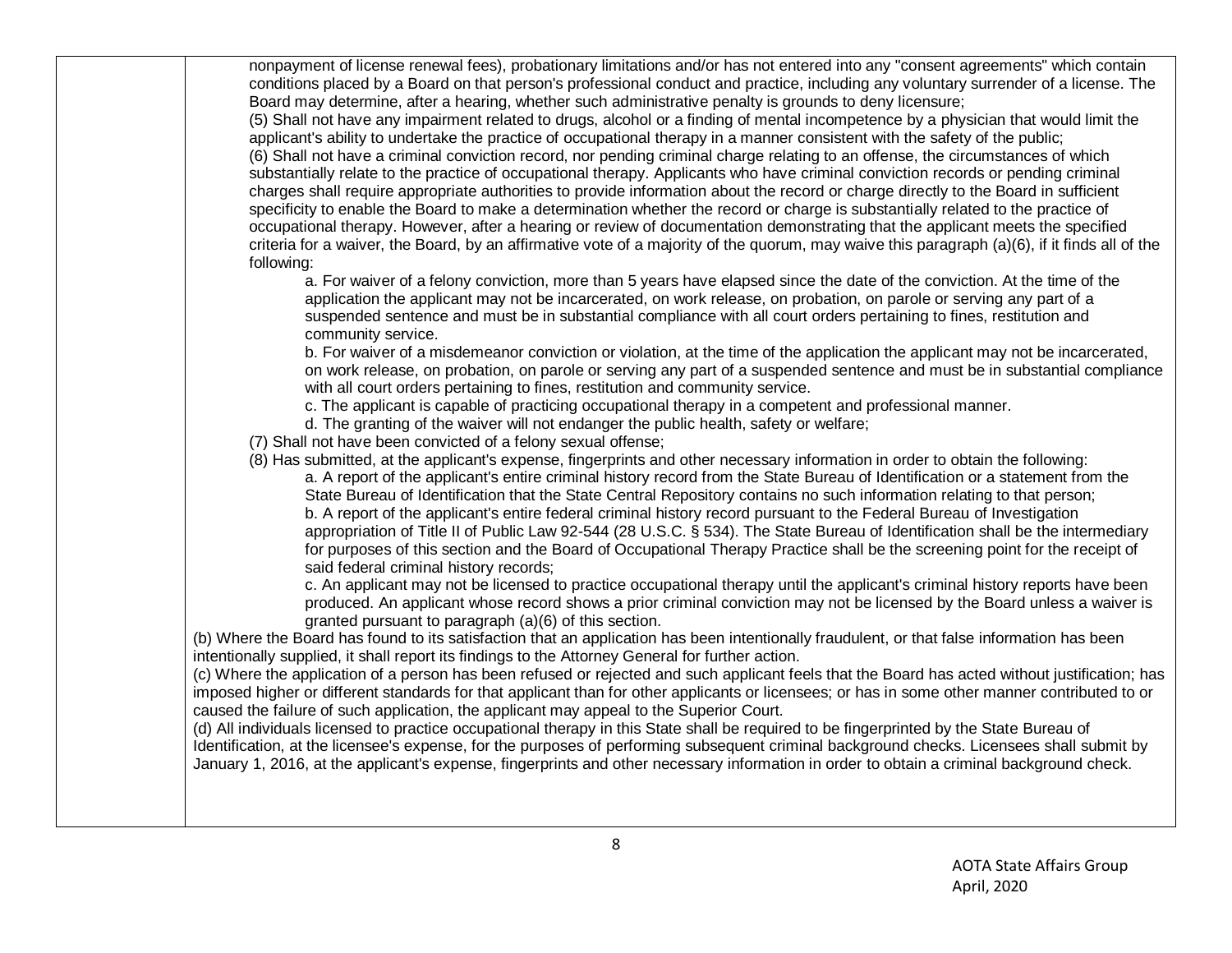| | |
|---|---|
| | nonpayment of license renewal fees), probationary limitations and/or has not entered into any "consent agreements" which contain conditions placed by a Board on that person's professional conduct and practice, including any voluntary surrender of a license. The Board may determine, after a hearing, whether such administrative penalty is grounds to deny licensure;<br>(5) Shall not have any impairment related to drugs, alcohol or a finding of mental incompetence by a physician that would limit the applicant's ability to undertake the practice of occupational therapy in a manner consistent with the safety of the public;<br>(6) Shall not have a criminal conviction record, nor pending criminal charge relating to an offense, the circumstances of which substantially relate to the practice of occupational therapy. Applicants who have criminal conviction records or pending criminal charges shall require appropriate authorities to provide information about the record or charge directly to the Board in sufficient specificity to enable the Board to make a determination whether the record or charge is substantially related to the practice of occupational therapy. However, after a hearing or review of documentation demonstrating that the applicant meets the specified criteria for a waiver, the Board, by an affirmative vote of a majority of the quorum, may waive this paragraph (a)(6), if it finds all of the following:<br>a. For waiver of a felony conviction, more than 5 years have elapsed since the date of the conviction. At the time of the application the applicant may not be incarcerated, on work release, on probation, on parole or serving any part of a suspended sentence and must be in substantial compliance with all court orders pertaining to fines, restitution and community service.<br>b. For waiver of a misdemeanor conviction or violation, at the time of the application the applicant may not be incarcerated, on work release, on probation, on parole or serving any part of a suspended sentence and must be in substantial compliance with all court orders pertaining to fines, restitution and community service.<br>c. The applicant is capable of practicing occupational therapy in a competent and professional manner.<br>d. The granting of the waiver will not endanger the public health, safety or welfare;<br>(7) Shall not have been convicted of a felony sexual offense;<br>(8) Has submitted, at the applicant's expense, fingerprints and other necessary information in order to obtain the following:<br>a. A report of the applicant's entire criminal history record from the State Bureau of Identification or a statement from the State Bureau of Identification that the State Central Repository contains no such information relating to that person;<br>b. A report of the applicant's entire federal criminal history record pursuant to the Federal Bureau of Investigation appropriation of Title II of Public Law 92-544 (28 U.S.C. § 534). The State Bureau of Identification shall be the intermediary for purposes of this section and the Board of Occupational Therapy Practice shall be the screening point for the receipt of said federal criminal history records;<br>c. An applicant may not be licensed to practice occupational therapy until the applicant's criminal history reports have been produced. An applicant whose record shows a prior criminal conviction may not be licensed by the Board unless a waiver is granted pursuant to paragraph (a)(6) of this section.<br>(b) Where the Board has found to its satisfaction that an application has been intentionally fraudulent, or that false information has been intentionally supplied, it shall report its findings to the Attorney General for further action.<br>(c) Where the application of a person has been refused or rejected and such applicant feels that the Board has acted without justification; has imposed higher or different standards for that applicant than for other applicants or licensees; or has in some other manner contributed to or caused the failure of such application, the applicant may appeal to the Superior Court.<br>(d) All individuals licensed to practice occupational therapy in this State shall be required to be fingerprinted by the State Bureau of Identification, at the licensee's expense, for the purposes of performing subsequent criminal background checks. Licensees shall submit by January 1, 2016, at the applicant's expense, fingerprints and other necessary information in order to obtain a criminal background check. |

AOTA State Affairs Group
April, 2020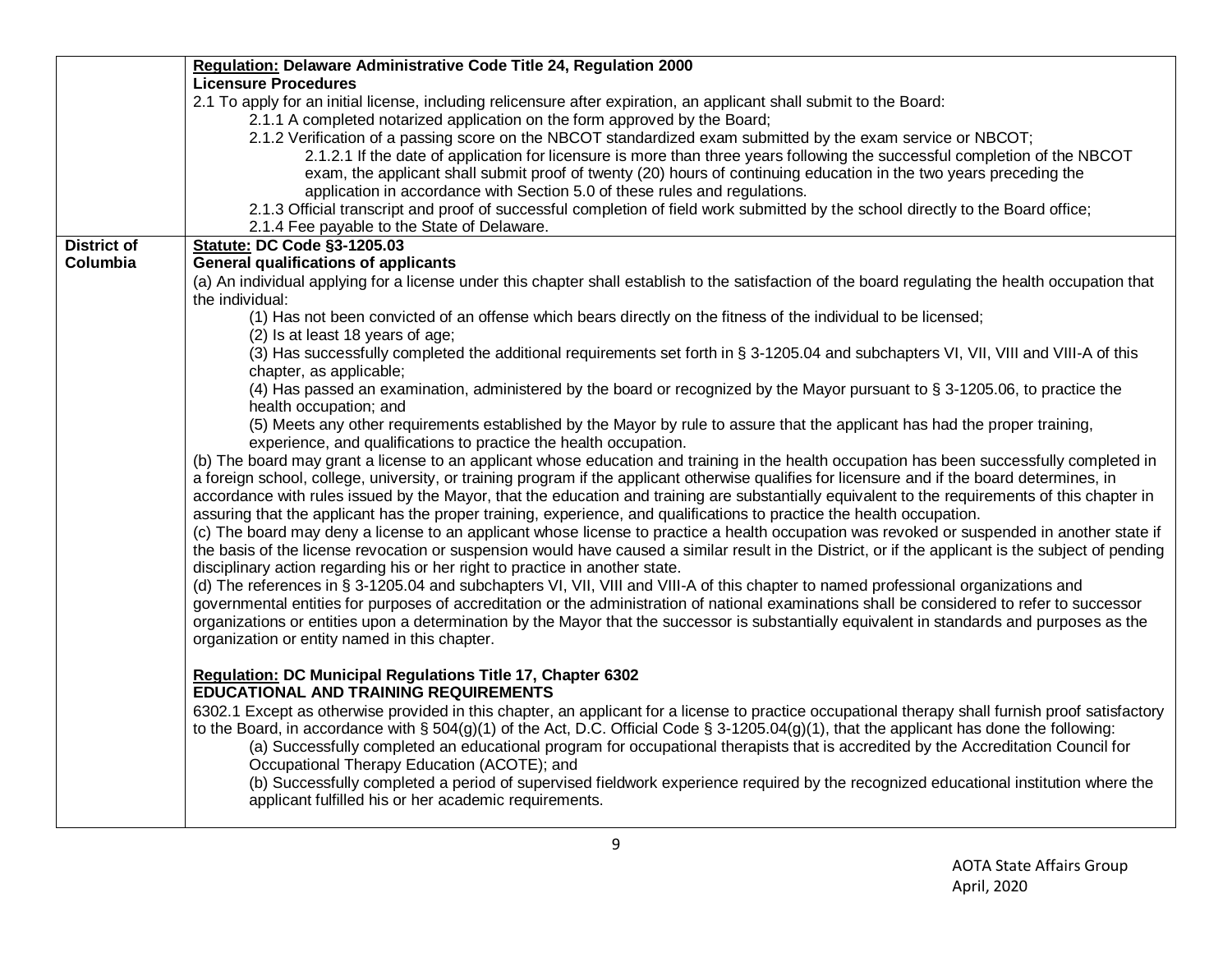| | |
|---|---|
| | **Regulation: Delaware Administrative Code Title 24, Regulation 2000**<br>**Licensure Procedures**<br>2.1 To apply for an initial license, including relicensure after expiration, an applicant shall submit to the Board:<br>2.1.1 A completed notarized application on the form approved by the Board;<br>2.1.2 Verification of a passing score on the NBCOT standardized exam submitted by the exam service or NBCOT;<br>2.1.2.1 If the date of application for licensure is more than three years following the successful completion of the NBCOT exam, the applicant shall submit proof of twenty (20) hours of continuing education in the two years preceding the application in accordance with Section 5.0 of these rules and regulations.<br>2.1.3 Official transcript and proof of successful completion of field work submitted by the school directly to the Board office;<br>2.1.4 Fee payable to the State of Delaware. |
| **District of Columbia** | **Statute: DC Code §3-1205.03**<br>**General qualifications of applicants**<br>(a) An individual applying for a license under this chapter shall establish to the satisfaction of the board regulating the health occupation that the individual:<br>(1) Has not been convicted of an offense which bears directly on the fitness of the individual to be licensed;<br>(2) Is at least 18 years of age;<br>(3) Has successfully completed the additional requirements set forth in § 3-1205.04 and subchapters VI, VII, VIII and VIII-A of this chapter, as applicable;<br>(4) Has passed an examination, administered by the board or recognized by the Mayor pursuant to § 3-1205.06, to practice the health occupation; and<br>(5) Meets any other requirements established by the Mayor by rule to assure that the applicant has had the proper training, experience, and qualifications to practice the health occupation.<br>(b) The board may grant a license to an applicant whose education and training in the health occupation has been successfully completed in a foreign school, college, university, or training program if the applicant otherwise qualifies for licensure and if the board determines, in accordance with rules issued by the Mayor, that the education and training are substantially equivalent to the requirements of this chapter in assuring that the applicant has the proper training, experience, and qualifications to practice the health occupation.<br>(c) The board may deny a license to an applicant whose license to practice a health occupation was revoked or suspended in another state if the basis of the license revocation or suspension would have caused a similar result in the District, or if the applicant is the subject of pending disciplinary action regarding his or her right to practice in another state.<br>(d) The references in § 3-1205.04 and subchapters VI, VII, VIII and VIII-A of this chapter to named professional organizations and governmental entities for purposes of accreditation or the administration of national examinations shall be considered to refer to successor organizations or entities upon a determination by the Mayor that the successor is substantially equivalent in standards and purposes as the organization or entity named in this chapter.<br><br>**Regulation: DC Municipal Regulations Title 17, Chapter 6302**<br>**EDUCATIONAL AND TRAINING REQUIREMENTS**<br>6302.1 Except as otherwise provided in this chapter, an applicant for a license to practice occupational therapy shall furnish proof satisfactory to the Board, in accordance with § 504(g)(1) of the Act, D.C. Official Code § 3-1205.04(g)(1), that the applicant has done the following:<br>(a) Successfully completed an educational program for occupational therapists that is accredited by the Accreditation Council for Occupational Therapy Education (ACOTE); and<br>(b) Successfully completed a period of supervised fieldwork experience required by the recognized educational institution where the applicant fulfilled his or her academic requirements. |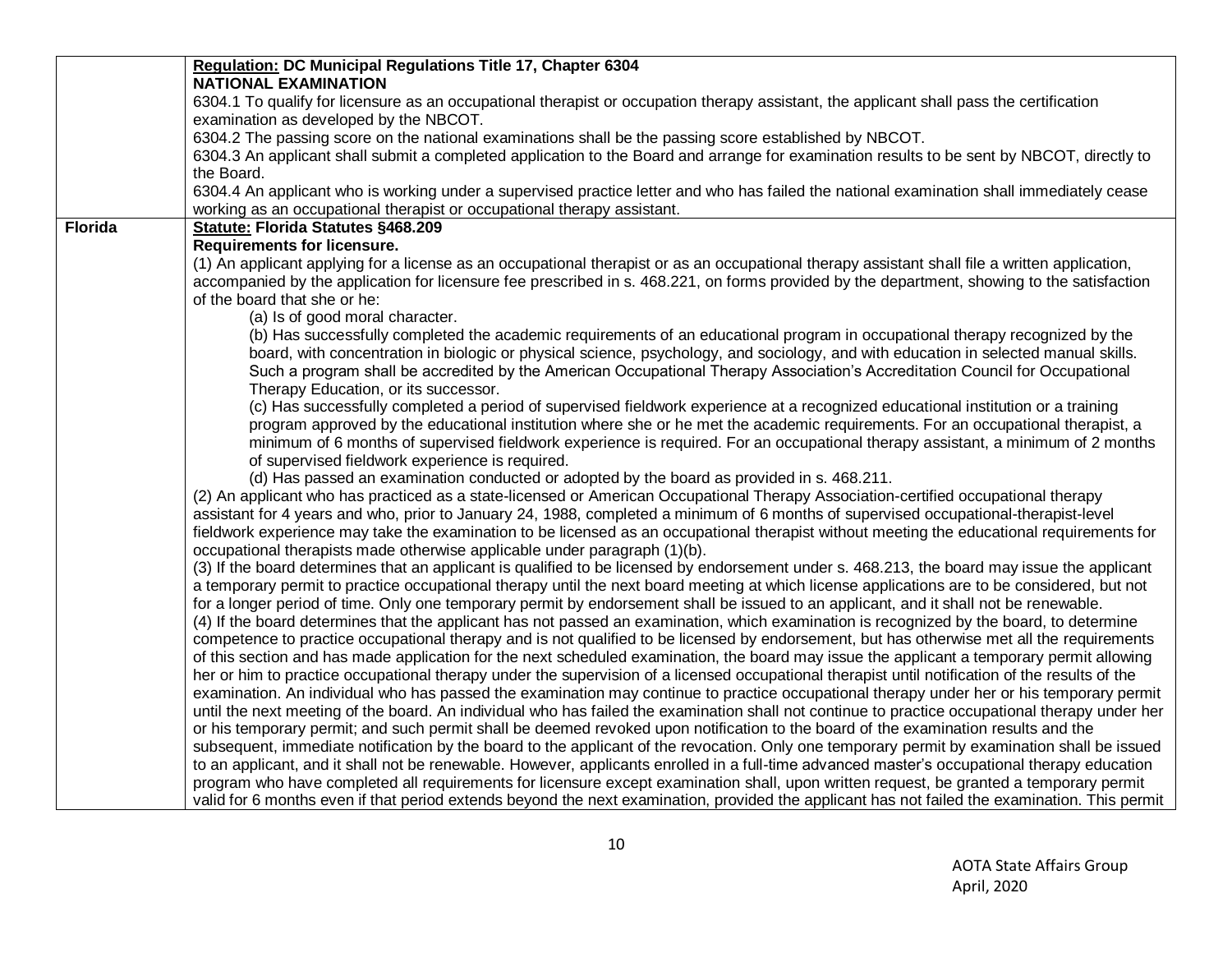| | |
|---|---|
| | **Regulation: DC Municipal Regulations Title 17, Chapter 6304**<br>**NATIONAL EXAMINATION**<br>6304.1 To qualify for licensure as an occupational therapist or occupation therapy assistant, the applicant shall pass the certification examination as developed by the NBCOT.<br>6304.2 The passing score on the national examinations shall be the passing score established by NBCOT.<br>6304.3 An applicant shall submit a completed application to the Board and arrange for examination results to be sent by NBCOT, directly to the Board.<br>6304.4 An applicant who is working under a supervised practice letter and who has failed the national examination shall immediately cease working as an occupational therapist or occupational therapy assistant. |
| **Florida** | **Statute: Florida Statutes §468.209**<br>**Requirements for licensure.**<br>(1) An applicant applying for a license as an occupational therapist or as an occupational therapy assistant shall file a written application, accompanied by the application for licensure fee prescribed in s. 468.221, on forms provided by the department, showing to the satisfaction of the board that she or he:<br>(a) Is of good moral character.<br>(b) Has successfully completed the academic requirements of an educational program in occupational therapy recognized by the board, with concentration in biologic or physical science, psychology, and sociology, and with education in selected manual skills. Such a program shall be accredited by the American Occupational Therapy Association's Accreditation Council for Occupational Therapy Education, or its successor.<br>(c) Has successfully completed a period of supervised fieldwork experience at a recognized educational institution or a training program approved by the educational institution where she or he met the academic requirements. For an occupational therapist, a minimum of 6 months of supervised fieldwork experience is required. For an occupational therapy assistant, a minimum of 2 months of supervised fieldwork experience is required.<br>(d) Has passed an examination conducted or adopted by the board as provided in s. 468.211.<br>(2) An applicant who has practiced as a state-licensed or American Occupational Therapy Association-certified occupational therapy assistant for 4 years and who, prior to January 24, 1988, completed a minimum of 6 months of supervised occupational-therapist-level fieldwork experience may take the examination to be licensed as an occupational therapist without meeting the educational requirements for occupational therapists made otherwise applicable under paragraph (1)(b).<br>(3) If the board determines that an applicant is qualified to be licensed by endorsement under s. 468.213, the board may issue the applicant a temporary permit to practice occupational therapy until the next board meeting at which license applications are to be considered, but not for a longer period of time. Only one temporary permit by endorsement shall be issued to an applicant, and it shall not be renewable.<br>(4) If the board determines that the applicant has not passed an examination, which examination is recognized by the board, to determine competence to practice occupational therapy and is not qualified to be licensed by endorsement, but has otherwise met all the requirements of this section and has made application for the next scheduled examination, the board may issue the applicant a temporary permit allowing her or him to practice occupational therapy under the supervision of a licensed occupational therapist until notification of the results of the examination. An individual who has passed the examination may continue to practice occupational therapy under her or his temporary permit until the next meeting of the board. An individual who has failed the examination shall not continue to practice occupational therapy under her or his temporary permit; and such permit shall be deemed revoked upon notification to the board of the examination results and the subsequent, immediate notification by the board to the applicant of the revocation. Only one temporary permit by examination shall be issued to an applicant, and it shall not be renewable. However, applicants enrolled in a full-time advanced master's occupational therapy education program who have completed all requirements for licensure except examination shall, upon written request, be granted a temporary permit valid for 6 months even if that period extends beyond the next examination, provided the applicant has not failed the examination. This permit |

AOTA State Affairs Group
April, 2020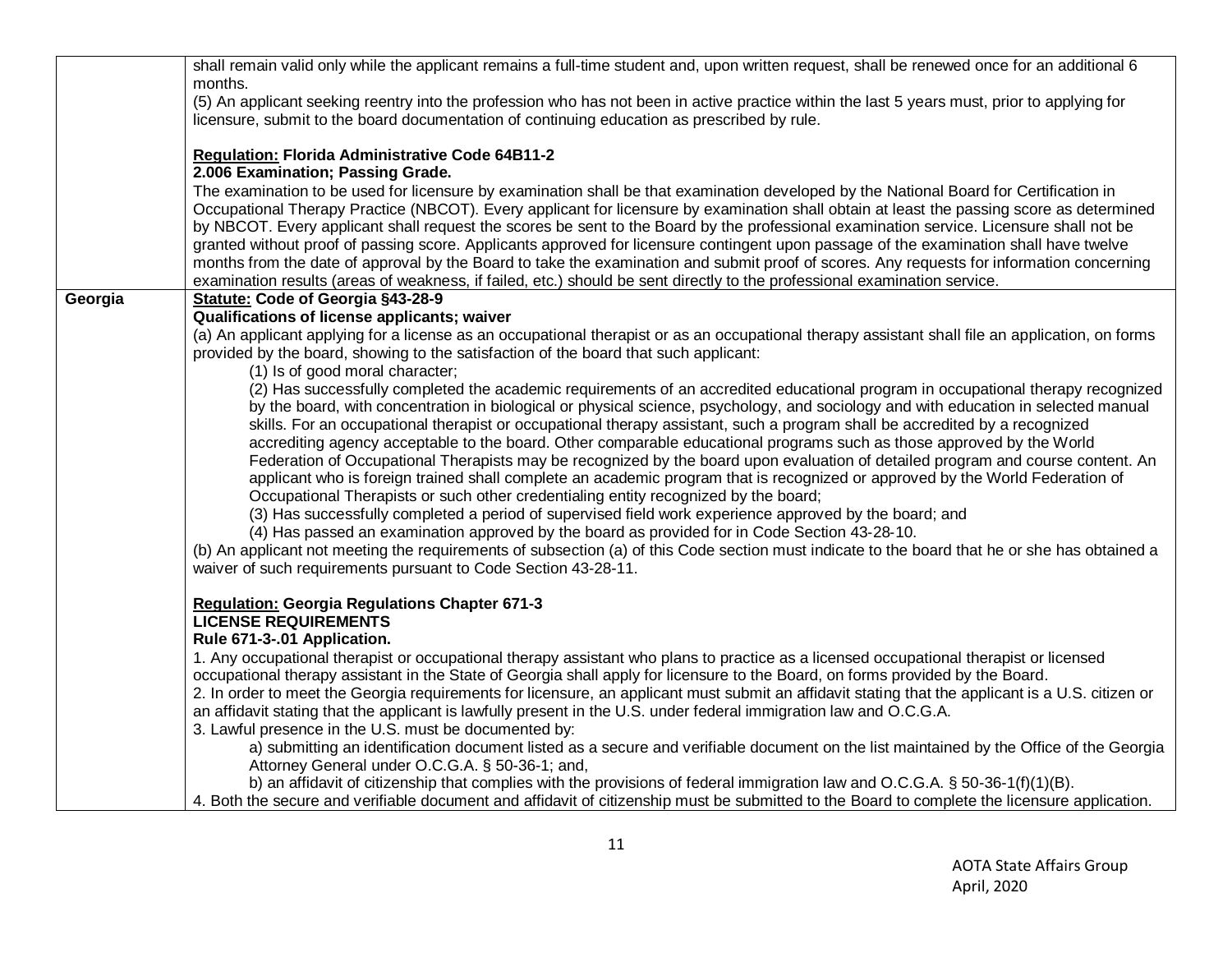| | |
|---|---|
| | shall remain valid only while the applicant remains a full-time student and, upon written request, shall be renewed once for an additional 6 months.<br>(5) An applicant seeking reentry into the profession who has not been in active practice within the last 5 years must, prior to applying for licensure, submit to the board documentation of continuing education as prescribed by rule.<br><br>**<u>Regulation:</u> Florida Administrative Code 64B11-2**<br>**2.006 Examination; Passing Grade.**<br>The examination to be used for licensure by examination shall be that examination developed by the National Board for Certification in Occupational Therapy Practice (NBCOT). Every applicant for licensure by examination shall obtain at least the passing score as determined by NBCOT. Every applicant shall request the scores be sent to the Board by the professional examination service. Licensure shall not be granted without proof of passing score. Applicants approved for licensure contingent upon passage of the examination shall have twelve months from the date of approval by the Board to take the examination and submit proof of scores. Any requests for information concerning examination results (areas of weakness, if failed, etc.) should be sent directly to the professional examination service. |
| **Georgia** | **<u>Statute:</u> Code of Georgia §43-28-9**<br>**Qualifications of license applicants; waiver**<br>(a) An applicant applying for a license as an occupational therapist or as an occupational therapy assistant shall file an application, on forms provided by the board, showing to the satisfaction of the board that such applicant:<br>(1) Is of good moral character;<br>(2) Has successfully completed the academic requirements of an accredited educational program in occupational therapy recognized by the board, with concentration in biological or physical science, psychology, and sociology and with education in selected manual skills. For an occupational therapist or occupational therapy assistant, such a program shall be accredited by a recognized accrediting agency acceptable to the board. Other comparable educational programs such as those approved by the World Federation of Occupational Therapists may be recognized by the board upon evaluation of detailed program and course content. An applicant who is foreign trained shall complete an academic program that is recognized or approved by the World Federation of Occupational Therapists or such other credentialing entity recognized by the board;<br>(3) Has successfully completed a period of supervised field work experience approved by the board; and<br>(4) Has passed an examination approved by the board as provided for in Code Section 43-28-10.<br>(b) An applicant not meeting the requirements of subsection (a) of this Code section must indicate to the board that he or she has obtained a waiver of such requirements pursuant to Code Section 43-28-11.<br><br>**<u>Regulation:</u> Georgia Regulations Chapter 671-3**<br>**LICENSE REQUIREMENTS**<br>**Rule 671-3-.01 Application.**<br>1. Any occupational therapist or occupational therapy assistant who plans to practice as a licensed occupational therapist or licensed occupational therapy assistant in the State of Georgia shall apply for licensure to the Board, on forms provided by the Board.<br>2. In order to meet the Georgia requirements for licensure, an applicant must submit an affidavit stating that the applicant is a U.S. citizen or an affidavit stating that the applicant is lawfully present in the U.S. under federal immigration law and O.C.G.A.<br>3. Lawful presence in the U.S. must be documented by:<br>a) submitting an identification document listed as a secure and verifiable document on the list maintained by the Office of the Georgia Attorney General under O.C.G.A. § 50-36-1; and,<br>b) an affidavit of citizenship that complies with the provisions of federal immigration law and O.C.G.A. § 50-36-1(f)(1)(B).<br>4. Both the secure and verifiable document and affidavit of citizenship must be submitted to the Board to complete the licensure application. |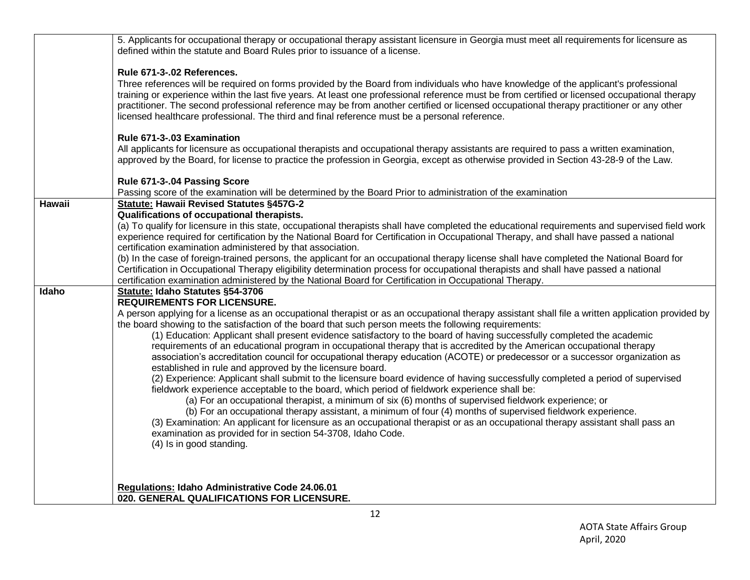| | |
|---|---|
| | 5. Applicants for occupational therapy or occupational therapy assistant licensure in Georgia must meet all requirements for licensure as defined within the statute and Board Rules prior to issuance of a license.<br><br>**Rule 671-3-.02 References.**<br>Three references will be required on forms provided by the Board from individuals who have knowledge of the applicant's professional training or experience within the last five years. At least one professional reference must be from certified or licensed occupational therapy practitioner. The second professional reference may be from another certified or licensed occupational therapy practitioner or any other licensed healthcare professional. The third and final reference must be a personal reference.<br><br>**Rule 671-3-.03 Examination**<br>All applicants for licensure as occupational therapists and occupational therapy assistants are required to pass a written examination, approved by the Board, for license to practice the profession in Georgia, except as otherwise provided in Section 43-28-9 of the Law.<br><br>**Rule 671-3-.04 Passing Score**<br>Passing score of the examination will be determined by the Board Prior to administration of the examination |
| **Hawaii** | **<u>Statute:</u> Hawaii Revised Statutes §457G-2**<br>**Qualifications of occupational therapists.**<br>(a) To qualify for licensure in this state, occupational therapists shall have completed the educational requirements and supervised field work experience required for certification by the National Board for Certification in Occupational Therapy, and shall have passed a national certification examination administered by that association.<br>(b) In the case of foreign-trained persons, the applicant for an occupational therapy license shall have completed the National Board for Certification in Occupational Therapy eligibility determination process for occupational therapists and shall have passed a national certification examination administered by the National Board for Certification in Occupational Therapy. |
| **Idaho** | **<u>Statute:</u> Idaho Statutes §54-3706**<br>**REQUIREMENTS FOR LICENSURE.**<br>A person applying for a license as an occupational therapist or as an occupational therapy assistant shall file a written application provided by the board showing to the satisfaction of the board that such person meets the following requirements:<br>(1) Education: Applicant shall present evidence satisfactory to the board of having successfully completed the academic requirements of an educational program in occupational therapy that is accredited by the American occupational therapy association's accreditation council for occupational therapy education (ACOTE) or predecessor or a successor organization as established in rule and approved by the licensure board.<br>(2) Experience: Applicant shall submit to the licensure board evidence of having successfully completed a period of supervised fieldwork experience acceptable to the board, which period of fieldwork experience shall be:<br>(a) For an occupational therapist, a minimum of six (6) months of supervised fieldwork experience; or<br>(b) For an occupational therapy assistant, a minimum of four (4) months of supervised fieldwork experience.<br>(3) Examination: An applicant for licensure as an occupational therapist or as an occupational therapy assistant shall pass an examination as provided for in section 54-3708, Idaho Code.<br>(4) Is in good standing.<br><br>**<u>Regulations:</u> Idaho Administrative Code 24.06.01**<br>**020. GENERAL QUALIFICATIONS FOR LICENSURE.** |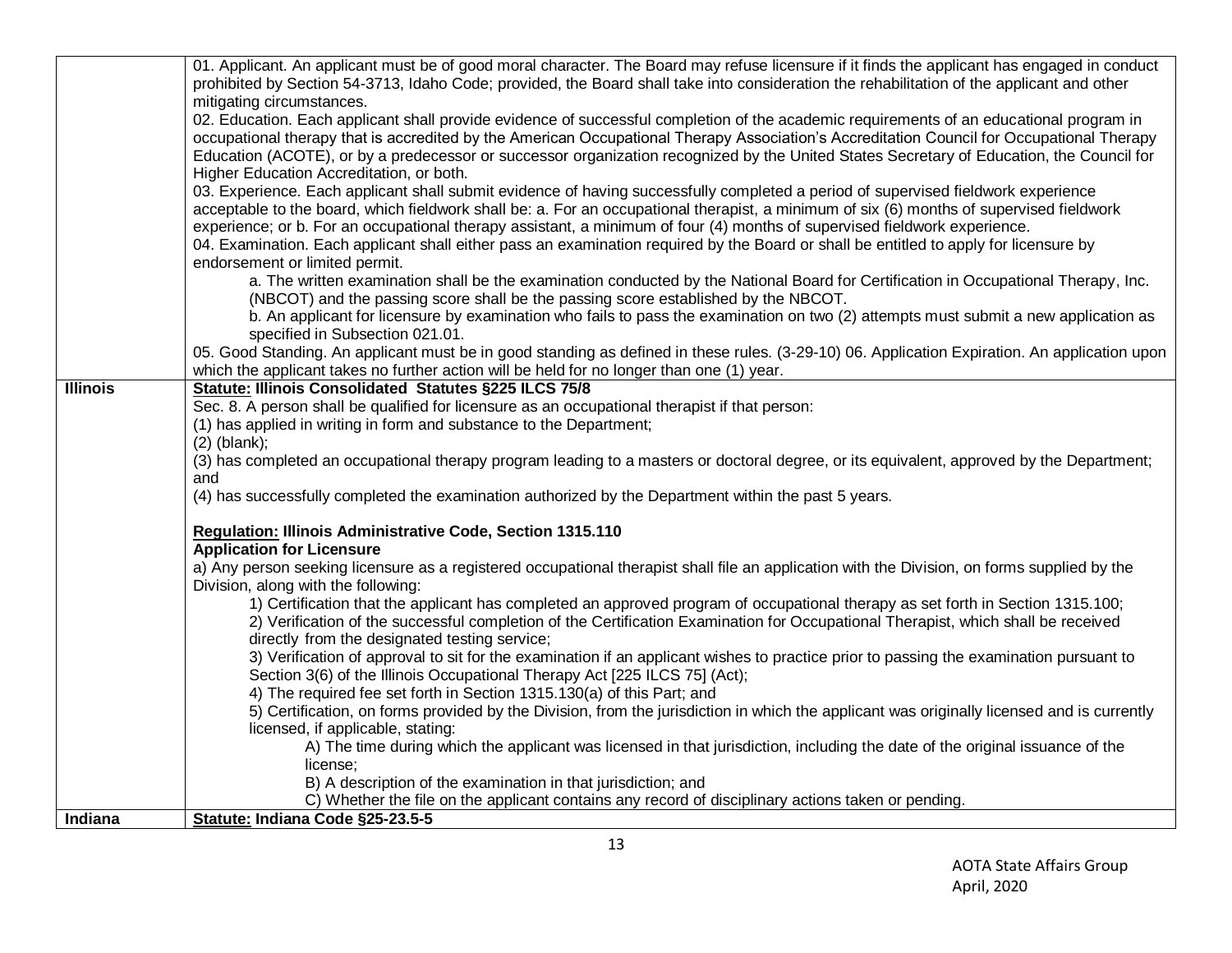| | |
|---|---|
| | 01. Applicant. An applicant must be of good moral character. The Board may refuse licensure if it finds the applicant has engaged in conduct prohibited by Section 54-3713, Idaho Code; provided, the Board shall take into consideration the rehabilitation of the applicant and other mitigating circumstances.<br>02. Education. Each applicant shall provide evidence of successful completion of the academic requirements of an educational program in occupational therapy that is accredited by the American Occupational Therapy Association's Accreditation Council for Occupational Therapy Education (ACOTE), or by a predecessor or successor organization recognized by the United States Secretary of Education, the Council for Higher Education Accreditation, or both.<br>03. Experience. Each applicant shall submit evidence of having successfully completed a period of supervised fieldwork experience acceptable to the board, which fieldwork shall be: a. For an occupational therapist, a minimum of six (6) months of supervised fieldwork experience; or b. For an occupational therapy assistant, a minimum of four (4) months of supervised fieldwork experience.<br>04. Examination. Each applicant shall either pass an examination required by the Board or shall be entitled to apply for licensure by endorsement or limited permit.<br>a. The written examination shall be the examination conducted by the National Board for Certification in Occupational Therapy, Inc. (NBCOT) and the passing score shall be the passing score established by the NBCOT.<br>b. An applicant for licensure by examination who fails to pass the examination on two (2) attempts must submit a new application as specified in Subsection 021.01.<br>05. Good Standing. An applicant must be in good standing as defined in these rules. (3-29-10) 06. Application Expiration. An application upon which the applicant takes no further action will be held for no longer than one (1) year. |
| **Illinois** | **Statute: Illinois Consolidated Statutes §225 ILCS 75/8**<br>Sec. 8. A person shall be qualified for licensure as an occupational therapist if that person:<br>(1) has applied in writing in form and substance to the Department;<br>(2) (blank);<br>(3) has completed an occupational therapy program leading to a masters or doctoral degree, or its equivalent, approved by the Department; and<br>(4) has successfully completed the examination authorized by the Department within the past 5 years.<br><br>**Regulation: Illinois Administrative Code, Section 1315.110**<br>**Application for Licensure**<br>a) Any person seeking licensure as a registered occupational therapist shall file an application with the Division, on forms supplied by the Division, along with the following:<br>1) Certification that the applicant has completed an approved program of occupational therapy as set forth in Section 1315.100;<br>2) Verification of the successful completion of the Certification Examination for Occupational Therapist, which shall be received directly from the designated testing service;<br>3) Verification of approval to sit for the examination if an applicant wishes to practice prior to passing the examination pursuant to Section 3(6) of the Illinois Occupational Therapy Act [225 ILCS 75] (Act);<br>4) The required fee set forth in Section 1315.130(a) of this Part; and<br>5) Certification, on forms provided by the Division, from the jurisdiction in which the applicant was originally licensed and is currently licensed, if applicable, stating:<br>A) The time during which the applicant was licensed in that jurisdiction, including the date of the original issuance of the license;<br>B) A description of the examination in that jurisdiction; and<br>C) Whether the file on the applicant contains any record of disciplinary actions taken or pending. |
| **Indiana** | **Statute: Indiana Code §25-23.5-5** |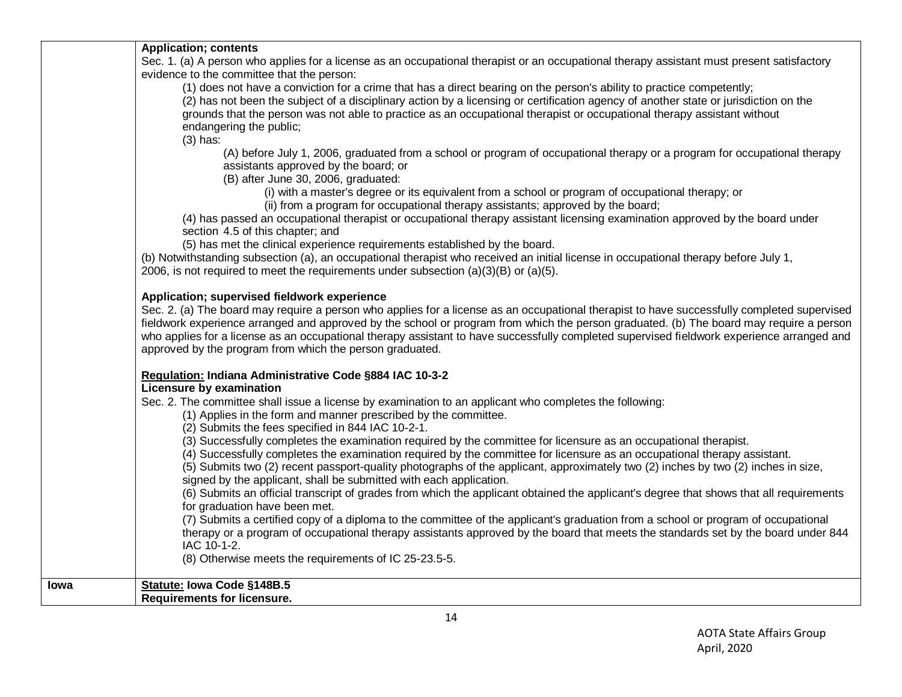| | |
|---|---|
| | **Application; contents**<br>Sec. 1. (a) A person who applies for a license as an occupational therapist or an occupational therapy assistant must present satisfactory evidence to the committee that the person:<br>(1) does not have a conviction for a crime that has a direct bearing on the person's ability to practice competently;<br>(2) has not been the subject of a disciplinary action by a licensing or certification agency of another state or jurisdiction on the grounds that the person was not able to practice as an occupational therapist or occupational therapy assistant without endangering the public;<br>(3) has:<br>(A) before July 1, 2006, graduated from a school or program of occupational therapy or a program for occupational therapy assistants approved by the board; or<br>(B) after June 30, 2006, graduated:<br>(i) with a master's degree or its equivalent from a school or program of occupational therapy; or<br>(ii) from a program for occupational therapy assistants; approved by the board;<br>(4) has passed an occupational therapist or occupational therapy assistant licensing examination approved by the board under section 4.5 of this chapter; and<br>(5) has met the clinical experience requirements established by the board.<br>(b) Notwithstanding subsection (a), an occupational therapist who received an initial license in occupational therapy before July 1, 2006, is not required to meet the requirements under subsection (a)(3)(B) or (a)(5).<br><br>**Application; supervised fieldwork experience**<br>Sec. 2. (a) The board may require a person who applies for a license as an occupational therapist to have successfully completed supervised fieldwork experience arranged and approved by the school or program from which the person graduated. (b) The board may require a person who applies for a license as an occupational therapy assistant to have successfully completed supervised fieldwork experience arranged and approved by the program from which the person graduated.<br><br>**<u>Regulation:</u> Indiana Administrative Code §884 IAC 10-3-2**<br>**Licensure by examination**<br>Sec. 2. The committee shall issue a license by examination to an applicant who completes the following:<br>(1) Applies in the form and manner prescribed by the committee.<br>(2) Submits the fees specified in 844 IAC 10-2-1.<br>(3) Successfully completes the examination required by the committee for licensure as an occupational therapist.<br>(4) Successfully completes the examination required by the committee for licensure as an occupational therapy assistant.<br>(5) Submits two (2) recent passport-quality photographs of the applicant, approximately two (2) inches by two (2) inches in size, signed by the applicant, shall be submitted with each application.<br>(6) Submits an official transcript of grades from which the applicant obtained the applicant's degree that shows that all requirements for graduation have been met.<br>(7) Submits a certified copy of a diploma to the committee of the applicant's graduation from a school or program of occupational therapy or a program of occupational therapy assistants approved by the board that meets the standards set by the board under 844 IAC 10-1-2.<br>(8) Otherwise meets the requirements of IC 25-23.5-5. |
| **Iowa** | **<u>Statute:</u> Iowa Code §148B.5**<br>**Requirements for licensure.** |

AOTA State Affairs Group
April, 2020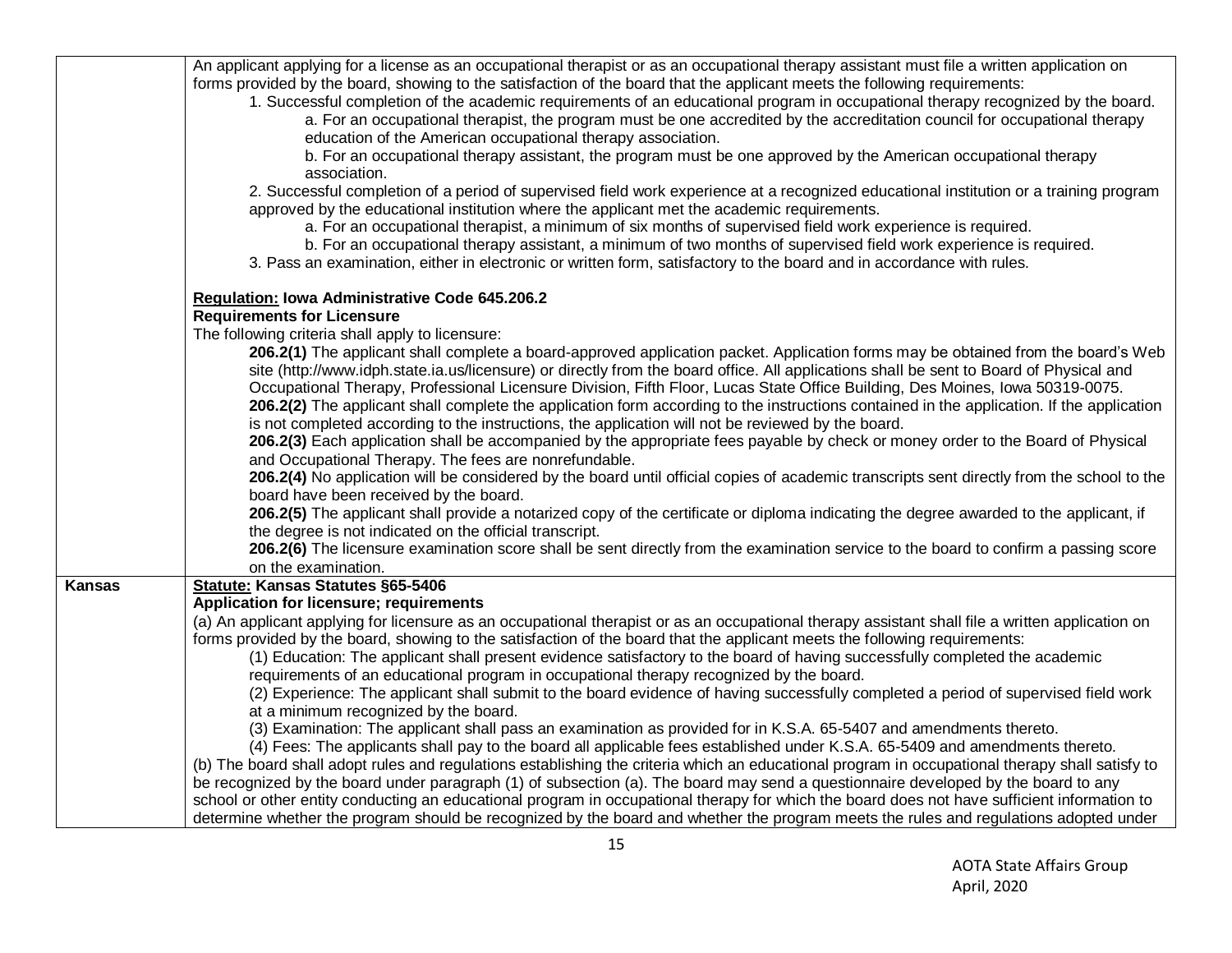| | |
|---|---|
| | An applicant applying for a license as an occupational therapist or as an occupational therapy assistant must file a written application on forms provided by the board, showing to the satisfaction of the board that the applicant meets the following requirements:<br>1. Successful completion of the academic requirements of an educational program in occupational therapy recognized by the board.<br>a. For an occupational therapist, the program must be one accredited by the accreditation council for occupational therapy education of the American occupational therapy association.<br>b. For an occupational therapy assistant, the program must be one approved by the American occupational therapy association.<br>2. Successful completion of a period of supervised field work experience at a recognized educational institution or a training program approved by the educational institution where the applicant met the academic requirements.<br>a. For an occupational therapist, a minimum of six months of supervised field work experience is required.<br>b. For an occupational therapy assistant, a minimum of two months of supervised field work experience is required.<br>3. Pass an examination, either in electronic or written form, satisfactory to the board and in accordance with rules.<br><br>**Regulation: Iowa Administrative Code 645.206.2**<br>**Requirements for Licensure**<br>The following criteria shall apply to licensure:<br>**206.2(1)** The applicant shall complete a board-approved application packet. Application forms may be obtained from the board's Web site (http://www.idph.state.ia.us/licensure) or directly from the board office. All applications shall be sent to Board of Physical and Occupational Therapy, Professional Licensure Division, Fifth Floor, Lucas State Office Building, Des Moines, Iowa 50319-0075.<br>**206.2(2)** The applicant shall complete the application form according to the instructions contained in the application. If the application is not completed according to the instructions, the application will not be reviewed by the board.<br>**206.2(3)** Each application shall be accompanied by the appropriate fees payable by check or money order to the Board of Physical and Occupational Therapy. The fees are nonrefundable.<br>**206.2(4)** No application will be considered by the board until official copies of academic transcripts sent directly from the school to the board have been received by the board.<br>**206.2(5)** The applicant shall provide a notarized copy of the certificate or diploma indicating the degree awarded to the applicant, if the degree is not indicated on the official transcript.<br>**206.2(6)** The licensure examination score shall be sent directly from the examination service to the board to confirm a passing score on the examination. |
| **Kansas** | **Statute: Kansas Statutes §65-5406**<br>**Application for licensure; requirements**<br>(a) An applicant applying for licensure as an occupational therapist or as an occupational therapy assistant shall file a written application on forms provided by the board, showing to the satisfaction of the board that the applicant meets the following requirements:<br>(1) Education: The applicant shall present evidence satisfactory to the board of having successfully completed the academic requirements of an educational program in occupational therapy recognized by the board.<br>(2) Experience: The applicant shall submit to the board evidence of having successfully completed a period of supervised field work at a minimum recognized by the board.<br>(3) Examination: The applicant shall pass an examination as provided for in K.S.A. 65-5407 and amendments thereto.<br>(4) Fees: The applicants shall pay to the board all applicable fees established under K.S.A. 65-5409 and amendments thereto.<br>(b) The board shall adopt rules and regulations establishing the criteria which an educational program in occupational therapy shall satisfy to be recognized by the board under paragraph (1) of subsection (a). The board may send a questionnaire developed by the board to any school or other entity conducting an educational program in occupational therapy for which the board does not have sufficient information to determine whether the program should be recognized by the board and whether the program meets the rules and regulations adopted under |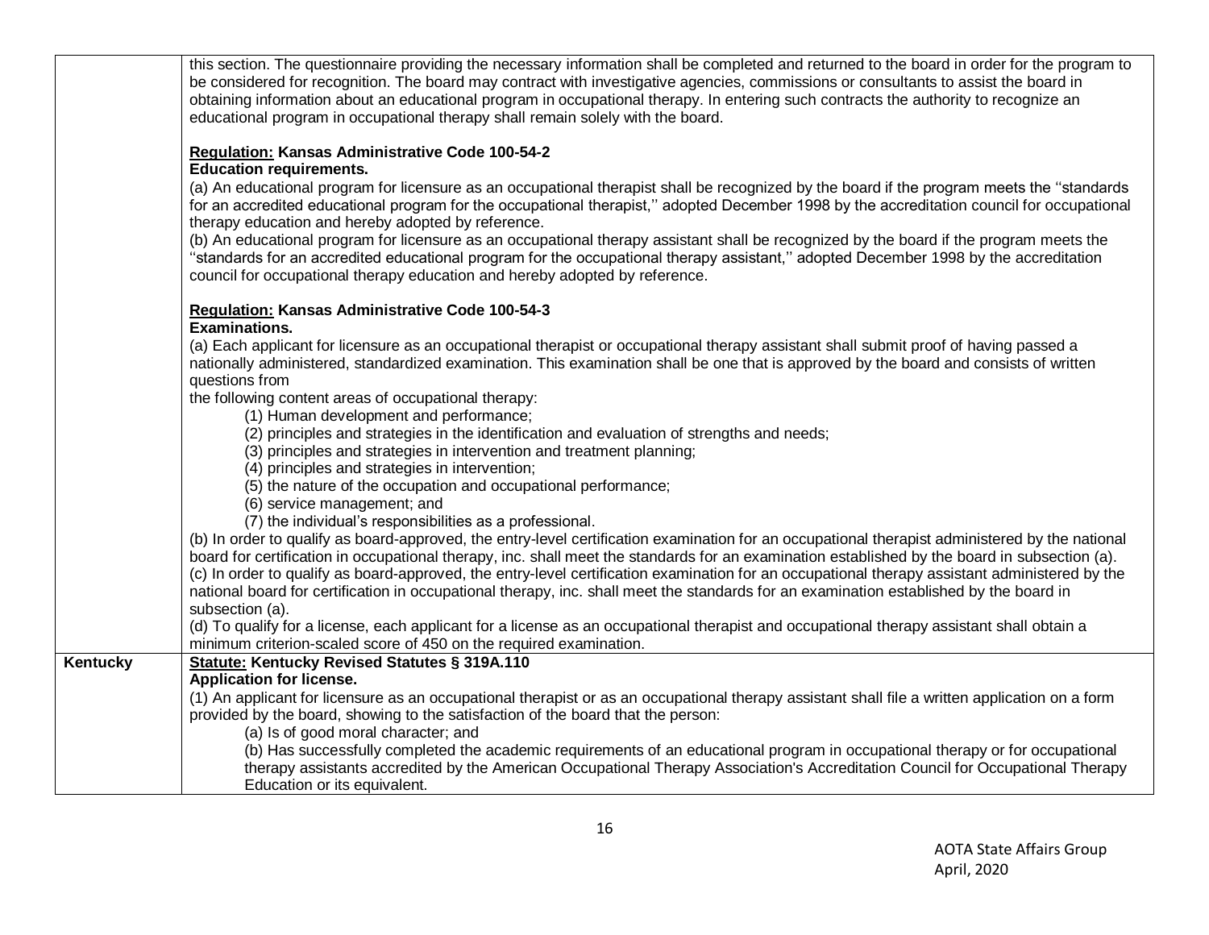| | |
|---|---|
| | this section. The questionnaire providing the necessary information shall be completed and returned to the board in order for the program to be considered for recognition. The board may contract with investigative agencies, commissions or consultants to assist the board in obtaining information about an educational program in occupational therapy. In entering such contracts the authority to recognize an educational program in occupational therapy shall remain solely with the board.<br><br>**<u>Regulation:</u> Kansas Administrative Code 100-54-2**<br>**Education requirements.**<br>(a) An educational program for licensure as an occupational therapist shall be recognized by the board if the program meets the ''standards for an accredited educational program for the occupational therapist,'' adopted December 1998 by the accreditation council for occupational therapy education and hereby adopted by reference.<br>(b) An educational program for licensure as an occupational therapy assistant shall be recognized by the board if the program meets the ''standards for an accredited educational program for the occupational therapy assistant,'' adopted December 1998 by the accreditation council for occupational therapy education and hereby adopted by reference.<br><br>**<u>Regulation:</u> Kansas Administrative Code 100-54-3**<br>**Examinations.**<br>(a) Each applicant for licensure as an occupational therapist or occupational therapy assistant shall submit proof of having passed a nationally administered, standardized examination. This examination shall be one that is approved by the board and consists of written questions from<br>the following content areas of occupational therapy:<br>(1) Human development and performance;<br>(2) principles and strategies in the identification and evaluation of strengths and needs;<br>(3) principles and strategies in intervention and treatment planning;<br>(4) principles and strategies in intervention;<br>(5) the nature of the occupation and occupational performance;<br>(6) service management; and<br>(7) the individual's responsibilities as a professional.<br>(b) In order to qualify as board-approved, the entry-level certification examination for an occupational therapist administered by the national board for certification in occupational therapy, inc. shall meet the standards for an examination established by the board in subsection (a).<br>(c) In order to qualify as board-approved, the entry-level certification examination for an occupational therapy assistant administered by the national board for certification in occupational therapy, inc. shall meet the standards for an examination established by the board in subsection (a).<br>(d) To qualify for a license, each applicant for a license as an occupational therapist and occupational therapy assistant shall obtain a minimum criterion-scaled score of 450 on the required examination. |
| **Kentucky** | **<u>Statute:</u> Kentucky Revised Statutes § 319A.110**<br>**Application for license.**<br>(1) An applicant for licensure as an occupational therapist or as an occupational therapy assistant shall file a written application on a form provided by the board, showing to the satisfaction of the board that the person:<br>(a) Is of good moral character; and<br>(b) Has successfully completed the academic requirements of an educational program in occupational therapy or for occupational therapy assistants accredited by the American Occupational Therapy Association's Accreditation Council for Occupational Therapy Education or its equivalent. |

AOTA State Affairs Group
April, 2020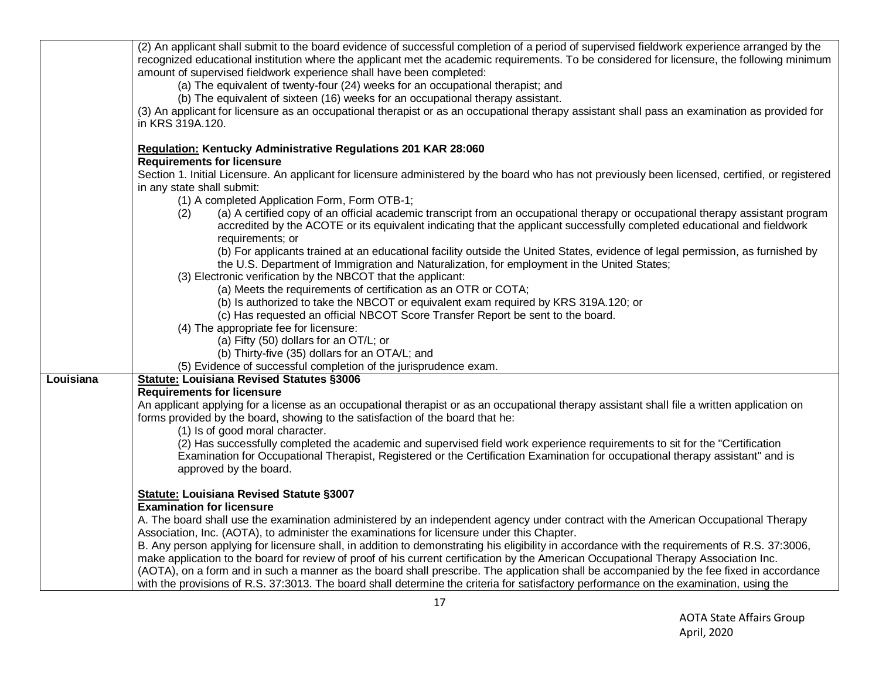| | |
|---|---|
| | (2) An applicant shall submit to the board evidence of successful completion of a period of supervised fieldwork experience arranged by the recognized educational institution where the applicant met the academic requirements. To be considered for licensure, the following minimum amount of supervised fieldwork experience shall have been completed:<br>(a) The equivalent of twenty-four (24) weeks for an occupational therapist; and<br>(b) The equivalent of sixteen (16) weeks for an occupational therapy assistant.<br>(3) An applicant for licensure as an occupational therapist or as an occupational therapy assistant shall pass an examination as provided for in KRS 319A.120.<br><br>**Regulation: Kentucky Administrative Regulations 201 KAR 28:060**<br>**Requirements for licensure**<br>Section 1. Initial Licensure. An applicant for licensure administered by the board who has not previously been licensed, certified, or registered in any state shall submit:<br>(1) A completed Application Form, Form OTB-1;<br>(2) (a) A certified copy of an official academic transcript from an occupational therapy or occupational therapy assistant program accredited by the ACOTE or its equivalent indicating that the applicant successfully completed educational and fieldwork requirements; or<br>(b) For applicants trained at an educational facility outside the United States, evidence of legal permission, as furnished by the U.S. Department of Immigration and Naturalization, for employment in the United States;<br>(3) Electronic verification by the NBCOT that the applicant:<br>(a) Meets the requirements of certification as an OTR or COTA;<br>(b) Is authorized to take the NBCOT or equivalent exam required by KRS 319A.120; or<br>(c) Has requested an official NBCOT Score Transfer Report be sent to the board.<br>(4) The appropriate fee for licensure:<br>(a) Fifty (50) dollars for an OT/L; or<br>(b) Thirty-five (35) dollars for an OTA/L; and<br>(5) Evidence of successful completion of the jurisprudence exam. |
| **Louisiana** | **Statute: Louisiana Revised Statutes §3006**<br>**Requirements for licensure**<br>An applicant applying for a license as an occupational therapist or as an occupational therapy assistant shall file a written application on forms provided by the board, showing to the satisfaction of the board that he:<br>(1) Is of good moral character.<br>(2) Has successfully completed the academic and supervised field work experience requirements to sit for the "Certification Examination for Occupational Therapist, Registered or the Certification Examination for occupational therapy assistant" and is approved by the board.<br><br>**Statute: Louisiana Revised Statute §3007**<br>**Examination for licensure**<br>A. The board shall use the examination administered by an independent agency under contract with the American Occupational Therapy Association, Inc. (AOTA), to administer the examinations for licensure under this Chapter.<br>B. Any person applying for licensure shall, in addition to demonstrating his eligibility in accordance with the requirements of R.S. 37:3006, make application to the board for review of proof of his current certification by the American Occupational Therapy Association Inc. (AOTA), on a form and in such a manner as the board shall prescribe. The application shall be accompanied by the fee fixed in accordance with the provisions of R.S. 37:3013. The board shall determine the criteria for satisfactory performance on the examination, using the |

AOTA State Affairs Group
April, 2020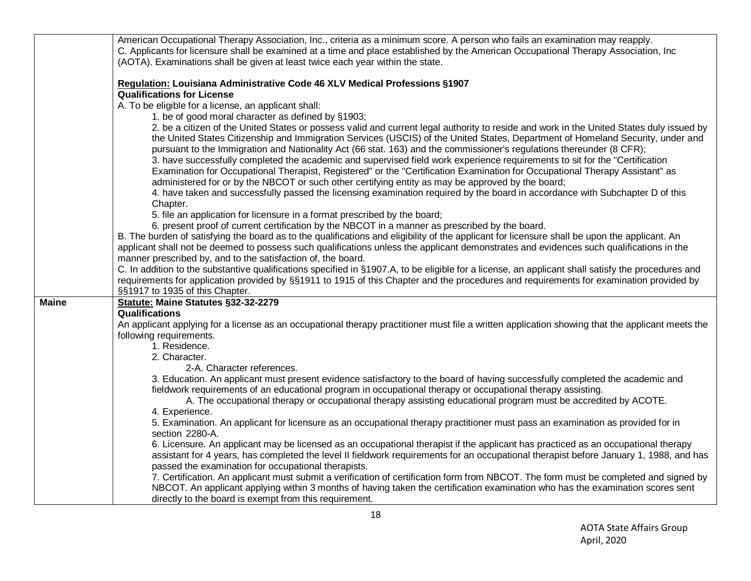| | |
|---|---|
| | American Occupational Therapy Association, Inc., criteria as a minimum score. A person who fails an examination may reapply.<br>C. Applicants for licensure shall be examined at a time and place established by the American Occupational Therapy Association, Inc (AOTA). Examinations shall be given at least twice each year within the state.<br><br>**Regulation: Louisiana Administrative Code 46 XLV Medical Professions §1907**<br>**Qualifications for License**<br>A. To be eligible for a license, an applicant shall:<br>1. be of good moral character as defined by §1903;<br>2. be a citizen of the United States or possess valid and current legal authority to reside and work in the United States duly issued by the United States Citizenship and Immigration Services (USCIS) of the United States, Department of Homeland Security, under and pursuant to the Immigration and Nationality Act (66 stat. 163) and the commissioner's regulations thereunder (8 CFR);<br>3. have successfully completed the academic and supervised field work experience requirements to sit for the "Certification Examination for Occupational Therapist, Registered" or the "Certification Examination for Occupational Therapy Assistant" as administered for or by the NBCOT or such other certifying entity as may be approved by the board;<br>4. have taken and successfully passed the licensing examination required by the board in accordance with Subchapter D of this Chapter.<br>5. file an application for licensure in a format prescribed by the board;<br>6. present proof of current certification by the NBCOT in a manner as prescribed by the board.<br>B. The burden of satisfying the board as to the qualifications and eligibility of the applicant for licensure shall be upon the applicant. An applicant shall not be deemed to possess such qualifications unless the applicant demonstrates and evidences such qualifications in the manner prescribed by, and to the satisfaction of, the board.<br>C. In addition to the substantive qualifications specified in §1907.A, to be eligible for a license, an applicant shall satisfy the procedures and requirements for application provided by §§1911 to 1915 of this Chapter and the procedures and requirements for examination provided by §§1917 to 1935 of this Chapter. |
| **Maine** | **Statute: Maine Statutes §32-32-2279**<br>**Qualifications**<br>An applicant applying for a license as an occupational therapy practitioner must file a written application showing that the applicant meets the following requirements.<br>1. Residence.<br>2. Character.<br>2-A. Character references.<br>3. Education. An applicant must present evidence satisfactory to the board of having successfully completed the academic and fieldwork requirements of an educational program in occupational therapy or occupational therapy assisting.<br>A. The occupational therapy or occupational therapy assisting educational program must be accredited by ACOTE.<br>4. Experience.<br>5. Examination. An applicant for licensure as an occupational therapy practitioner must pass an examination as provided for in section 2280-A.<br>6. Licensure. An applicant may be licensed as an occupational therapist if the applicant has practiced as an occupational therapy assistant for 4 years, has completed the level II fieldwork requirements for an occupational therapist before January 1, 1988, and has passed the examination for occupational therapists.<br>7. Certification. An applicant must submit a verification of certification form from NBCOT. The form must be completed and signed by NBCOT. An applicant applying within 3 months of having taken the certification examination who has the examination scores sent directly to the board is exempt from this requirement. |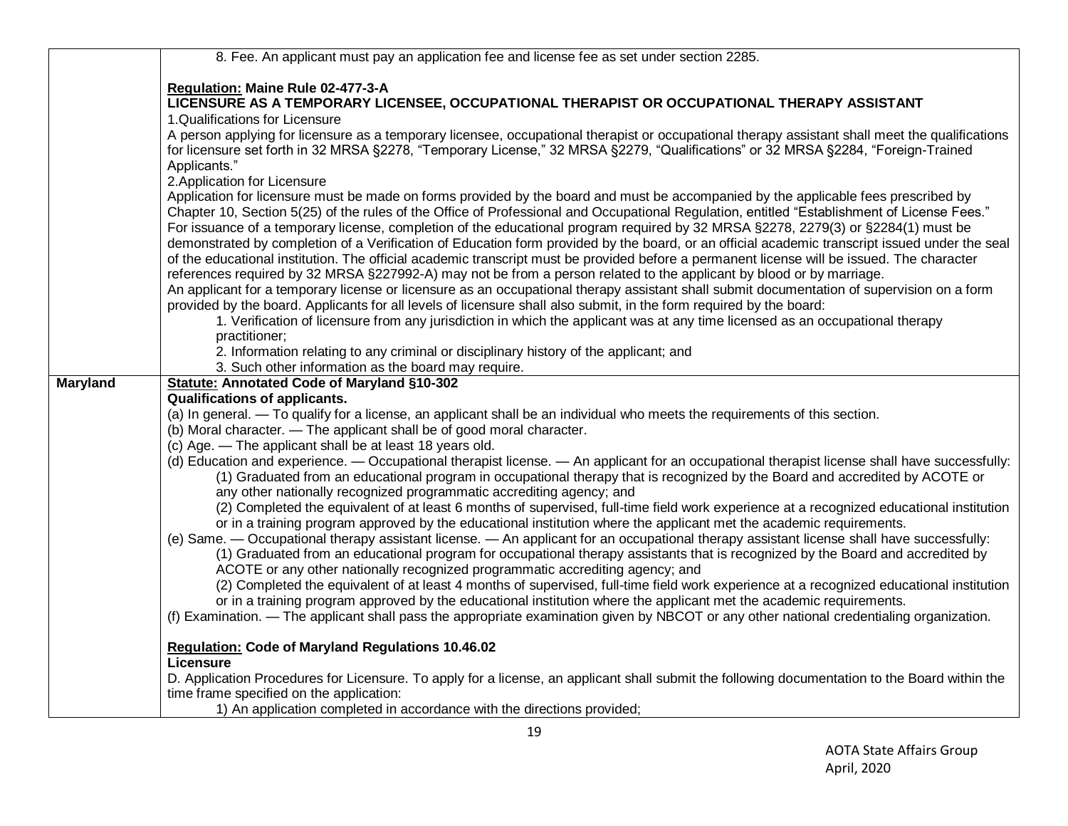| | |
|---|---|
| | 8. Fee. An applicant must pay an application fee and license fee as set under section 2285.<br><br>**Regulation: Maine Rule 02-477-3-A**<br>**LICENSURE AS A TEMPORARY LICENSEE, OCCUPATIONAL THERAPIST OR OCCUPATIONAL THERAPY ASSISTANT**<br>1.Qualifications for Licensure<br>A person applying for licensure as a temporary licensee, occupational therapist or occupational therapy assistant shall meet the qualifications for licensure set forth in 32 MRSA §2278, "Temporary License," 32 MRSA §2279, "Qualifications" or 32 MRSA §2284, "Foreign-Trained Applicants."<br>2.Application for Licensure<br>Application for licensure must be made on forms provided by the board and must be accompanied by the applicable fees prescribed by Chapter 10, Section 5(25) of the rules of the Office of Professional and Occupational Regulation, entitled "Establishment of License Fees." For issuance of a temporary license, completion of the educational program required by 32 MRSA §2278, 2279(3) or §2284(1) must be demonstrated by completion of a Verification of Education form provided by the board, or an official academic transcript issued under the seal of the educational institution. The official academic transcript must be provided before a permanent license will be issued. The character references required by 32 MRSA §227992-A) may not be from a person related to the applicant by blood or by marriage.<br>An applicant for a temporary license or licensure as an occupational therapy assistant shall submit documentation of supervision on a form provided by the board. Applicants for all levels of licensure shall also submit, in the form required by the board:<br>1. Verification of licensure from any jurisdiction in which the applicant was at any time licensed as an occupational therapy practitioner;<br>2. Information relating to any criminal or disciplinary history of the applicant; and<br>3. Such other information as the board may require. |
| **Maryland** | **Statute: Annotated Code of Maryland §10-302**<br>**Qualifications of applicants.**<br>(a) In general. — To qualify for a license, an applicant shall be an individual who meets the requirements of this section.<br>(b) Moral character. — The applicant shall be of good moral character.<br>(c) Age. — The applicant shall be at least 18 years old.<br>(d) Education and experience. — Occupational therapist license. — An applicant for an occupational therapist license shall have successfully:<br>(1) Graduated from an educational program in occupational therapy that is recognized by the Board and accredited by ACOTE or any other nationally recognized programmatic accrediting agency; and<br>(2) Completed the equivalent of at least 6 months of supervised, full-time field work experience at a recognized educational institution or in a training program approved by the educational institution where the applicant met the academic requirements.<br>(e) Same. — Occupational therapy assistant license. — An applicant for an occupational therapy assistant license shall have successfully:<br>(1) Graduated from an educational program for occupational therapy assistants that is recognized by the Board and accredited by ACOTE or any other nationally recognized programmatic accrediting agency; and<br>(2) Completed the equivalent of at least 4 months of supervised, full-time field work experience at a recognized educational institution or in a training program approved by the educational institution where the applicant met the academic requirements.<br>(f) Examination. — The applicant shall pass the appropriate examination given by NBCOT or any other national credentialing organization.<br><br>**Regulation: Code of Maryland Regulations 10.46.02**<br>**Licensure**<br>D. Application Procedures for Licensure. To apply for a license, an applicant shall submit the following documentation to the Board within the time frame specified on the application:<br>1) An application completed in accordance with the directions provided; |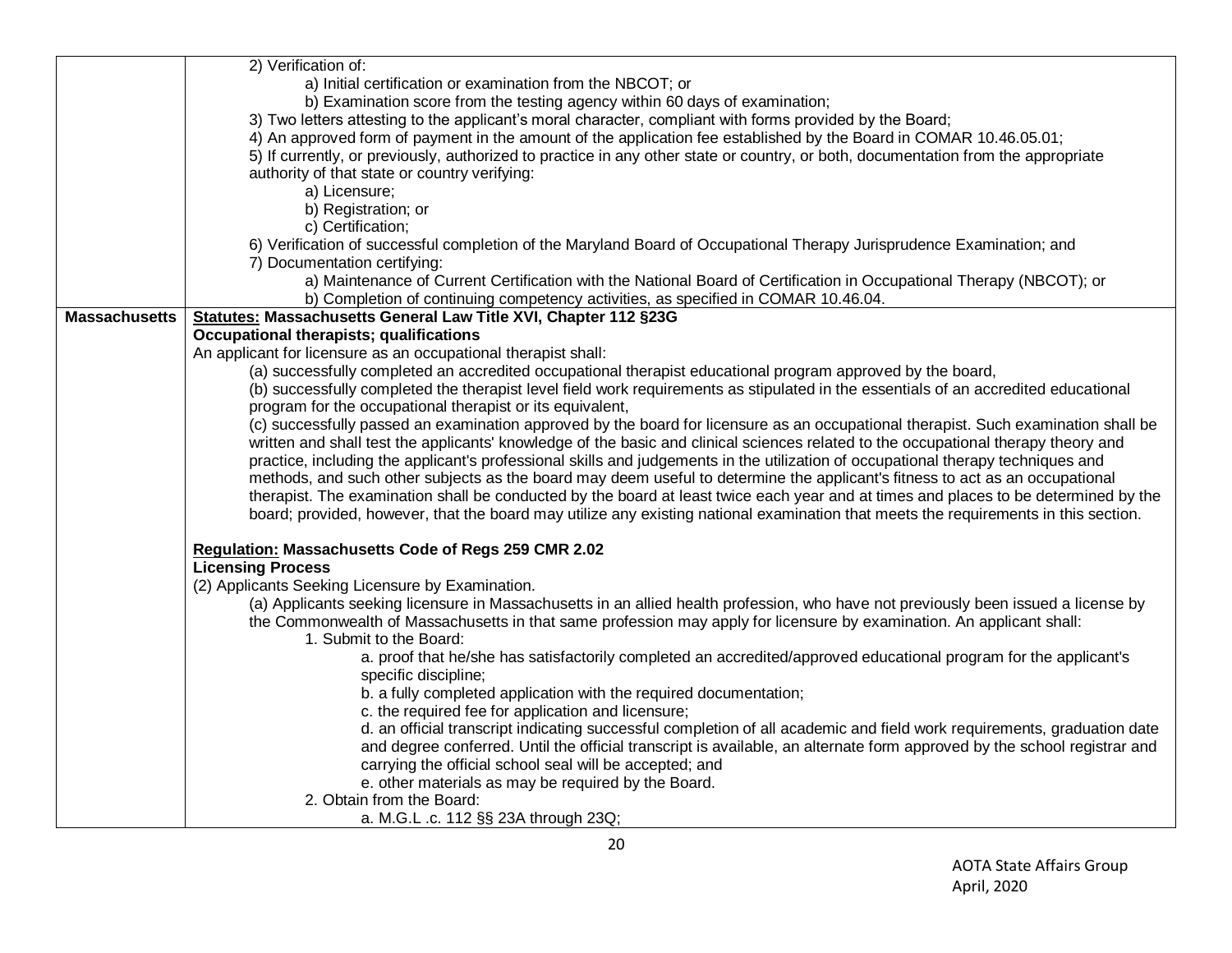| | |
|---|---|
| | 2) Verification of:<br>a) Initial certification or examination from the NBCOT; or<br>b) Examination score from the testing agency within 60 days of examination;<br>3) Two letters attesting to the applicant's moral character, compliant with forms provided by the Board;<br>4) An approved form of payment in the amount of the application fee established by the Board in COMAR 10.46.05.01;<br>5) If currently, or previously, authorized to practice in any other state or country, or both, documentation from the appropriate authority of that state or country verifying:<br>a) Licensure;<br>b) Registration; or<br>c) Certification;<br>6) Verification of successful completion of the Maryland Board of Occupational Therapy Jurisprudence Examination; and<br>7) Documentation certifying:<br>a) Maintenance of Current Certification with the National Board of Certification in Occupational Therapy (NBCOT); or<br>b) Completion of continuing competency activities, as specified in COMAR 10.46.04. |
| **Massachusetts** | **Statutes: Massachusetts General Law Title XVI, Chapter 112 §23G**<br>**Occupational therapists; qualifications**<br>An applicant for licensure as an occupational therapist shall:<br>(a) successfully completed an accredited occupational therapist educational program approved by the board,<br>(b) successfully completed the therapist level field work requirements as stipulated in the essentials of an accredited educational program for the occupational therapist or its equivalent,<br>(c) successfully passed an examination approved by the board for licensure as an occupational therapist. Such examination shall be written and shall test the applicants' knowledge of the basic and clinical sciences related to the occupational therapy theory and practice, including the applicant's professional skills and judgements in the utilization of occupational therapy techniques and methods, and such other subjects as the board may deem useful to determine the applicant's fitness to act as an occupational therapist. The examination shall be conducted by the board at least twice each year and at times and places to be determined by the board; provided, however, that the board may utilize any existing national examination that meets the requirements in this section.<br><br>**Regulation: Massachusetts Code of Regs 259 CMR 2.02**<br>**Licensing Process**<br>(2) Applicants Seeking Licensure by Examination.<br>(a) Applicants seeking licensure in Massachusetts in an allied health profession, who have not previously been issued a license by the Commonwealth of Massachusetts in that same profession may apply for licensure by examination. An applicant shall:<br>1. Submit to the Board:<br>a. proof that he/she has satisfactorily completed an accredited/approved educational program for the applicant's specific discipline;<br>b. a fully completed application with the required documentation;<br>c. the required fee for application and licensure;<br>d. an official transcript indicating successful completion of all academic and field work requirements, graduation date and degree conferred. Until the official transcript is available, an alternate form approved by the school registrar and carrying the official school seal will be accepted; and<br>e. other materials as may be required by the Board.<br>2. Obtain from the Board:<br>a. M.G.L .c. 112 §§ 23A through 23Q; |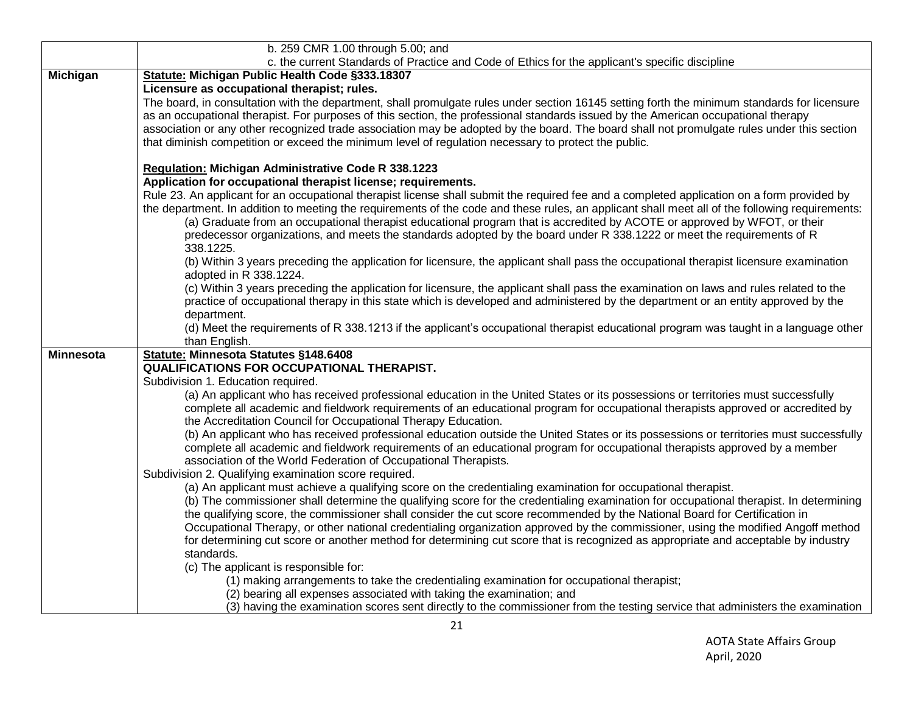| | |
|---|---|
| | b. 259 CMR 1.00 through 5.00; and<br>c. the current Standards of Practice and Code of Ethics for the applicant's specific discipline |
| **Michigan** | **<u>Statute:</u> Michigan Public Health Code §333.18307**<br>**Licensure as occupational therapist; rules.**<br>The board, in consultation with the department, shall promulgate rules under section 16145 setting forth the minimum standards for licensure as an occupational therapist. For purposes of this section, the professional standards issued by the American occupational therapy association or any other recognized trade association may be adopted by the board. The board shall not promulgate rules under this section that diminish competition or exceed the minimum level of regulation necessary to protect the public.<br><br>**<u>Regulation:</u> Michigan Administrative Code R 338.1223**<br>**Application for occupational therapist license; requirements.**<br>Rule 23. An applicant for an occupational therapist license shall submit the required fee and a completed application on a form provided by the department. In addition to meeting the requirements of the code and these rules, an applicant shall meet all of the following requirements:<br>(a) Graduate from an occupational therapist educational program that is accredited by ACOTE or approved by WFOT, or their predecessor organizations, and meets the standards adopted by the board under R 338.1222 or meet the requirements of R 338.1225.<br>(b) Within 3 years preceding the application for licensure, the applicant shall pass the occupational therapist licensure examination adopted in R 338.1224.<br>(c) Within 3 years preceding the application for licensure, the applicant shall pass the examination on laws and rules related to the practice of occupational therapy in this state which is developed and administered by the department or an entity approved by the department.<br>(d) Meet the requirements of R 338.1213 if the applicant's occupational therapist educational program was taught in a language other than English. |
| **Minnesota** | **<u>Statute:</u> Minnesota Statutes §148.6408**<br>**QUALIFICATIONS FOR OCCUPATIONAL THERAPIST.**<br>Subdivision 1. Education required.<br>(a) An applicant who has received professional education in the United States or its possessions or territories must successfully complete all academic and fieldwork requirements of an educational program for occupational therapists approved or accredited by the Accreditation Council for Occupational Therapy Education.<br>(b) An applicant who has received professional education outside the United States or its possessions or territories must successfully complete all academic and fieldwork requirements of an educational program for occupational therapists approved by a member association of the World Federation of Occupational Therapists.<br>Subdivision 2. Qualifying examination score required.<br>(a) An applicant must achieve a qualifying score on the credentialing examination for occupational therapist.<br>(b) The commissioner shall determine the qualifying score for the credentialing examination for occupational therapist. In determining the qualifying score, the commissioner shall consider the cut score recommended by the National Board for Certification in Occupational Therapy, or other national credentialing organization approved by the commissioner, using the modified Angoff method for determining cut score or another method for determining cut score that is recognized as appropriate and acceptable by industry standards.<br>(c) The applicant is responsible for:<br>(1) making arrangements to take the credentialing examination for occupational therapist;<br>(2) bearing all expenses associated with taking the examination; and<br>(3) having the examination scores sent directly to the commissioner from the testing service that administers the examination |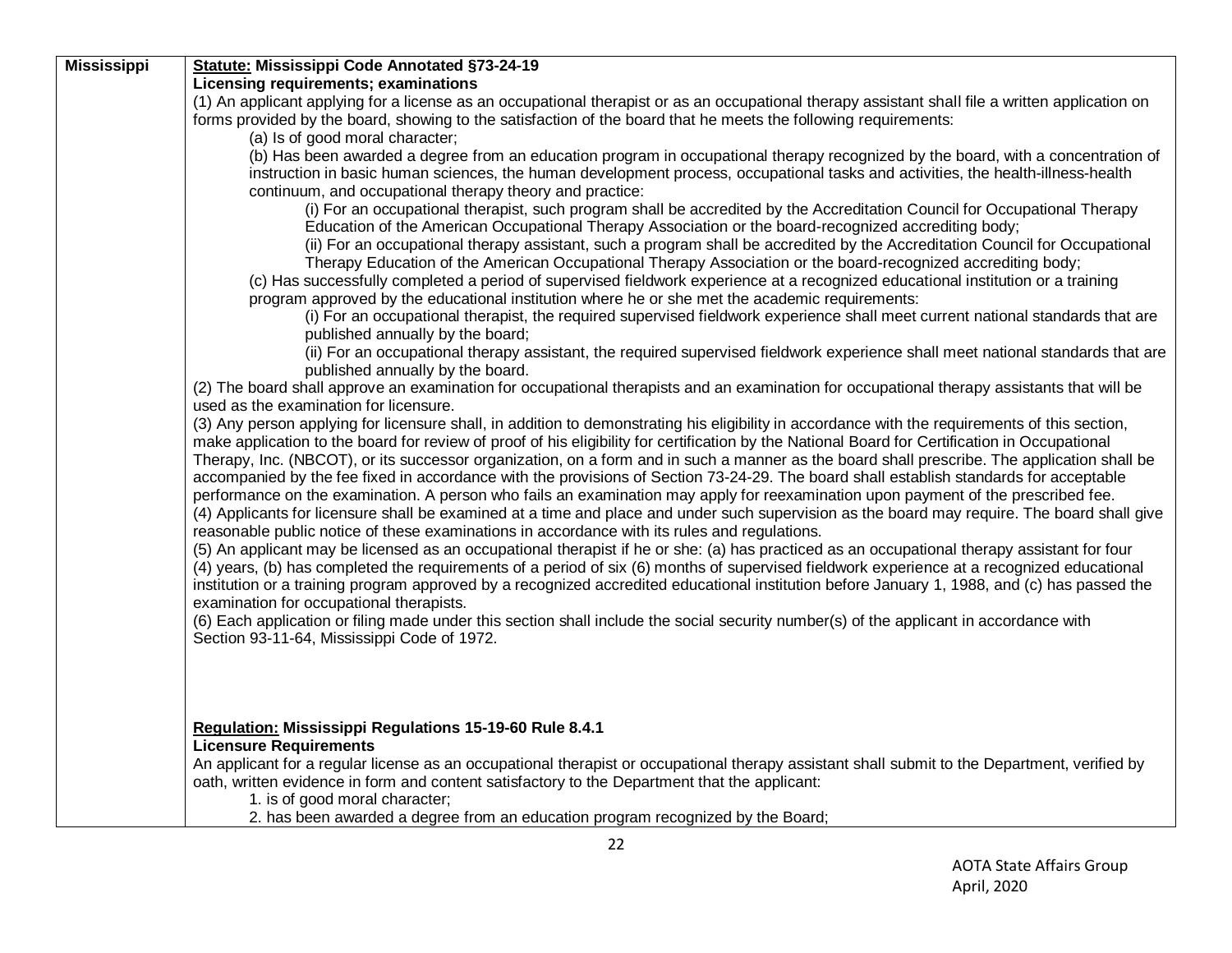| Mississippi | **Statute: Mississippi Code Annotated §73-24-19**<br>**Licensing requirements; examinations**<br>(1) An applicant applying for a license as an occupational therapist or as an occupational therapy assistant shall file a written application on forms provided by the board, showing to the satisfaction of the board that he meets the following requirements:<br>(a) Is of good moral character;<br>(b) Has been awarded a degree from an education program in occupational therapy recognized by the board, with a concentration of instruction in basic human sciences, the human development process, occupational tasks and activities, the health-illness-health continuum, and occupational therapy theory and practice:<br>(i) For an occupational therapist, such program shall be accredited by the Accreditation Council for Occupational Therapy Education of the American Occupational Therapy Association or the board-recognized accrediting body;<br>(ii) For an occupational therapy assistant, such a program shall be accredited by the Accreditation Council for Occupational Therapy Education of the American Occupational Therapy Association or the board-recognized accrediting body;<br>(c) Has successfully completed a period of supervised fieldwork experience at a recognized educational institution or a training program approved by the educational institution where he or she met the academic requirements:<br>(i) For an occupational therapist, the required supervised fieldwork experience shall meet current national standards that are published annually by the board;<br>(ii) For an occupational therapy assistant, the required supervised fieldwork experience shall meet national standards that are published annually by the board.<br>(2) The board shall approve an examination for occupational therapists and an examination for occupational therapy assistants that will be used as the examination for licensure.<br>(3) Any person applying for licensure shall, in addition to demonstrating his eligibility in accordance with the requirements of this section, make application to the board for review of proof of his eligibility for certification by the National Board for Certification in Occupational Therapy, Inc. (NBCOT), or its successor organization, on a form and in such a manner as the board shall prescribe. The application shall be accompanied by the fee fixed in accordance with the provisions of Section 73-24-29. The board shall establish standards for acceptable performance on the examination. A person who fails an examination may apply for reexamination upon payment of the prescribed fee.<br>(4) Applicants for licensure shall be examined at a time and place and under such supervision as the board may require. The board shall give reasonable public notice of these examinations in accordance with its rules and regulations.<br>(5) An applicant may be licensed as an occupational therapist if he or she: (a) has practiced as an occupational therapy assistant for four (4) years, (b) has completed the requirements of a period of six (6) months of supervised fieldwork experience at a recognized educational institution or a training program approved by a recognized accredited educational institution before January 1, 1988, and (c) has passed the examination for occupational therapists.<br>(6) Each application or filing made under this section shall include the social security number(s) of the applicant in accordance with Section 93-11-64, Mississippi Code of 1972.<br><br>**Regulation: Mississippi Regulations 15-19-60 Rule 8.4.1**<br>**Licensure Requirements**<br>An applicant for a regular license as an occupational therapist or occupational therapy assistant shall submit to the Department, verified by oath, written evidence in form and content satisfactory to the Department that the applicant:<br>1. is of good moral character;<br>2. has been awarded a degree from an education program recognized by the Board; |
|---|---|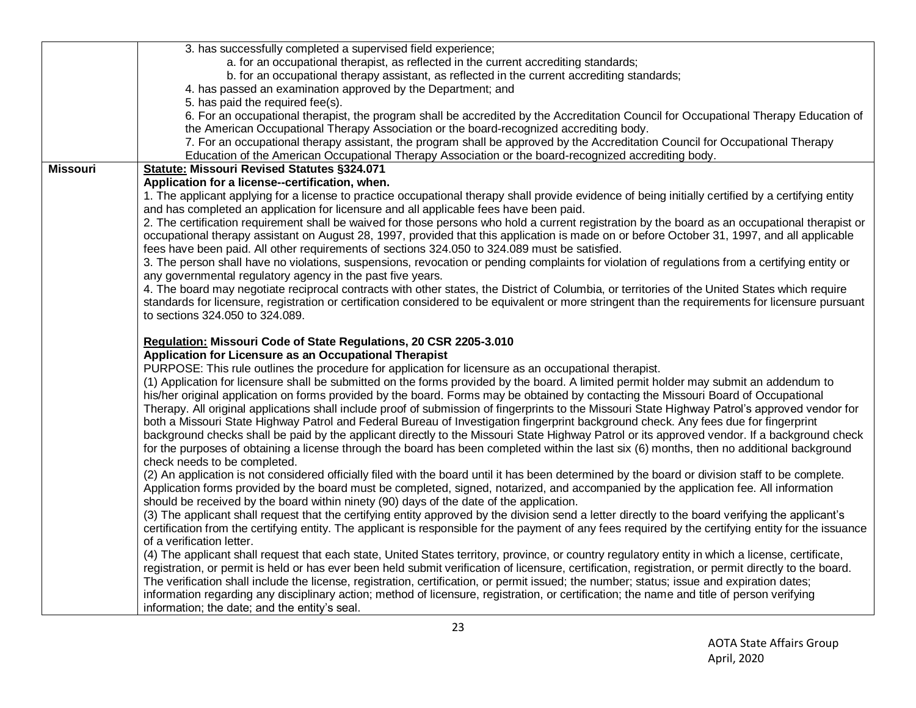| | |
|---|---|
| | 3. has successfully completed a supervised field experience;<br>a. for an occupational therapist, as reflected in the current accrediting standards;<br>b. for an occupational therapy assistant, as reflected in the current accrediting standards;<br>4. has passed an examination approved by the Department; and<br>5. has paid the required fee(s).<br>6. For an occupational therapist, the program shall be accredited by the Accreditation Council for Occupational Therapy Education of the American Occupational Therapy Association or the board-recognized accrediting body.<br>7. For an occupational therapy assistant, the program shall be approved by the Accreditation Council for Occupational Therapy Education of the American Occupational Therapy Association or the board-recognized accrediting body. |
| **Missouri** | **<u>Statute:</u> Missouri Revised Statutes §324.071**<br>**Application for a license--certification, when.**<br>1. The applicant applying for a license to practice occupational therapy shall provide evidence of being initially certified by a certifying entity and has completed an application for licensure and all applicable fees have been paid.<br>2. The certification requirement shall be waived for those persons who hold a current registration by the board as an occupational therapist or occupational therapy assistant on August 28, 1997, provided that this application is made on or before October 31, 1997, and all applicable fees have been paid. All other requirements of sections 324.050 to 324.089 must be satisfied.<br>3. The person shall have no violations, suspensions, revocation or pending complaints for violation of regulations from a certifying entity or any governmental regulatory agency in the past five years.<br>4. The board may negotiate reciprocal contracts with other states, the District of Columbia, or territories of the United States which require standards for licensure, registration or certification considered to be equivalent or more stringent than the requirements for licensure pursuant to sections 324.050 to 324.089.<br><br>**<u>Regulation:</u> Missouri Code of State Regulations, 20 CSR 2205-3.010**<br>**Application for Licensure as an Occupational Therapist**<br>PURPOSE: This rule outlines the procedure for application for licensure as an occupational therapist.<br>(1) Application for licensure shall be submitted on the forms provided by the board. A limited permit holder may submit an addendum to his/her original application on forms provided by the board. Forms may be obtained by contacting the Missouri Board of Occupational Therapy. All original applications shall include proof of submission of fingerprints to the Missouri State Highway Patrol's approved vendor for both a Missouri State Highway Patrol and Federal Bureau of Investigation fingerprint background check. Any fees due for fingerprint background checks shall be paid by the applicant directly to the Missouri State Highway Patrol or its approved vendor. If a background check for the purposes of obtaining a license through the board has been completed within the last six (6) months, then no additional background check needs to be completed.<br>(2) An application is not considered officially filed with the board until it has been determined by the board or division staff to be complete. Application forms provided by the board must be completed, signed, notarized, and accompanied by the application fee. All information should be received by the board within ninety (90) days of the date of the application.<br>(3) The applicant shall request that the certifying entity approved by the division send a letter directly to the board verifying the applicant's certification from the certifying entity. The applicant is responsible for the payment of any fees required by the certifying entity for the issuance of a verification letter.<br>(4) The applicant shall request that each state, United States territory, province, or country regulatory entity in which a license, certificate, registration, or permit is held or has ever been held submit verification of licensure, certification, registration, or permit directly to the board. The verification shall include the license, registration, certification, or permit issued; the number; status; issue and expiration dates; information regarding any disciplinary action; method of licensure, registration, or certification; the name and title of person verifying information; the date; and the entity's seal. |

AOTA State Affairs Group
April, 2020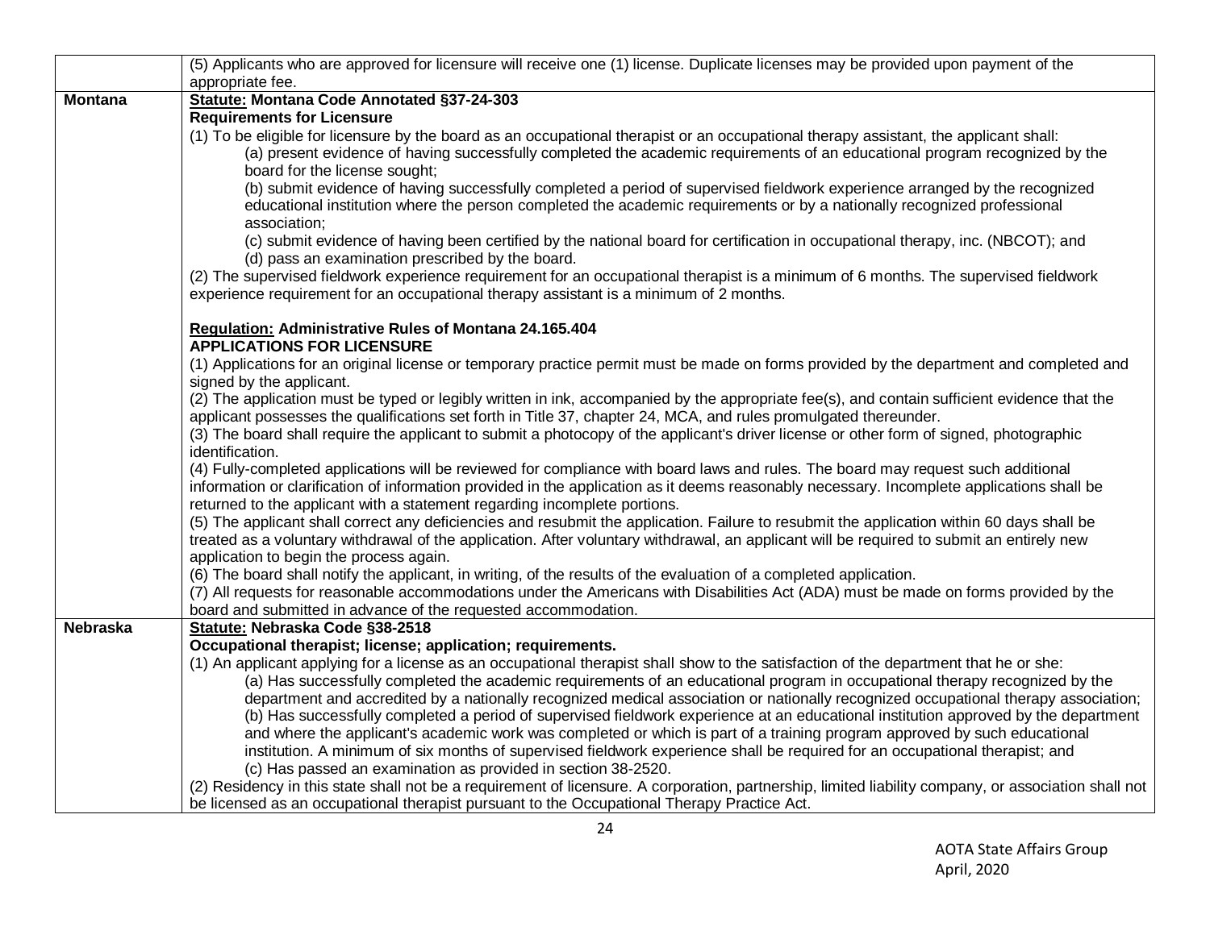| | |
|---|---|
| | (5) Applicants who are approved for licensure will receive one (1) license. Duplicate licenses may be provided upon payment of the appropriate fee. |
| **Montana** | **<u>Statute:</u> Montana Code Annotated §37-24-303**<br>**Requirements for Licensure**<br>(1) To be eligible for licensure by the board as an occupational therapist or an occupational therapy assistant, the applicant shall:<br>(a) present evidence of having successfully completed the academic requirements of an educational program recognized by the board for the license sought;<br>(b) submit evidence of having successfully completed a period of supervised fieldwork experience arranged by the recognized educational institution where the person completed the academic requirements or by a nationally recognized professional association;<br>(c) submit evidence of having been certified by the national board for certification in occupational therapy, inc. (NBCOT); and<br>(d) pass an examination prescribed by the board.<br>(2) The supervised fieldwork experience requirement for an occupational therapist is a minimum of 6 months. The supervised fieldwork experience requirement for an occupational therapy assistant is a minimum of 2 months.<br><br>**<u>Regulation:</u> Administrative Rules of Montana 24.165.404**<br>**APPLICATIONS FOR LICENSURE**<br>(1) Applications for an original license or temporary practice permit must be made on forms provided by the department and completed and signed by the applicant.<br>(2) The application must be typed or legibly written in ink, accompanied by the appropriate fee(s), and contain sufficient evidence that the applicant possesses the qualifications set forth in Title 37, chapter 24, MCA, and rules promulgated thereunder.<br>(3) The board shall require the applicant to submit a photocopy of the applicant's driver license or other form of signed, photographic identification.<br>(4) Fully-completed applications will be reviewed for compliance with board laws and rules. The board may request such additional information or clarification of information provided in the application as it deems reasonably necessary. Incomplete applications shall be returned to the applicant with a statement regarding incomplete portions.<br>(5) The applicant shall correct any deficiencies and resubmit the application. Failure to resubmit the application within 60 days shall be treated as a voluntary withdrawal of the application. After voluntary withdrawal, an applicant will be required to submit an entirely new application to begin the process again.<br>(6) The board shall notify the applicant, in writing, of the results of the evaluation of a completed application.<br>(7) All requests for reasonable accommodations under the Americans with Disabilities Act (ADA) must be made on forms provided by the board and submitted in advance of the requested accommodation. |
| **Nebraska** | **<u>Statute:</u> Nebraska Code §38-2518**<br>**Occupational therapist; license; application; requirements.**<br>(1) An applicant applying for a license as an occupational therapist shall show to the satisfaction of the department that he or she:<br>(a) Has successfully completed the academic requirements of an educational program in occupational therapy recognized by the department and accredited by a nationally recognized medical association or nationally recognized occupational therapy association;<br>(b) Has successfully completed a period of supervised fieldwork experience at an educational institution approved by the department and where the applicant's academic work was completed or which is part of a training program approved by such educational institution. A minimum of six months of supervised fieldwork experience shall be required for an occupational therapist; and<br>(c) Has passed an examination as provided in section 38-2520.<br>(2) Residency in this state shall not be a requirement of licensure. A corporation, partnership, limited liability company, or association shall not be licensed as an occupational therapist pursuant to the Occupational Therapy Practice Act. |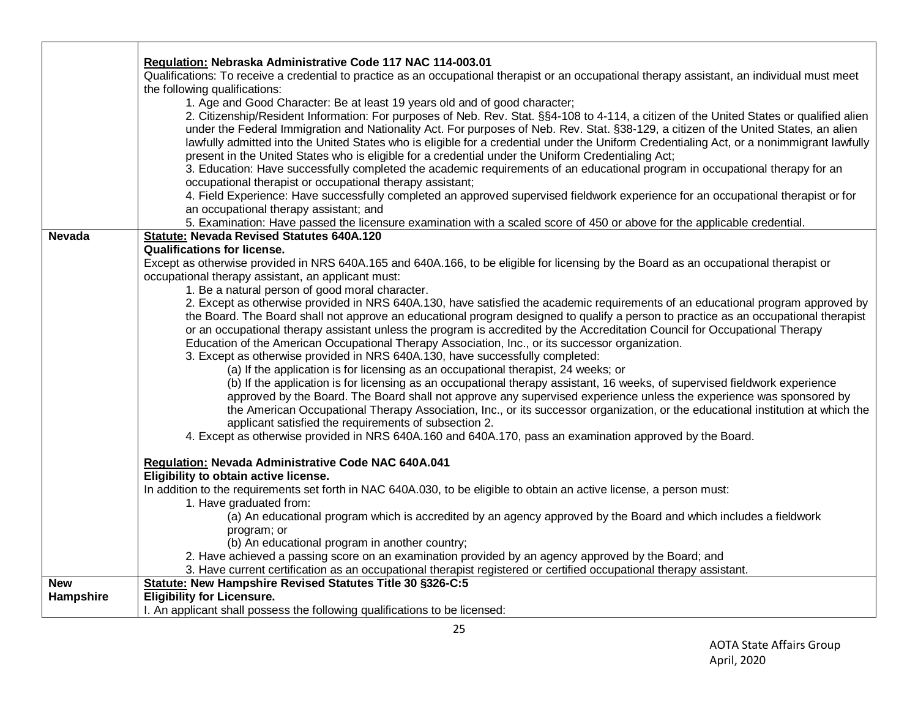| | |
|---|---|
| | **Regulation: Nebraska Administrative Code 117 NAC 114-003.01**<br>Qualifications: To receive a credential to practice as an occupational therapist or an occupational therapy assistant, an individual must meet the following qualifications:<br>1. Age and Good Character: Be at least 19 years old and of good character;<br>2. Citizenship/Resident Information: For purposes of Neb. Rev. Stat. §§4-108 to 4-114, a citizen of the United States or qualified alien under the Federal Immigration and Nationality Act. For purposes of Neb. Rev. Stat. §38-129, a citizen of the United States, an alien lawfully admitted into the United States who is eligible for a credential under the Uniform Credentialing Act, or a nonimmigrant lawfully present in the United States who is eligible for a credential under the Uniform Credentialing Act;<br>3. Education: Have successfully completed the academic requirements of an educational program in occupational therapy for an occupational therapist or occupational therapy assistant;<br>4. Field Experience: Have successfully completed an approved supervised fieldwork experience for an occupational therapist or for an occupational therapy assistant; and<br>5. Examination: Have passed the licensure examination with a scaled score of 450 or above for the applicable credential. |
| **Nevada** | **Statute: Nevada Revised Statutes 640A.120**<br>**Qualifications for license.**<br>Except as otherwise provided in NRS 640A.165 and 640A.166, to be eligible for licensing by the Board as an occupational therapist or occupational therapy assistant, an applicant must:<br>1. Be a natural person of good moral character.<br>2. Except as otherwise provided in NRS 640A.130, have satisfied the academic requirements of an educational program approved by the Board. The Board shall not approve an educational program designed to qualify a person to practice as an occupational therapist or an occupational therapy assistant unless the program is accredited by the Accreditation Council for Occupational Therapy Education of the American Occupational Therapy Association, Inc., or its successor organization.<br>3. Except as otherwise provided in NRS 640A.130, have successfully completed:<br>(a) If the application is for licensing as an occupational therapist, 24 weeks; or<br>(b) If the application is for licensing as an occupational therapy assistant, 16 weeks, of supervised fieldwork experience approved by the Board. The Board shall not approve any supervised experience unless the experience was sponsored by the American Occupational Therapy Association, Inc., or its successor organization, or the educational institution at which the applicant satisfied the requirements of subsection 2.<br>4. Except as otherwise provided in NRS 640A.160 and 640A.170, pass an examination approved by the Board.<br><br>**Regulation: Nevada Administrative Code NAC 640A.041**<br>**Eligibility to obtain active license.**<br>In addition to the requirements set forth in NAC 640A.030, to be eligible to obtain an active license, a person must:<br>1. Have graduated from:<br>(a) An educational program which is accredited by an agency approved by the Board and which includes a fieldwork program; or<br>(b) An educational program in another country;<br>2. Have achieved a passing score on an examination provided by an agency approved by the Board; and<br>3. Have current certification as an occupational therapist registered or certified occupational therapy assistant. |
| **New Hampshire** | **Statute: New Hampshire Revised Statutes Title 30 §326-C:5**<br>**Eligibility for Licensure.**<br>I. An applicant shall possess the following qualifications to be licensed: |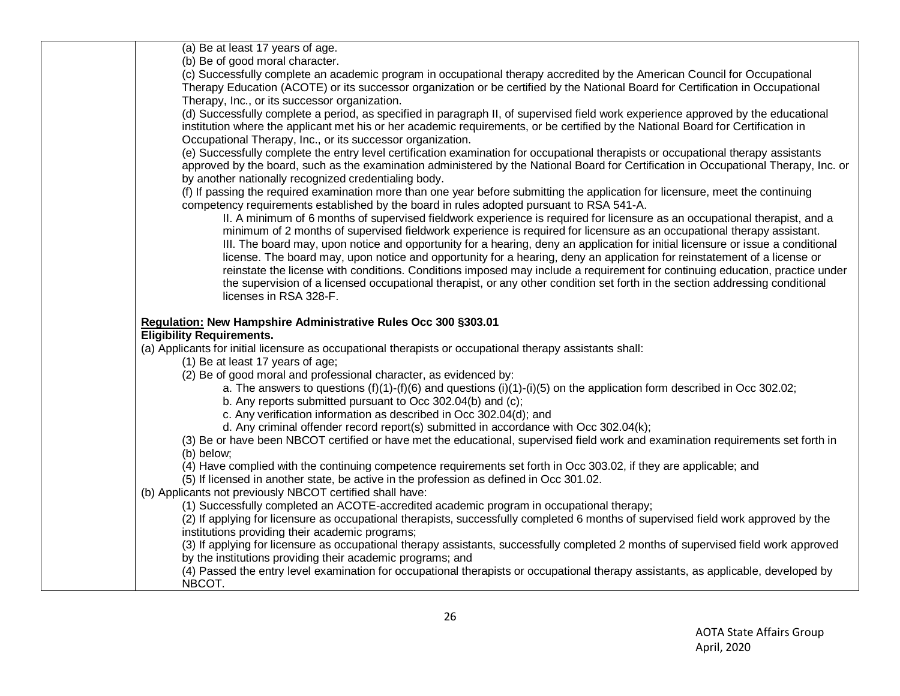(a) Be at least 17 years of age.
(b) Be of good moral character.
(c) Successfully complete an academic program in occupational therapy accredited by the American Council for Occupational Therapy Education (ACOTE) or its successor organization or be certified by the National Board for Certification in Occupational Therapy, Inc., or its successor organization.
(d) Successfully complete a period, as specified in paragraph II, of supervised field work experience approved by the educational institution where the applicant met his or her academic requirements, or be certified by the National Board for Certification in Occupational Therapy, Inc., or its successor organization.
(e) Successfully complete the entry level certification examination for occupational therapists or occupational therapy assistants approved by the board, such as the examination administered by the National Board for Certification in Occupational Therapy, Inc. or by another nationally recognized credentialing body.
(f) If passing the required examination more than one year before submitting the application for licensure, meet the continuing competency requirements established by the board in rules adopted pursuant to RSA 541-A.

II. A minimum of 6 months of supervised fieldwork experience is required for licensure as an occupational therapist, and a minimum of 2 months of supervised fieldwork experience is required for licensure as an occupational therapy assistant.

III. The board may, upon notice and opportunity for a hearing, deny an application for initial licensure or issue a conditional license. The board may, upon notice and opportunity for a hearing, deny an application for reinstatement of a license or reinstate the license with conditions. Conditions imposed may include a requirement for continuing education, practice under the supervision of a licensed occupational therapist, or any other condition set forth in the section addressing conditional licenses in RSA 328-F.

**Regulation: New Hampshire Administrative Rules Occ 300 §303.01**
**Eligibility Requirements.**

(a) Applicants for initial licensure as occupational therapists or occupational therapy assistants shall:

(1) Be at least 17 years of age;
(2) Be of good moral and professional character, as evidenced by:
a. The answers to questions (f)(1)-(f)(6) and questions (i)(1)-(i)(5) on the application form described in Occ 302.02;
b. Any reports submitted pursuant to Occ 302.04(b) and (c);
c. Any verification information as described in Occ 302.04(d); and
d. Any criminal offender record report(s) submitted in accordance with Occ 302.04(k);
(3) Be or have been NBCOT certified or have met the educational, supervised field work and examination requirements set forth in (b) below;
(4) Have complied with the continuing competence requirements set forth in Occ 303.02, if they are applicable; and
(5) If licensed in another state, be active in the profession as defined in Occ 301.02.

(b) Applicants not previously NBCOT certified shall have:

(1) Successfully completed an ACOTE-accredited academic program in occupational therapy;
(2) If applying for licensure as occupational therapists, successfully completed 6 months of supervised field work approved by the institutions providing their academic programs;
(3) If applying for licensure as occupational therapy assistants, successfully completed 2 months of supervised field work approved by the institutions providing their academic programs; and
(4) Passed the entry level examination for occupational therapists or occupational therapy assistants, as applicable, developed by NBCOT.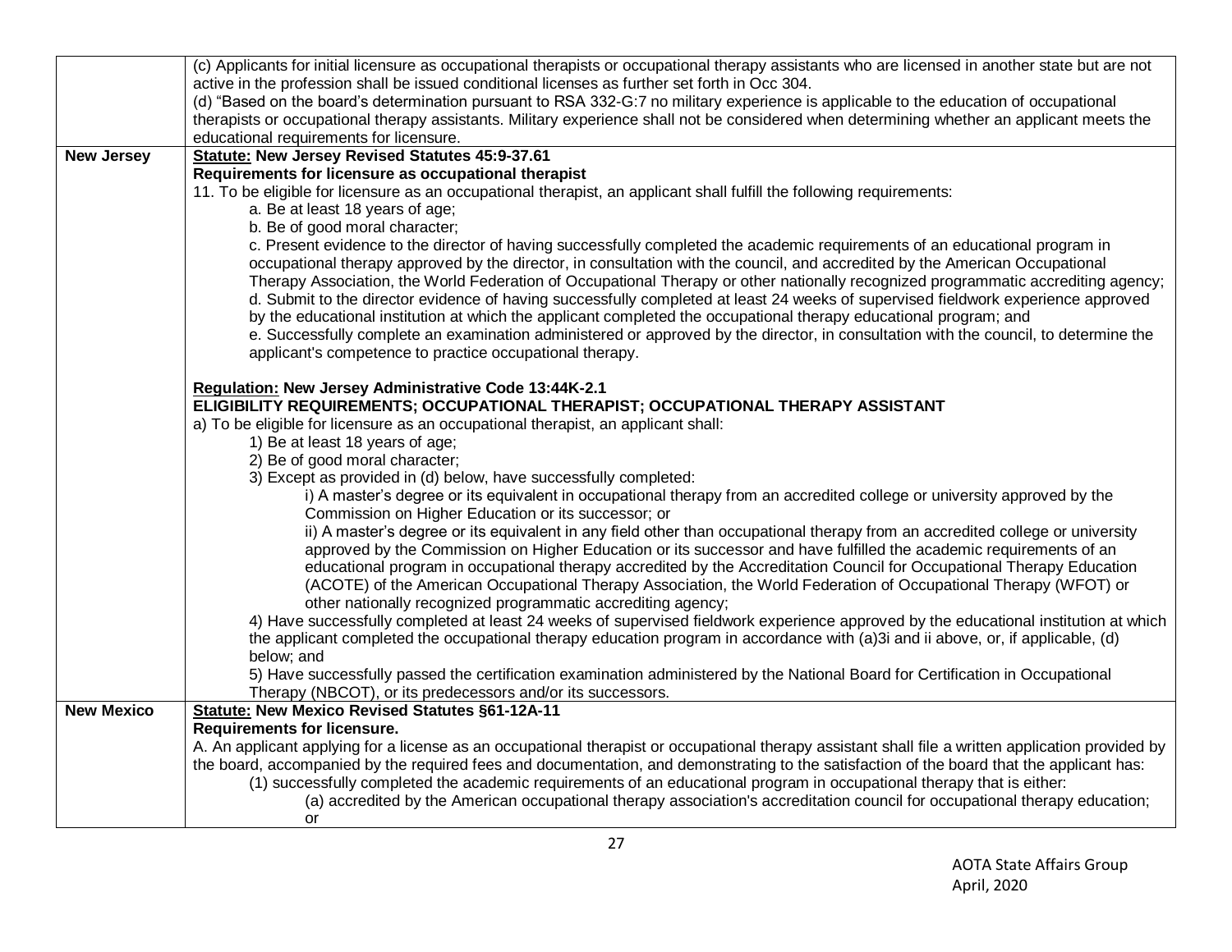| | |
|---|---|
| | (c) Applicants for initial licensure as occupational therapists or occupational therapy assistants who are licensed in another state but are not active in the profession shall be issued conditional licenses as further set forth in Occ 304.<br>(d) "Based on the board's determination pursuant to RSA 332-G:7 no military experience is applicable to the education of occupational therapists or occupational therapy assistants. Military experience shall not be considered when determining whether an applicant meets the educational requirements for licensure. |
| **New Jersey** | **<u>Statute:</u> New Jersey Revised Statutes 45:9-37.61**<br>**Requirements for licensure as occupational therapist**<br>11. To be eligible for licensure as an occupational therapist, an applicant shall fulfill the following requirements:<br>a. Be at least 18 years of age;<br>b. Be of good moral character;<br>c. Present evidence to the director of having successfully completed the academic requirements of an educational program in occupational therapy approved by the director, in consultation with the council, and accredited by the American Occupational Therapy Association, the World Federation of Occupational Therapy or other nationally recognized programmatic accrediting agency;<br>d. Submit to the director evidence of having successfully completed at least 24 weeks of supervised fieldwork experience approved by the educational institution at which the applicant completed the occupational therapy educational program; and<br>e. Successfully complete an examination administered or approved by the director, in consultation with the council, to determine the applicant's competence to practice occupational therapy.<br><br>**<u>Regulation:</u> New Jersey Administrative Code 13:44K-2.1**<br>**ELIGIBILITY REQUIREMENTS; OCCUPATIONAL THERAPIST; OCCUPATIONAL THERAPY ASSISTANT**<br>a) To be eligible for licensure as an occupational therapist, an applicant shall:<br>1) Be at least 18 years of age;<br>2) Be of good moral character;<br>3) Except as provided in (d) below, have successfully completed:<br>i) A master's degree or its equivalent in occupational therapy from an accredited college or university approved by the Commission on Higher Education or its successor; or<br>ii) A master's degree or its equivalent in any field other than occupational therapy from an accredited college or university approved by the Commission on Higher Education or its successor and have fulfilled the academic requirements of an educational program in occupational therapy accredited by the Accreditation Council for Occupational Therapy Education (ACOTE) of the American Occupational Therapy Association, the World Federation of Occupational Therapy (WFOT) or other nationally recognized programmatic accrediting agency;<br>4) Have successfully completed at least 24 weeks of supervised fieldwork experience approved by the educational institution at which the applicant completed the occupational therapy education program in accordance with (a)3i and ii above, or, if applicable, (d) below; and<br>5) Have successfully passed the certification examination administered by the National Board for Certification in Occupational Therapy (NBCOT), or its predecessors and/or its successors. |
| **New Mexico** | **<u>Statute:</u> New Mexico Revised Statutes §61-12A-11**<br>**Requirements for licensure.**<br>A. An applicant applying for a license as an occupational therapist or occupational therapy assistant shall file a written application provided by the board, accompanied by the required fees and documentation, and demonstrating to the satisfaction of the board that the applicant has:<br>(1) successfully completed the academic requirements of an educational program in occupational therapy that is either:<br>(a) accredited by the American occupational therapy association's accreditation council for occupational therapy education; or |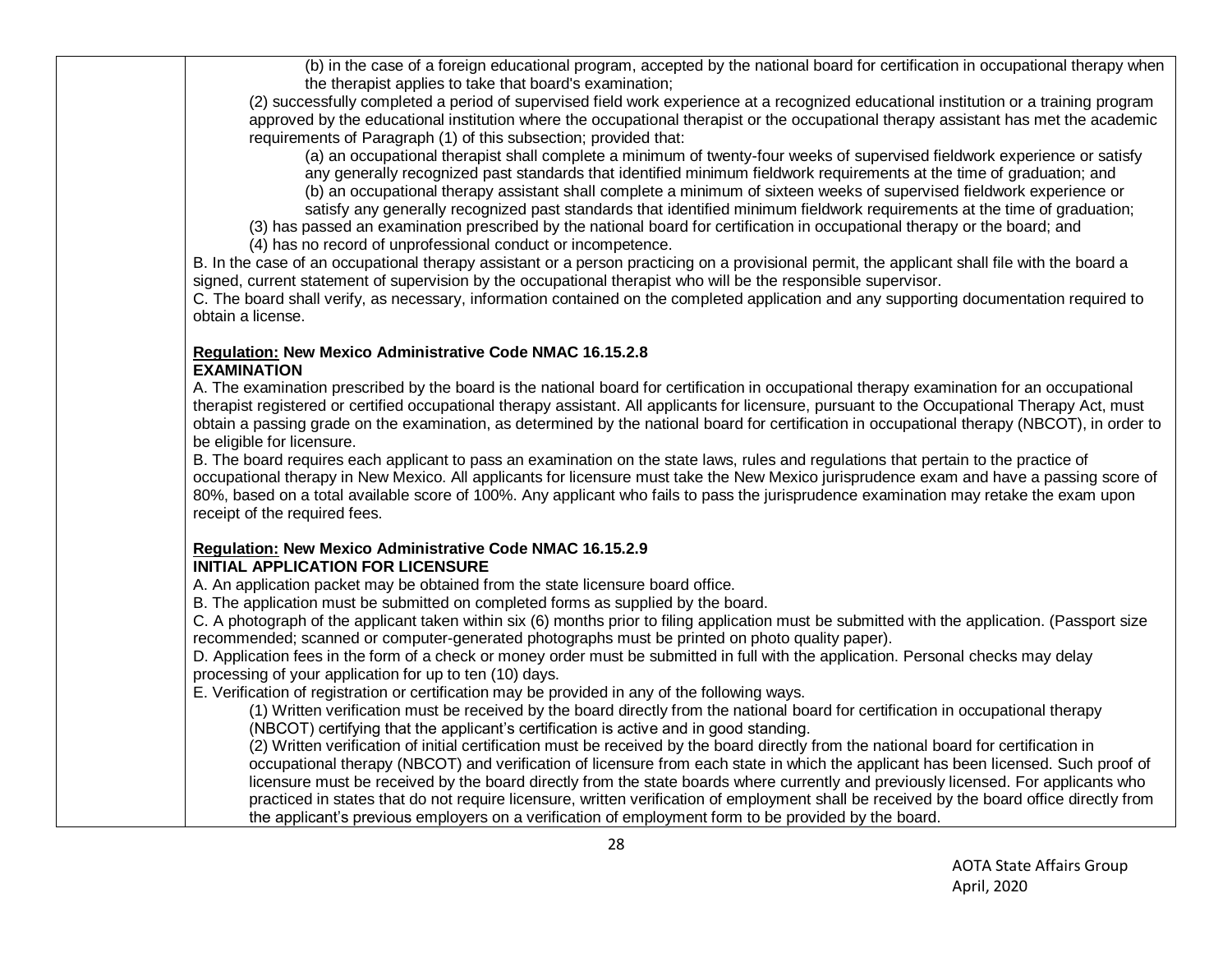(b) in the case of a foreign educational program, accepted by the national board for certification in occupational therapy when the therapist applies to take that board's examination;

(2) successfully completed a period of supervised field work experience at a recognized educational institution or a training program approved by the educational institution where the occupational therapist or the occupational therapy assistant has met the academic requirements of Paragraph (1) of this subsection; provided that:

(a) an occupational therapist shall complete a minimum of twenty-four weeks of supervised fieldwork experience or satisfy any generally recognized past standards that identified minimum fieldwork requirements at the time of graduation; and

(b) an occupational therapy assistant shall complete a minimum of sixteen weeks of supervised fieldwork experience or satisfy any generally recognized past standards that identified minimum fieldwork requirements at the time of graduation;

(3) has passed an examination prescribed by the national board for certification in occupational therapy or the board; and

(4) has no record of unprofessional conduct or incompetence.

B. In the case of an occupational therapy assistant or a person practicing on a provisional permit, the applicant shall file with the board a signed, current statement of supervision by the occupational therapist who will be the responsible supervisor.

C. The board shall verify, as necessary, information contained on the completed application and any supporting documentation required to obtain a license.

**<u>Regulation:</u> New Mexico Administrative Code NMAC 16.15.2.8**
**EXAMINATION**

A. The examination prescribed by the board is the national board for certification in occupational therapy examination for an occupational therapist registered or certified occupational therapy assistant. All applicants for licensure, pursuant to the Occupational Therapy Act, must obtain a passing grade on the examination, as determined by the national board for certification in occupational therapy (NBCOT), in order to be eligible for licensure.

B. The board requires each applicant to pass an examination on the state laws, rules and regulations that pertain to the practice of occupational therapy in New Mexico. All applicants for licensure must take the New Mexico jurisprudence exam and have a passing score of 80%, based on a total available score of 100%. Any applicant who fails to pass the jurisprudence examination may retake the exam upon receipt of the required fees.

**<u>Regulation:</u> New Mexico Administrative Code NMAC 16.15.2.9**
**INITIAL APPLICATION FOR LICENSURE**

A. An application packet may be obtained from the state licensure board office.

B. The application must be submitted on completed forms as supplied by the board.

C. A photograph of the applicant taken within six (6) months prior to filing application must be submitted with the application. (Passport size recommended; scanned or computer-generated photographs must be printed on photo quality paper).

D. Application fees in the form of a check or money order must be submitted in full with the application. Personal checks may delay processing of your application for up to ten (10) days.

E. Verification of registration or certification may be provided in any of the following ways.

(1) Written verification must be received by the board directly from the national board for certification in occupational therapy (NBCOT) certifying that the applicant's certification is active and in good standing.

(2) Written verification of initial certification must be received by the board directly from the national board for certification in occupational therapy (NBCOT) and verification of licensure from each state in which the applicant has been licensed. Such proof of licensure must be received by the board directly from the state boards where currently and previously licensed. For applicants who practiced in states that do not require licensure, written verification of employment shall be received by the board office directly from the applicant's previous employers on a verification of employment form to be provided by the board.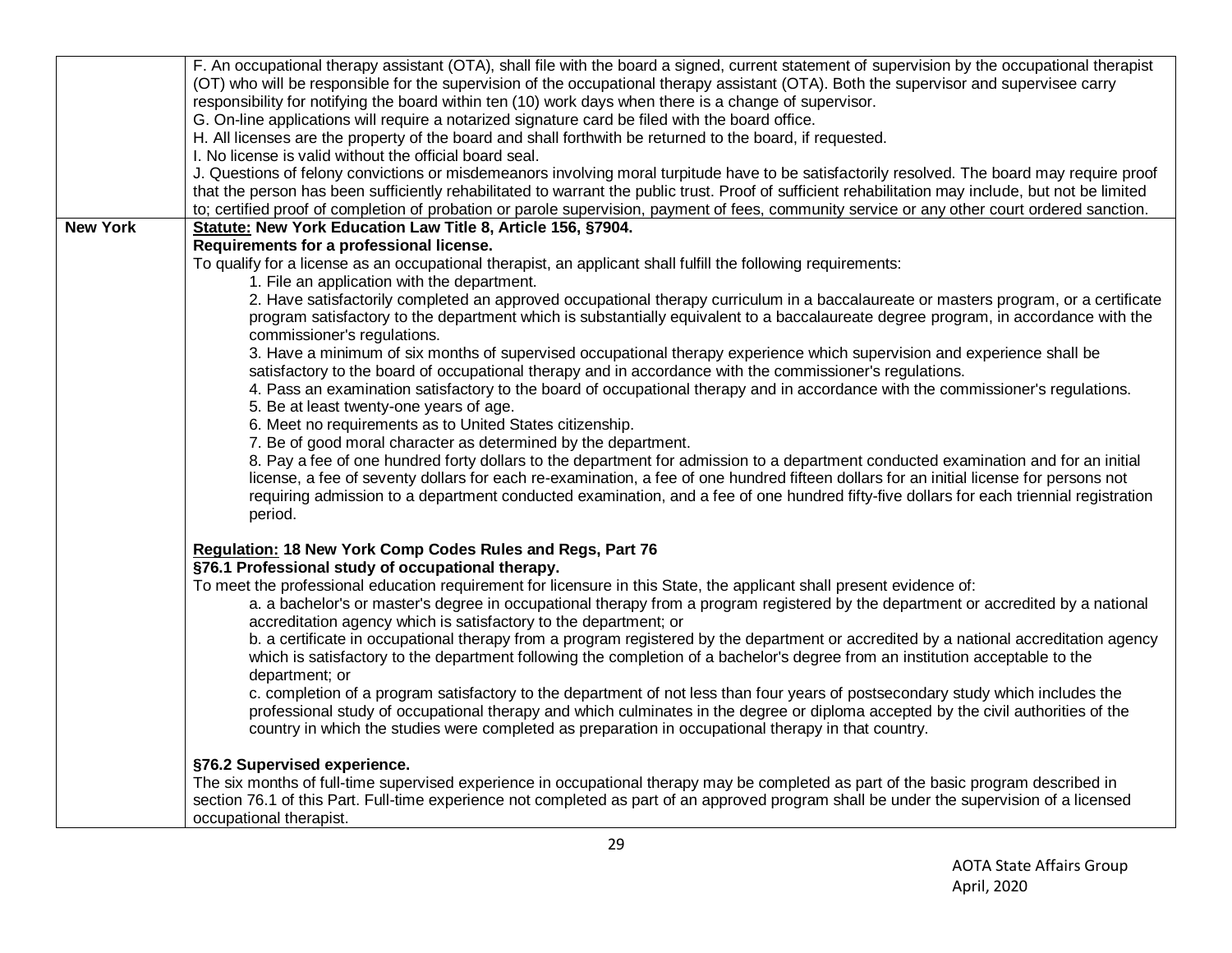| | |
|---|---|
| | F. An occupational therapy assistant (OTA), shall file with the board a signed, current statement of supervision by the occupational therapist (OT) who will be responsible for the supervision of the occupational therapy assistant (OTA). Both the supervisor and supervisee carry responsibility for notifying the board within ten (10) work days when there is a change of supervisor.<br>G. On-line applications will require a notarized signature card be filed with the board office.<br>H. All licenses are the property of the board and shall forthwith be returned to the board, if requested.<br>I. No license is valid without the official board seal.<br>J. Questions of felony convictions or misdemeanors involving moral turpitude have to be satisfactorily resolved. The board may require proof that the person has been sufficiently rehabilitated to warrant the public trust. Proof of sufficient rehabilitation may include, but not be limited to; certified proof of completion of probation or parole supervision, payment of fees, community service or any other court ordered sanction. |
| **New York** | **<u>Statute:</u> New York Education Law Title 8, Article 156, §7904.**<br>**Requirements for a professional license.**<br>To qualify for a license as an occupational therapist, an applicant shall fulfill the following requirements:<br>1. File an application with the department.<br>2. Have satisfactorily completed an approved occupational therapy curriculum in a baccalaureate or masters program, or a certificate program satisfactory to the department which is substantially equivalent to a baccalaureate degree program, in accordance with the commissioner's regulations.<br>3. Have a minimum of six months of supervised occupational therapy experience which supervision and experience shall be satisfactory to the board of occupational therapy and in accordance with the commissioner's regulations.<br>4. Pass an examination satisfactory to the board of occupational therapy and in accordance with the commissioner's regulations.<br>5. Be at least twenty-one years of age.<br>6. Meet no requirements as to United States citizenship.<br>7. Be of good moral character as determined by the department.<br>8. Pay a fee of one hundred forty dollars to the department for admission to a department conducted examination and for an initial license, a fee of seventy dollars for each re-examination, a fee of one hundred fifteen dollars for an initial license for persons not requiring admission to a department conducted examination, and a fee of one hundred fifty-five dollars for each triennial registration period.<br><br>**<u>Regulation:</u> 18 New York Comp Codes Rules and Regs, Part 76**<br>**§76.1 Professional study of occupational therapy.**<br>To meet the professional education requirement for licensure in this State, the applicant shall present evidence of:<br>a. a bachelor's or master's degree in occupational therapy from a program registered by the department or accredited by a national accreditation agency which is satisfactory to the department; or<br>b. a certificate in occupational therapy from a program registered by the department or accredited by a national accreditation agency which is satisfactory to the department following the completion of a bachelor's degree from an institution acceptable to the department; or<br>c. completion of a program satisfactory to the department of not less than four years of postsecondary study which includes the professional study of occupational therapy and which culminates in the degree or diploma accepted by the civil authorities of the country in which the studies were completed as preparation in occupational therapy in that country.<br><br>**§76.2 Supervised experience.**<br>The six months of full-time supervised experience in occupational therapy may be completed as part of the basic program described in section 76.1 of this Part. Full-time experience not completed as part of an approved program shall be under the supervision of a licensed occupational therapist. |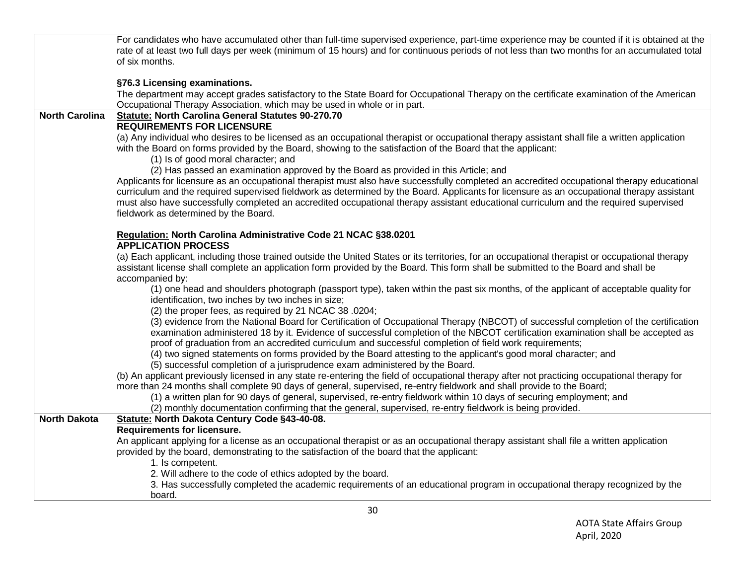| | |
|---|---|
| | For candidates who have accumulated other than full-time supervised experience, part-time experience may be counted if it is obtained at the rate of at least two full days per week (minimum of 15 hours) and for continuous periods of not less than two months for an accumulated total of six months.<br><br>**§76.3 Licensing examinations.**<br>The department may accept grades satisfactory to the State Board for Occupational Therapy on the certificate examination of the American Occupational Therapy Association, which may be used in whole or in part. |
| **North Carolina** | **<u>Statute:</u> North Carolina General Statutes 90-270.70**<br>**REQUIREMENTS FOR LICENSURE**<br>(a) Any individual who desires to be licensed as an occupational therapist or occupational therapy assistant shall file a written application with the Board on forms provided by the Board, showing to the satisfaction of the Board that the applicant:<br>(1) Is of good moral character; and<br>(2) Has passed an examination approved by the Board as provided in this Article; and<br>Applicants for licensure as an occupational therapist must also have successfully completed an accredited occupational therapy educational curriculum and the required supervised fieldwork as determined by the Board. Applicants for licensure as an occupational therapy assistant must also have successfully completed an accredited occupational therapy assistant educational curriculum and the required supervised fieldwork as determined by the Board.<br><br>**<u>Regulation:</u> North Carolina Administrative Code 21 NCAC §38.0201**<br>**APPLICATION PROCESS**<br>(a) Each applicant, including those trained outside the United States or its territories, for an occupational therapist or occupational therapy assistant license shall complete an application form provided by the Board. This form shall be submitted to the Board and shall be accompanied by:<br>(1) one head and shoulders photograph (passport type), taken within the past six months, of the applicant of acceptable quality for identification, two inches by two inches in size;<br>(2) the proper fees, as required by 21 NCAC 38 .0204;<br>(3) evidence from the National Board for Certification of Occupational Therapy (NBCOT) of successful completion of the certification examination administered 18 by it. Evidence of successful completion of the NBCOT certification examination shall be accepted as proof of graduation from an accredited curriculum and successful completion of field work requirements;<br>(4) two signed statements on forms provided by the Board attesting to the applicant's good moral character; and<br>(5) successful completion of a jurisprudence exam administered by the Board.<br>(b) An applicant previously licensed in any state re-entering the field of occupational therapy after not practicing occupational therapy for more than 24 months shall complete 90 days of general, supervised, re-entry fieldwork and shall provide to the Board;<br>(1) a written plan for 90 days of general, supervised, re-entry fieldwork within 10 days of securing employment; and<br>(2) monthly documentation confirming that the general, supervised, re-entry fieldwork is being provided. |
| **North Dakota** | **<u>Statute:</u> North Dakota Century Code §43-40-08.**<br>**Requirements for licensure.**<br>An applicant applying for a license as an occupational therapist or as an occupational therapy assistant shall file a written application provided by the board, demonstrating to the satisfaction of the board that the applicant:<br>1. Is competent.<br>2. Will adhere to the code of ethics adopted by the board.<br>3. Has successfully completed the academic requirements of an educational program in occupational therapy recognized by the board. |

AOTA State Affairs Group
April, 2020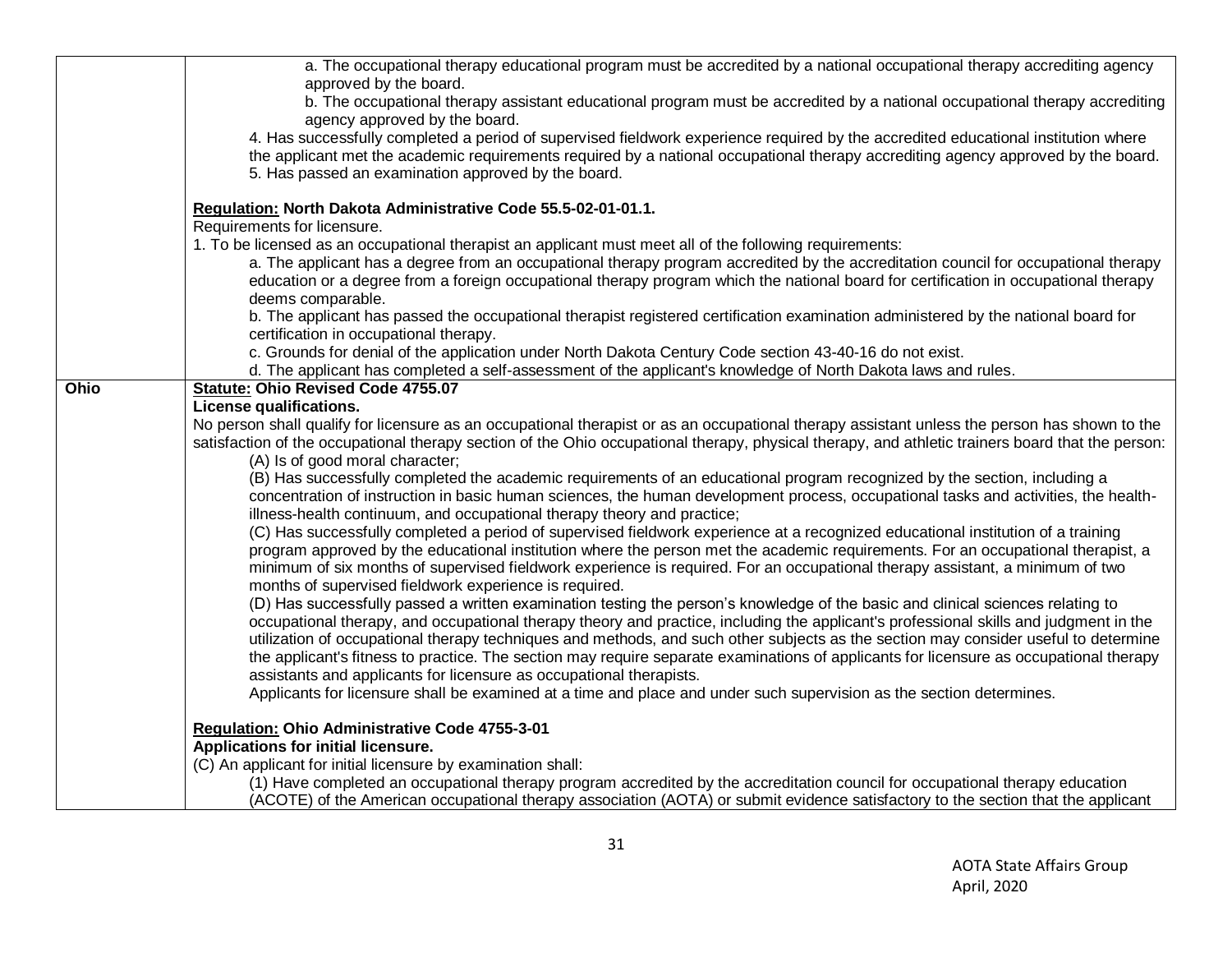| | |
|---|---|
| | a. The occupational therapy educational program must be accredited by a national occupational therapy accrediting agency approved by the board.<br>b. The occupational therapy assistant educational program must be accredited by a national occupational therapy accrediting agency approved by the board.<br>4. Has successfully completed a period of supervised fieldwork experience required by the accredited educational institution where the applicant met the academic requirements required by a national occupational therapy accrediting agency approved by the board.<br>5. Has passed an examination approved by the board.<br><br>**<u>Regulation:</u> North Dakota Administrative Code 55.5-02-01-01.1.**<br>Requirements for licensure.<br>1. To be licensed as an occupational therapist an applicant must meet all of the following requirements:<br>a. The applicant has a degree from an occupational therapy program accredited by the accreditation council for occupational therapy education or a degree from a foreign occupational therapy program which the national board for certification in occupational therapy deems comparable.<br>b. The applicant has passed the occupational therapist registered certification examination administered by the national board for certification in occupational therapy.<br>c. Grounds for denial of the application under North Dakota Century Code section 43-40-16 do not exist.<br>d. The applicant has completed a self-assessment of the applicant's knowledge of North Dakota laws and rules. |
| **Ohio** | **<u>Statute:</u> Ohio Revised Code 4755.07**<br>**License qualifications.**<br>No person shall qualify for licensure as an occupational therapist or as an occupational therapy assistant unless the person has shown to the satisfaction of the occupational therapy section of the Ohio occupational therapy, physical therapy, and athletic trainers board that the person:<br>(A) Is of good moral character;<br>(B) Has successfully completed the academic requirements of an educational program recognized by the section, including a concentration of instruction in basic human sciences, the human development process, occupational tasks and activities, the health-illness-health continuum, and occupational therapy theory and practice;<br>(C) Has successfully completed a period of supervised fieldwork experience at a recognized educational institution of a training program approved by the educational institution where the person met the academic requirements. For an occupational therapist, a minimum of six months of supervised fieldwork experience is required. For an occupational therapy assistant, a minimum of two months of supervised fieldwork experience is required.<br>(D) Has successfully passed a written examination testing the person's knowledge of the basic and clinical sciences relating to occupational therapy, and occupational therapy theory and practice, including the applicant's professional skills and judgment in the utilization of occupational therapy techniques and methods, and such other subjects as the section may consider useful to determine the applicant's fitness to practice. The section may require separate examinations of applicants for licensure as occupational therapy assistants and applicants for licensure as occupational therapists.<br>Applicants for licensure shall be examined at a time and place and under such supervision as the section determines.<br><br>**<u>Regulation:</u> Ohio Administrative Code 4755-3-01**<br>**Applications for initial licensure.**<br>(C) An applicant for initial licensure by examination shall:<br>(1) Have completed an occupational therapy program accredited by the accreditation council for occupational therapy education (ACOTE) of the American occupational therapy association (AOTA) or submit evidence satisfactory to the section that the applicant |

AOTA State Affairs Group
April, 2020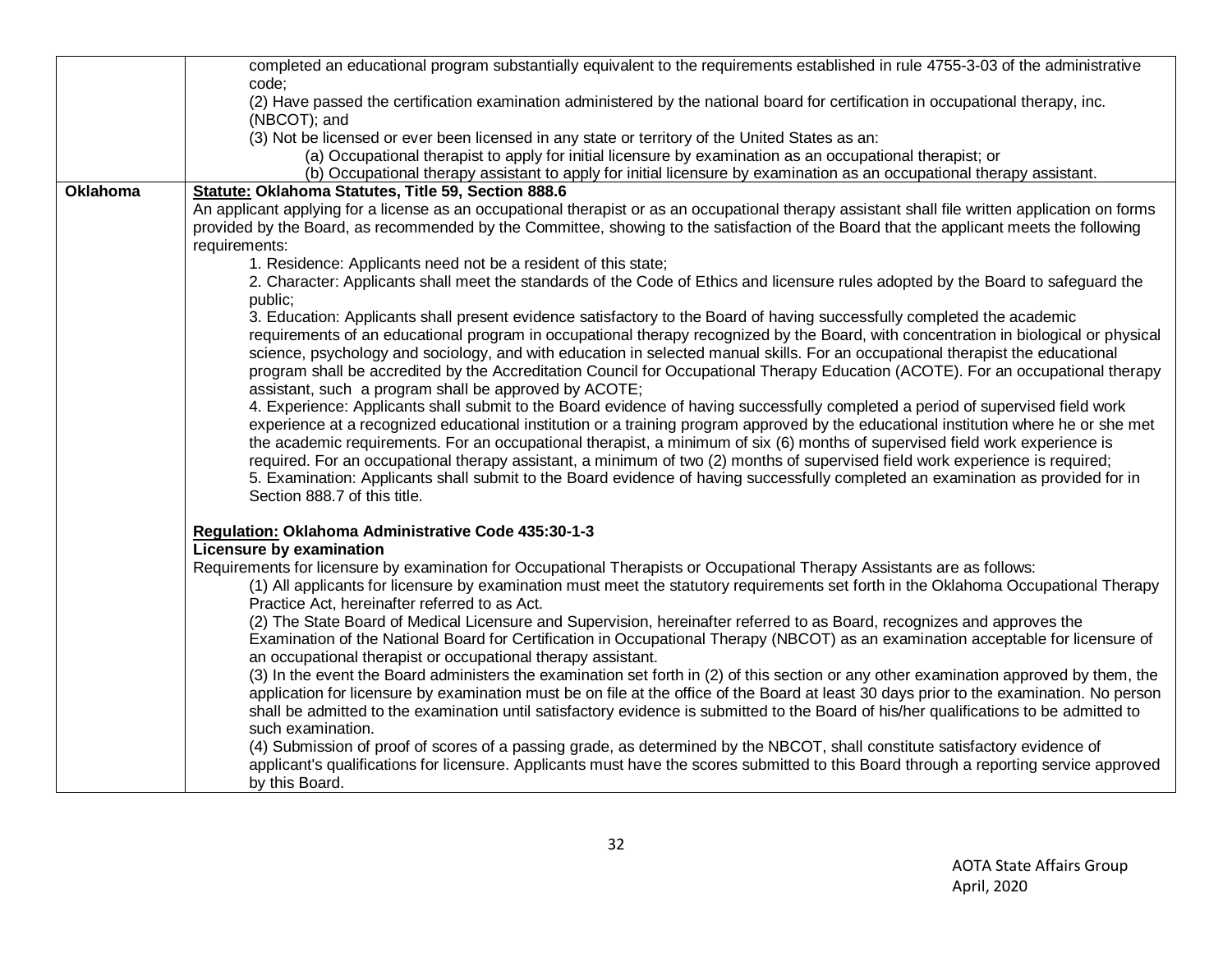| | |
|---|---|
| | completed an educational program substantially equivalent to the requirements established in rule 4755-3-03 of the administrative code;<br>(2) Have passed the certification examination administered by the national board for certification in occupational therapy, inc. (NBCOT); and<br>(3) Not be licensed or ever been licensed in any state or territory of the United States as an:<br>(a) Occupational therapist to apply for initial licensure by examination as an occupational therapist; or<br>(b) Occupational therapy assistant to apply for initial licensure by examination as an occupational therapy assistant. |
| **Oklahoma** | **<u>Statute:</u> Oklahoma Statutes, Title 59, Section 888.6**<br>An applicant applying for a license as an occupational therapist or as an occupational therapy assistant shall file written application on forms provided by the Board, as recommended by the Committee, showing to the satisfaction of the Board that the applicant meets the following requirements:<br>1. Residence: Applicants need not be a resident of this state;<br>2. Character: Applicants shall meet the standards of the Code of Ethics and licensure rules adopted by the Board to safeguard the public;<br>3. Education: Applicants shall present evidence satisfactory to the Board of having successfully completed the academic requirements of an educational program in occupational therapy recognized by the Board, with concentration in biological or physical science, psychology and sociology, and with education in selected manual skills. For an occupational therapist the educational program shall be accredited by the Accreditation Council for Occupational Therapy Education (ACOTE). For an occupational therapy assistant, such a program shall be approved by ACOTE;<br>4. Experience: Applicants shall submit to the Board evidence of having successfully completed a period of supervised field work experience at a recognized educational institution or a training program approved by the educational institution where he or she met the academic requirements. For an occupational therapist, a minimum of six (6) months of supervised field work experience is required. For an occupational therapy assistant, a minimum of two (2) months of supervised field work experience is required;<br>5. Examination: Applicants shall submit to the Board evidence of having successfully completed an examination as provided for in Section 888.7 of this title.<br><br>**<u>Regulation:</u> Oklahoma Administrative Code 435:30-1-3**<br>**Licensure by examination**<br>Requirements for licensure by examination for Occupational Therapists or Occupational Therapy Assistants are as follows:<br>(1) All applicants for licensure by examination must meet the statutory requirements set forth in the Oklahoma Occupational Therapy Practice Act, hereinafter referred to as Act.<br>(2) The State Board of Medical Licensure and Supervision, hereinafter referred to as Board, recognizes and approves the Examination of the National Board for Certification in Occupational Therapy (NBCOT) as an examination acceptable for licensure of an occupational therapist or occupational therapy assistant.<br>(3) In the event the Board administers the examination set forth in (2) of this section or any other examination approved by them, the application for licensure by examination must be on file at the office of the Board at least 30 days prior to the examination. No person shall be admitted to the examination until satisfactory evidence is submitted to the Board of his/her qualifications to be admitted to such examination.<br>(4) Submission of proof of scores of a passing grade, as determined by the NBCOT, shall constitute satisfactory evidence of applicant's qualifications for licensure. Applicants must have the scores submitted to this Board through a reporting service approved by this Board. |

AOTA State Affairs Group
April, 2020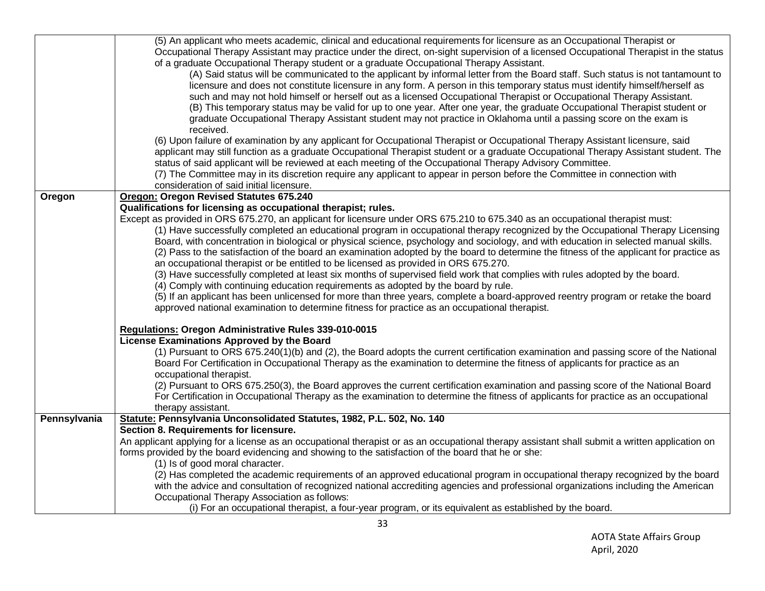| | |
|---|---|
| | (5) An applicant who meets academic, clinical and educational requirements for licensure as an Occupational Therapist or Occupational Therapy Assistant may practice under the direct, on-sight supervision of a licensed Occupational Therapist in the status of a graduate Occupational Therapy student or a graduate Occupational Therapy Assistant.<br>(A) Said status will be communicated to the applicant by informal letter from the Board staff. Such status is not tantamount to licensure and does not constitute licensure in any form. A person in this temporary status must identify himself/herself as such and may not hold himself or herself out as a licensed Occupational Therapist or Occupational Therapy Assistant.<br>(B) This temporary status may be valid for up to one year. After one year, the graduate Occupational Therapist student or graduate Occupational Therapy Assistant student may not practice in Oklahoma until a passing score on the exam is received.<br>(6) Upon failure of examination by any applicant for Occupational Therapist or Occupational Therapy Assistant licensure, said applicant may still function as a graduate Occupational Therapist student or a graduate Occupational Therapy Assistant student. The status of said applicant will be reviewed at each meeting of the Occupational Therapy Advisory Committee.<br>(7) The Committee may in its discretion require any applicant to appear in person before the Committee in connection with consideration of said initial licensure. |
| **Oregon** | **Oregon: Oregon Revised Statutes 675.240**<br>**Qualifications for licensing as occupational therapist; rules.**<br>Except as provided in ORS 675.270, an applicant for licensure under ORS 675.210 to 675.340 as an occupational therapist must:<br>(1) Have successfully completed an educational program in occupational therapy recognized by the Occupational Therapy Licensing Board, with concentration in biological or physical science, psychology and sociology, and with education in selected manual skills.<br>(2) Pass to the satisfaction of the board an examination adopted by the board to determine the fitness of the applicant for practice as an occupational therapist or be entitled to be licensed as provided in ORS 675.270.<br>(3) Have successfully completed at least six months of supervised field work that complies with rules adopted by the board.<br>(4) Comply with continuing education requirements as adopted by the board by rule.<br>(5) If an applicant has been unlicensed for more than three years, complete a board-approved reentry program or retake the board approved national examination to determine fitness for practice as an occupational therapist.<br><br>**Regulations: Oregon Administrative Rules 339-010-0015**<br>**License Examinations Approved by the Board**<br>(1) Pursuant to ORS 675.240(1)(b) and (2), the Board adopts the current certification examination and passing score of the National Board For Certification in Occupational Therapy as the examination to determine the fitness of applicants for practice as an occupational therapist.<br>(2) Pursuant to ORS 675.250(3), the Board approves the current certification examination and passing score of the National Board For Certification in Occupational Therapy as the examination to determine the fitness of applicants for practice as an occupational therapy assistant. |
| **Pennsylvania** | **Statute: Pennsylvania Unconsolidated Statutes, 1982, P.L. 502, No. 140**<br>**Section 8. Requirements for licensure.**<br>An applicant applying for a license as an occupational therapist or as an occupational therapy assistant shall submit a written application on forms provided by the board evidencing and showing to the satisfaction of the board that he or she:<br>(1) Is of good moral character.<br>(2) Has completed the academic requirements of an approved educational program in occupational therapy recognized by the board with the advice and consultation of recognized national accrediting agencies and professional organizations including the American Occupational Therapy Association as follows:<br>(i) For an occupational therapist, a four-year program, or its equivalent as established by the board. |

AOTA State Affairs Group
April, 2020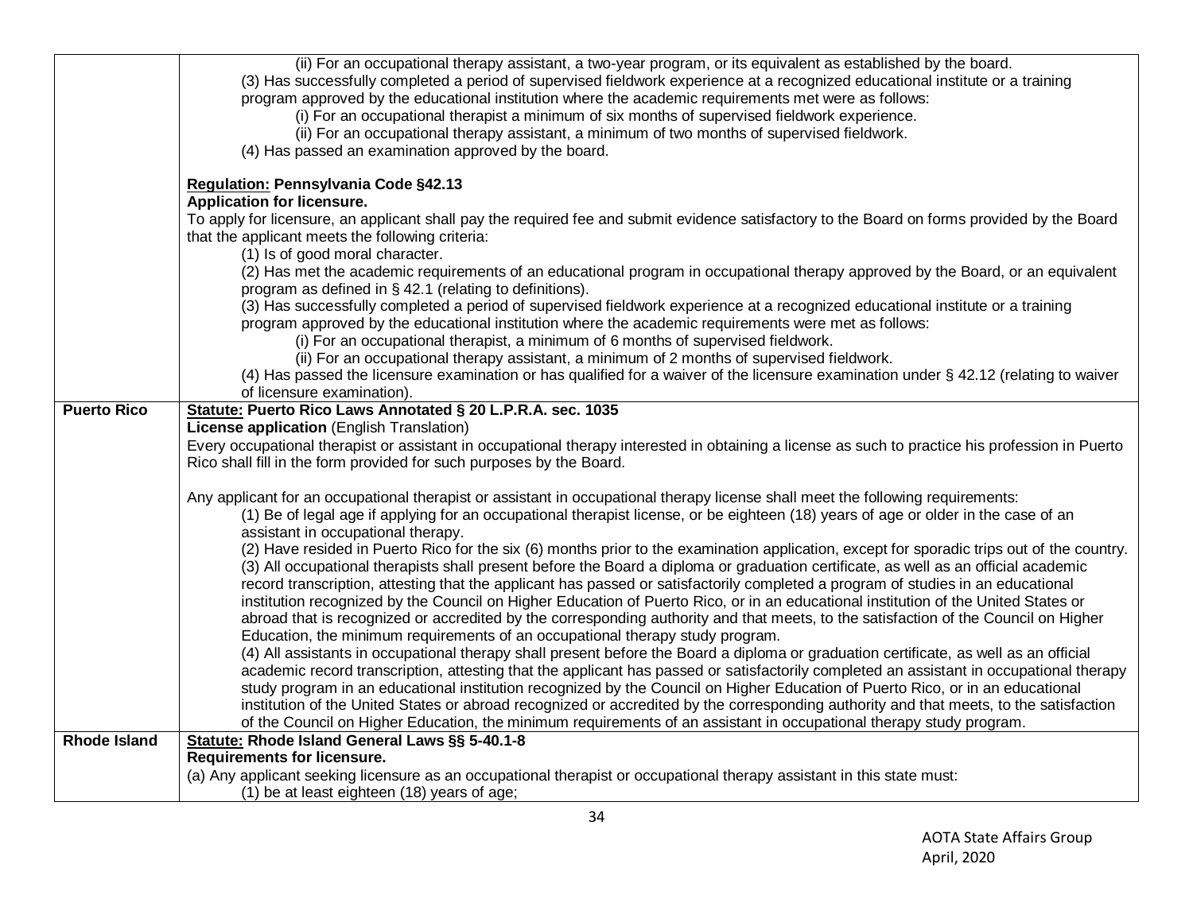| | |
|---|---|
| | (ii) For an occupational therapy assistant, a two-year program, or its equivalent as established by the board.<br>(3) Has successfully completed a period of supervised fieldwork experience at a recognized educational institute or a training program approved by the educational institution where the academic requirements met were as follows:<br>(i) For an occupational therapist a minimum of six months of supervised fieldwork experience.<br>(ii) For an occupational therapy assistant, a minimum of two months of supervised fieldwork.<br>(4) Has passed an examination approved by the board.<br><br>**Regulation: Pennsylvania Code §42.13**<br>**Application for licensure.**<br>To apply for licensure, an applicant shall pay the required fee and submit evidence satisfactory to the Board on forms provided by the Board that the applicant meets the following criteria:<br>(1) Is of good moral character.<br>(2) Has met the academic requirements of an educational program in occupational therapy approved by the Board, or an equivalent program as defined in § 42.1 (relating to definitions).<br>(3) Has successfully completed a period of supervised fieldwork experience at a recognized educational institute or a training program approved by the educational institution where the academic requirements were met as follows:<br>(i) For an occupational therapist, a minimum of 6 months of supervised fieldwork.<br>(ii) For an occupational therapy assistant, a minimum of 2 months of supervised fieldwork.<br>(4) Has passed the licensure examination or has qualified for a waiver of the licensure examination under § 42.12 (relating to waiver of licensure examination). |
| **Puerto Rico** | **Statute: Puerto Rico Laws Annotated § 20 L.P.R.A. sec. 1035**<br>**License application** (English Translation)<br>Every occupational therapist or assistant in occupational therapy interested in obtaining a license as such to practice his profession in Puerto Rico shall fill in the form provided for such purposes by the Board.<br><br>Any applicant for an occupational therapist or assistant in occupational therapy license shall meet the following requirements:<br>(1) Be of legal age if applying for an occupational therapist license, or be eighteen (18) years of age or older in the case of an assistant in occupational therapy.<br>(2) Have resided in Puerto Rico for the six (6) months prior to the examination application, except for sporadic trips out of the country.<br>(3) All occupational therapists shall present before the Board a diploma or graduation certificate, as well as an official academic record transcription, attesting that the applicant has passed or satisfactorily completed a program of studies in an educational institution recognized by the Council on Higher Education of Puerto Rico, or in an educational institution of the United States or abroad that is recognized or accredited by the corresponding authority and that meets, to the satisfaction of the Council on Higher Education, the minimum requirements of an occupational therapy study program.<br>(4) All assistants in occupational therapy shall present before the Board a diploma or graduation certificate, as well as an official academic record transcription, attesting that the applicant has passed or satisfactorily completed an assistant in occupational therapy study program in an educational institution recognized by the Council on Higher Education of Puerto Rico, or in an educational institution of the United States or abroad recognized or accredited by the corresponding authority and that meets, to the satisfaction of the Council on Higher Education, the minimum requirements of an assistant in occupational therapy study program. |
| **Rhode Island** | **Statute: Rhode Island General Laws §§ 5-40.1-8**<br>**Requirements for licensure.**<br>(a) Any applicant seeking licensure as an occupational therapist or occupational therapy assistant in this state must:<br>(1) be at least eighteen (18) years of age; |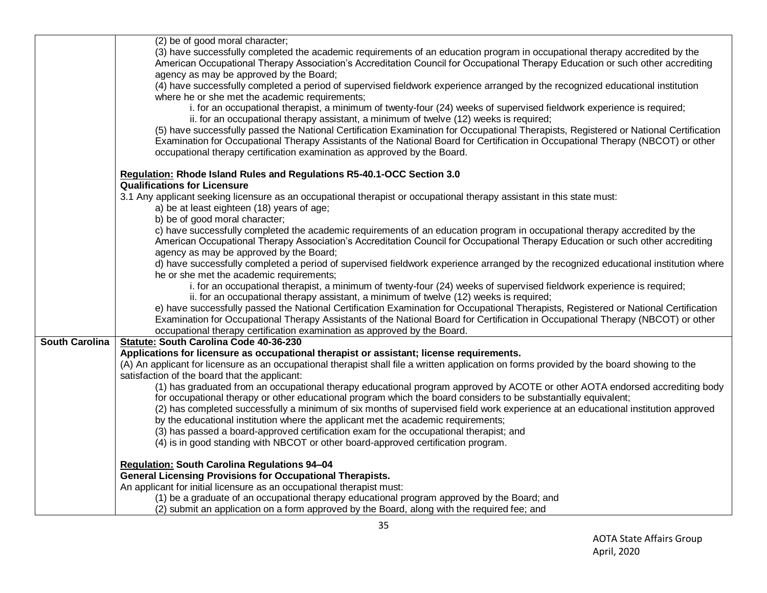| | |
|---|---|
| | (2) be of good moral character;<br>(3) have successfully completed the academic requirements of an education program in occupational therapy accredited by the American Occupational Therapy Association's Accreditation Council for Occupational Therapy Education or such other accrediting agency as may be approved by the Board;<br>(4) have successfully completed a period of supervised fieldwork experience arranged by the recognized educational institution where he or she met the academic requirements;<br>i. for an occupational therapist, a minimum of twenty-four (24) weeks of supervised fieldwork experience is required;<br>ii. for an occupational therapy assistant, a minimum of twelve (12) weeks is required;<br>(5) have successfully passed the National Certification Examination for Occupational Therapists, Registered or National Certification Examination for Occupational Therapy Assistants of the National Board for Certification in Occupational Therapy (NBCOT) or other occupational therapy certification examination as approved by the Board.<br><br>**<u>Regulation:</u> Rhode Island Rules and Regulations R5-40.1-OCC Section 3.0**<br>**Qualifications for Licensure**<br>3.1 Any applicant seeking licensure as an occupational therapist or occupational therapy assistant in this state must:<br>a) be at least eighteen (18) years of age;<br>b) be of good moral character;<br>c) have successfully completed the academic requirements of an education program in occupational therapy accredited by the American Occupational Therapy Association's Accreditation Council for Occupational Therapy Education or such other accrediting agency as may be approved by the Board;<br>d) have successfully completed a period of supervised fieldwork experience arranged by the recognized educational institution where he or she met the academic requirements;<br>i. for an occupational therapist, a minimum of twenty-four (24) weeks of supervised fieldwork experience is required;<br>ii. for an occupational therapy assistant, a minimum of twelve (12) weeks is required;<br>e) have successfully passed the National Certification Examination for Occupational Therapists, Registered or National Certification Examination for Occupational Therapy Assistants of the National Board for Certification in Occupational Therapy (NBCOT) or other occupational therapy certification examination as approved by the Board. |
| **South Carolina** | **<u>Statute:</u> South Carolina Code 40-36-230**<br>**Applications for licensure as occupational therapist or assistant; license requirements.**<br>(A) An applicant for licensure as an occupational therapist shall file a written application on forms provided by the board showing to the satisfaction of the board that the applicant:<br>(1) has graduated from an occupational therapy educational program approved by ACOTE or other AOTA endorsed accrediting body for occupational therapy or other educational program which the board considers to be substantially equivalent;<br>(2) has completed successfully a minimum of six months of supervised field work experience at an educational institution approved by the educational institution where the applicant met the academic requirements;<br>(3) has passed a board-approved certification exam for the occupational therapist; and<br>(4) is in good standing with NBCOT or other board-approved certification program.<br><br>**<u>Regulation:</u> South Carolina Regulations 94–04**<br>**General Licensing Provisions for Occupational Therapists.**<br>An applicant for initial licensure as an occupational therapist must:<br>(1) be a graduate of an occupational therapy educational program approved by the Board; and<br>(2) submit an application on a form approved by the Board, along with the required fee; and |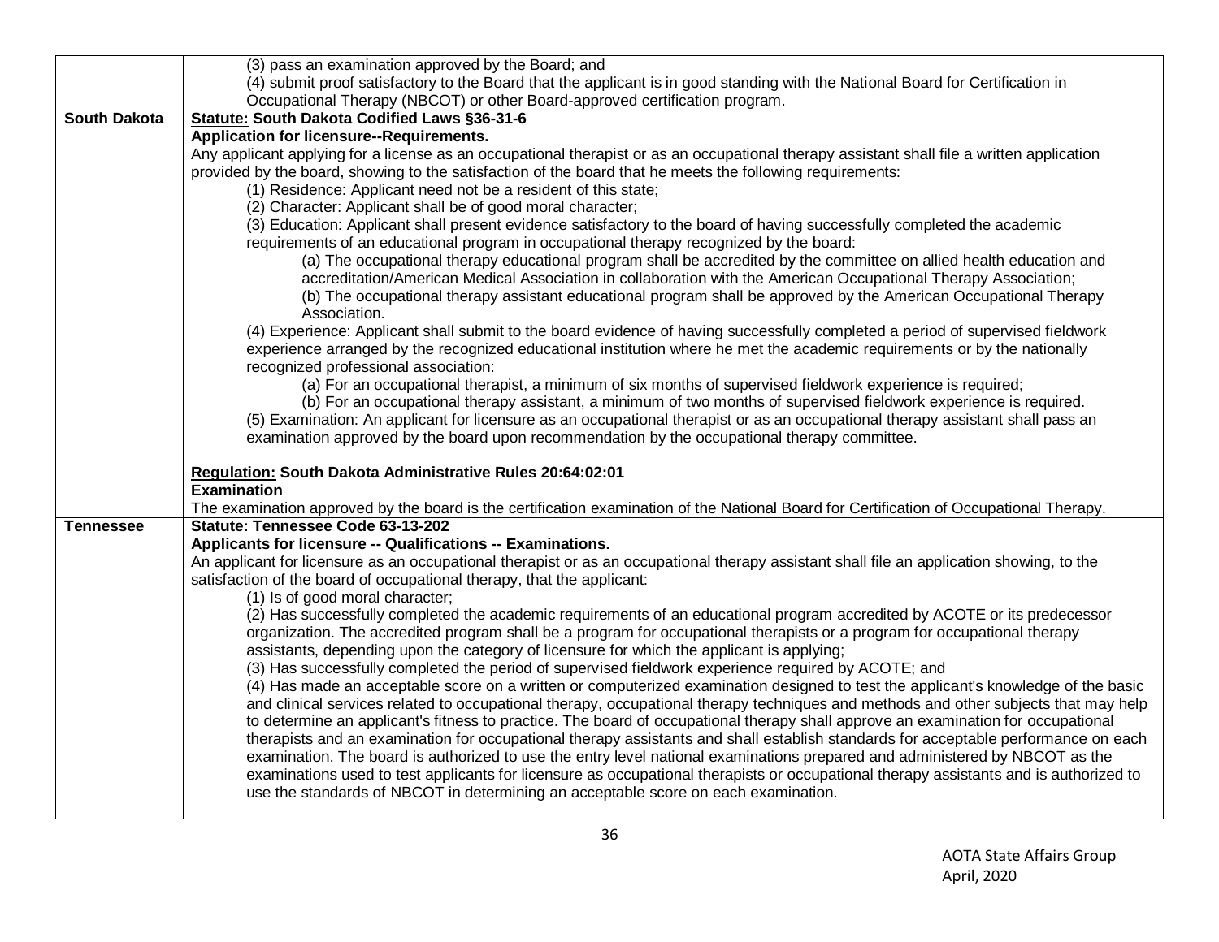| | |
|---|---|
| | (3) pass an examination approved by the Board; and<br>(4) submit proof satisfactory to the Board that the applicant is in good standing with the National Board for Certification in Occupational Therapy (NBCOT) or other Board-approved certification program. |
| **South Dakota** | **<u>Statute:</u> South Dakota Codified Laws §36-31-6**<br>**Application for licensure--Requirements.**<br>Any applicant applying for a license as an occupational therapist or as an occupational therapy assistant shall file a written application provided by the board, showing to the satisfaction of the board that he meets the following requirements:<br>(1) Residence: Applicant need not be a resident of this state;<br>(2) Character: Applicant shall be of good moral character;<br>(3) Education: Applicant shall present evidence satisfactory to the board of having successfully completed the academic requirements of an educational program in occupational therapy recognized by the board:<br>(a) The occupational therapy educational program shall be accredited by the committee on allied health education and accreditation/American Medical Association in collaboration with the American Occupational Therapy Association;<br>(b) The occupational therapy assistant educational program shall be approved by the American Occupational Therapy Association.<br>(4) Experience: Applicant shall submit to the board evidence of having successfully completed a period of supervised fieldwork experience arranged by the recognized educational institution where he met the academic requirements or by the nationally recognized professional association:<br>(a) For an occupational therapist, a minimum of six months of supervised fieldwork experience is required;<br>(b) For an occupational therapy assistant, a minimum of two months of supervised fieldwork experience is required.<br>(5) Examination: An applicant for licensure as an occupational therapist or as an occupational therapy assistant shall pass an examination approved by the board upon recommendation by the occupational therapy committee.<br><br>**<u>Regulation:</u> South Dakota Administrative Rules 20:64:02:01**<br>**Examination**<br>The examination approved by the board is the certification examination of the National Board for Certification of Occupational Therapy. |
| **Tennessee** | **<u>Statute:</u> Tennessee Code 63-13-202**<br>**Applicants for licensure -- Qualifications -- Examinations.**<br>An applicant for licensure as an occupational therapist or as an occupational therapy assistant shall file an application showing, to the satisfaction of the board of occupational therapy, that the applicant:<br>(1) Is of good moral character;<br>(2) Has successfully completed the academic requirements of an educational program accredited by ACOTE or its predecessor organization. The accredited program shall be a program for occupational therapists or a program for occupational therapy assistants, depending upon the category of licensure for which the applicant is applying;<br>(3) Has successfully completed the period of supervised fieldwork experience required by ACOTE; and<br>(4) Has made an acceptable score on a written or computerized examination designed to test the applicant's knowledge of the basic and clinical services related to occupational therapy, occupational therapy techniques and methods and other subjects that may help to determine an applicant's fitness to practice. The board of occupational therapy shall approve an examination for occupational therapists and an examination for occupational therapy assistants and shall establish standards for acceptable performance on each examination. The board is authorized to use the entry level national examinations prepared and administered by NBCOT as the examinations used to test applicants for licensure as occupational therapists or occupational therapy assistants and is authorized to use the standards of NBCOT in determining an acceptable score on each examination. |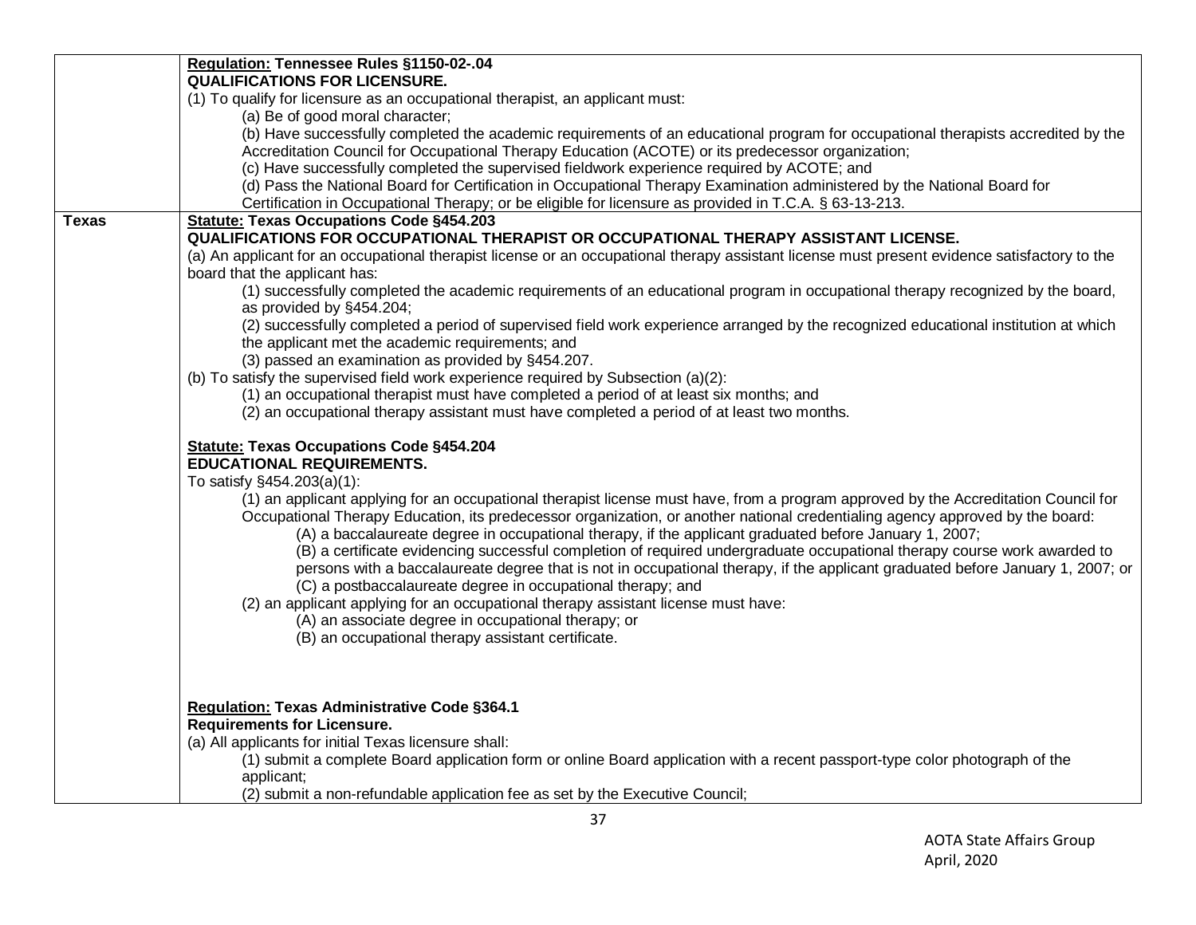| | |
|---|---|
| | **Regulation: Tennessee Rules §1150-02-.04**<br>**QUALIFICATIONS FOR LICENSURE.**<br>(1) To qualify for licensure as an occupational therapist, an applicant must:<br>(a) Be of good moral character;<br>(b) Have successfully completed the academic requirements of an educational program for occupational therapists accredited by the Accreditation Council for Occupational Therapy Education (ACOTE) or its predecessor organization;<br>(c) Have successfully completed the supervised fieldwork experience required by ACOTE; and<br>(d) Pass the National Board for Certification in Occupational Therapy Examination administered by the National Board for Certification in Occupational Therapy; or be eligible for licensure as provided in T.C.A. § 63-13-213. |
| **Texas** | **Statute: Texas Occupations Code §454.203**<br>**QUALIFICATIONS FOR OCCUPATIONAL THERAPIST OR OCCUPATIONAL THERAPY ASSISTANT LICENSE.**<br>(a) An applicant for an occupational therapist license or an occupational therapy assistant license must present evidence satisfactory to the board that the applicant has:<br>(1) successfully completed the academic requirements of an educational program in occupational therapy recognized by the board, as provided by §454.204;<br>(2) successfully completed a period of supervised field work experience arranged by the recognized educational institution at which the applicant met the academic requirements; and<br>(3) passed an examination as provided by §454.207.<br>(b) To satisfy the supervised field work experience required by Subsection (a)(2):<br>(1) an occupational therapist must have completed a period of at least six months; and<br>(2) an occupational therapy assistant must have completed a period of at least two months.<br><br>**Statute: Texas Occupations Code §454.204**<br>**EDUCATIONAL REQUIREMENTS.**<br>To satisfy §454.203(a)(1):<br>(1) an applicant applying for an occupational therapist license must have, from a program approved by the Accreditation Council for Occupational Therapy Education, its predecessor organization, or another national credentialing agency approved by the board:<br>(A) a baccalaureate degree in occupational therapy, if the applicant graduated before January 1, 2007;<br>(B) a certificate evidencing successful completion of required undergraduate occupational therapy course work awarded to persons with a baccalaureate degree that is not in occupational therapy, if the applicant graduated before January 1, 2007; or<br>(C) a postbaccalaureate degree in occupational therapy; and<br>(2) an applicant applying for an occupational therapy assistant license must have:<br>(A) an associate degree in occupational therapy; or<br>(B) an occupational therapy assistant certificate.<br><br>**Regulation: Texas Administrative Code §364.1**<br>**Requirements for Licensure.**<br>(a) All applicants for initial Texas licensure shall:<br>(1) submit a complete Board application form or online Board application with a recent passport-type color photograph of the applicant;<br>(2) submit a non-refundable application fee as set by the Executive Council; |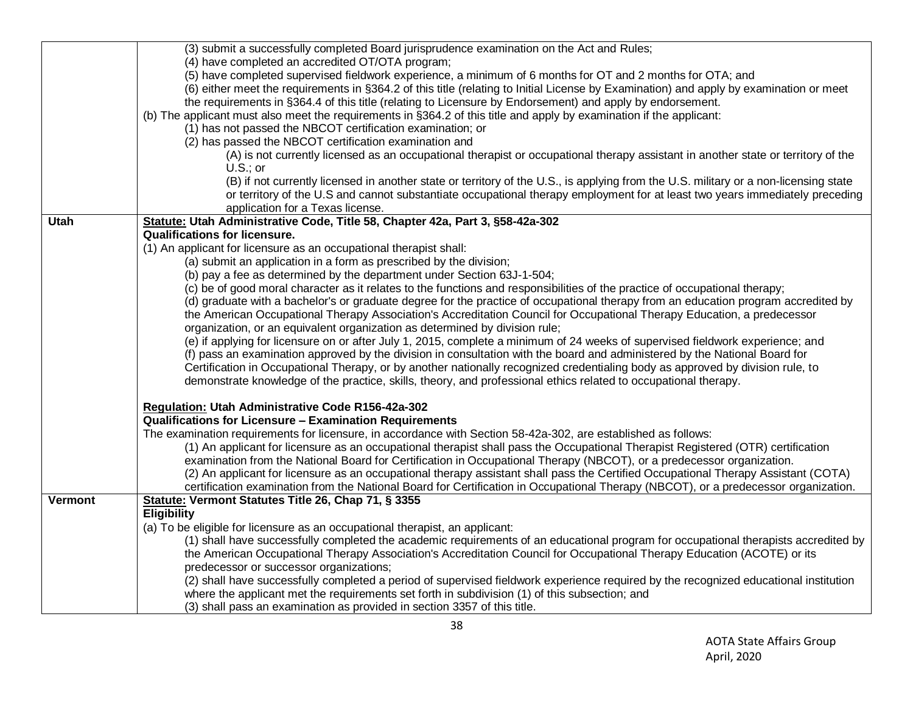| | |
|---|---|
| | (3) submit a successfully completed Board jurisprudence examination on the Act and Rules;<br>(4) have completed an accredited OT/OTA program;<br>(5) have completed supervised fieldwork experience, a minimum of 6 months for OT and 2 months for OTA; and<br>(6) either meet the requirements in §364.2 of this title (relating to Initial License by Examination) and apply by examination or meet the requirements in §364.4 of this title (relating to Licensure by Endorsement) and apply endorsement.<br>(b) The applicant must also meet the requirements in §364.2 of this title and apply by examination if the applicant:<br>(1) has not passed the NBCOT certification examination; or<br>(2) has passed the NBCOT certification examination and<br>(A) is not currently licensed as an occupational therapist or occupational therapy assistant in another state or territory of the U.S.; or<br>(B) if not currently licensed in another state or territory of the U.S., is applying from the U.S. military or a non-licensing state or territory of the U.S and cannot substantiate occupational therapy employment for at least two years immediately preceding application for a Texas license. |
| **Utah** | **<u>Statute:</u> Utah Administrative Code, Title 58, Chapter 42a, Part 3, §58-42a-302**<br>**Qualifications for licensure.**<br>(1) An applicant for licensure as an occupational therapist shall:<br>(a) submit an application in a form as prescribed by the division;<br>(b) pay a fee as determined by the department under Section 63J-1-504;<br>(c) be of good moral character as it relates to the functions and responsibilities of the practice of occupational therapy;<br>(d) graduate with a bachelor's or graduate degree for the practice of occupational therapy from an education program accredited by the American Occupational Therapy Association's Accreditation Council for Occupational Therapy Education, a predecessor organization, or an equivalent organization as determined by division rule;<br>(e) if applying for licensure on or after July 1, 2015, complete a minimum of 24 weeks of supervised fieldwork experience; and<br>(f) pass an examination approved by the division in consultation with the board and administered by the National Board for Certification in Occupational Therapy, or by another nationally recognized credentialing body as approved by division rule, to demonstrate knowledge of the practice, skills, theory, and professional ethics related to occupational therapy.<br><br>**<u>Regulation:</u> Utah Administrative Code R156-42a-302**<br>**Qualifications for Licensure – Examination Requirements**<br>The examination requirements for licensure, in accordance with Section 58-42a-302, are established as follows:<br>(1) An applicant for licensure as an occupational therapist shall pass the Occupational Therapist Registered (OTR) certification examination from the National Board for Certification in Occupational Therapy (NBCOT), or a predecessor organization.<br>(2) An applicant for licensure as an occupational therapy assistant shall pass the Certified Occupational Therapy Assistant (COTA) certification examination from the National Board for Certification in Occupational Therapy (NBCOT), or a predecessor organization. |
| **Vermont** | **<u>Statute:</u> Vermont Statutes Title 26, Chap 71, § 3355**<br>**Eligibility**<br>(a) To be eligible for licensure as an occupational therapist, an applicant:<br>(1) shall have successfully completed the academic requirements of an educational program for occupational therapists accredited by the American Occupational Therapy Association's Accreditation Council for Occupational Therapy Education (ACOTE) or its predecessor or successor organizations;<br>(2) shall have successfully completed a period of supervised fieldwork experience required by the recognized educational institution where the applicant met the requirements set forth in subdivision (1) of this subsection; and<br>(3) shall pass an examination as provided in section 3357 of this title. |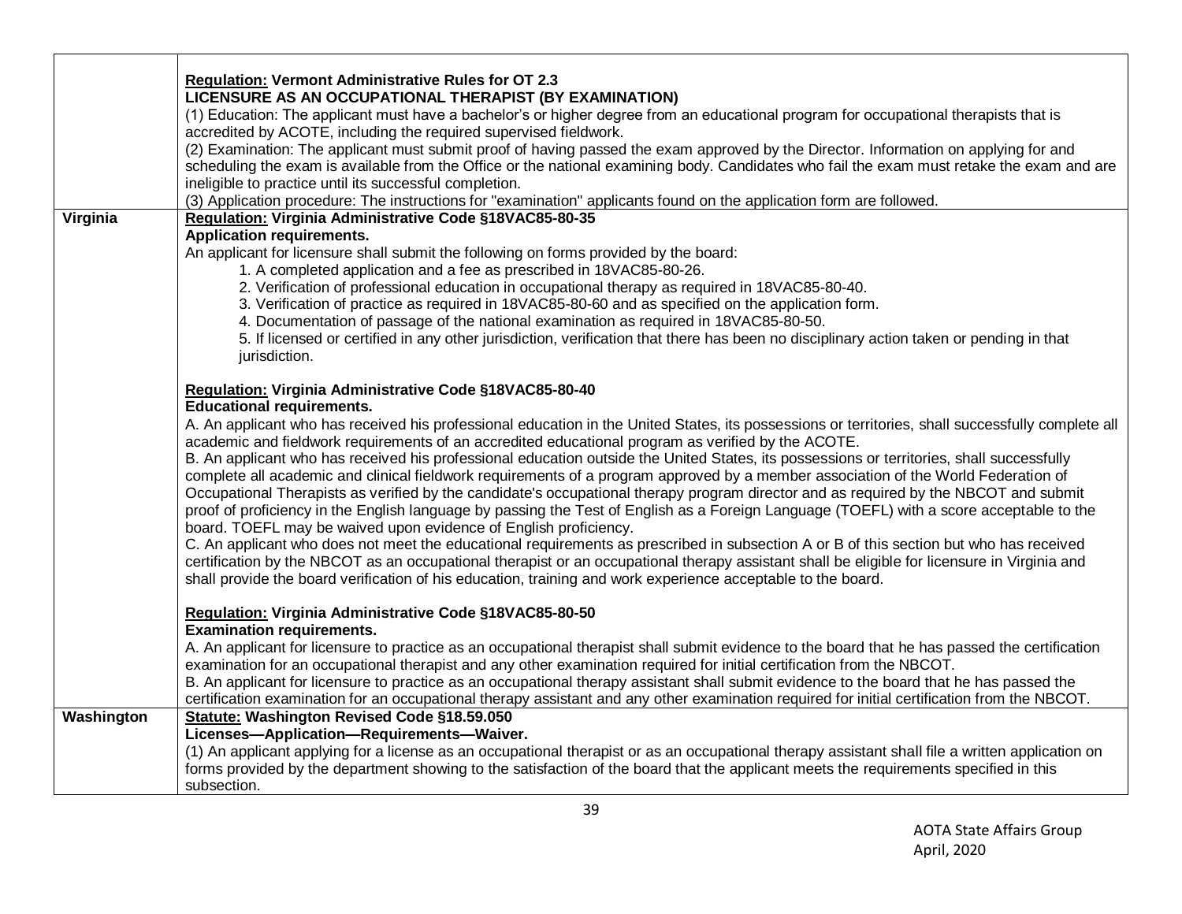| | |
|---|---|
| | **Regulation: Vermont Administrative Rules for OT 2.3**<br>**LICENSURE AS AN OCCUPATIONAL THERAPIST (BY EXAMINATION)**<br>(1) Education: The applicant must have a bachelor's or higher degree from an educational program for occupational therapists that is accredited by ACOTE, including the required supervised fieldwork.<br>(2) Examination: The applicant must submit proof of having passed the exam approved by the Director. Information on applying for and scheduling the exam is available from the Office or the national examining body. Candidates who fail the exam must retake the exam and are ineligible to practice until its successful completion.<br>(3) Application procedure: The instructions for "examination" applicants found on the application form are followed. |
| **Virginia** | **Regulation: Virginia Administrative Code §18VAC85-80-35**<br>**Application requirements.**<br>An applicant for licensure shall submit the following on forms provided by the board:<br>1. A completed application and a fee as prescribed in 18VAC85-80-26.<br>2. Verification of professional education in occupational therapy as required in 18VAC85-80-40.<br>3. Verification of practice as required in 18VAC85-80-60 and as specified on the application form.<br>4. Documentation of passage of the national examination as required in 18VAC85-80-50.<br>5. If licensed or certified in any other jurisdiction, verification that there has been no disciplinary action taken or pending in that jurisdiction.<br><br>**Regulation: Virginia Administrative Code §18VAC85-80-40**<br>**Educational requirements.**<br>A. An applicant who has received his professional education in the United States, its possessions or territories, shall successfully complete all academic and fieldwork requirements of an accredited educational program as verified by the ACOTE.<br>B. An applicant who has received his professional education outside the United States, its possessions or territories, shall successfully complete all academic and clinical fieldwork requirements of a program approved by a member association of the World Federation of Occupational Therapists as verified by the candidate's occupational therapy program director and as required by the NBCOT and submit proof of proficiency in the English language by passing the Test of English as a Foreign Language (TOEFL) with a score acceptable to the board. TOEFL may be waived upon evidence of English proficiency.<br>C. An applicant who does not meet the educational requirements as prescribed in subsection A or B of this section but who has received certification by the NBCOT as an occupational therapist or an occupational therapy assistant shall be eligible for licensure in Virginia and shall provide the board verification of his education, training and work experience acceptable to the board.<br><br>**Regulation: Virginia Administrative Code §18VAC85-80-50**<br>**Examination requirements.**<br>A. An applicant for licensure to practice as an occupational therapist shall submit evidence to the board that he has passed the certification examination for an occupational therapist and any other examination required for initial certification from the NBCOT.<br>B. An applicant for licensure to practice as an occupational therapy assistant shall submit evidence to the board that he has passed the certification examination for an occupational therapy assistant and any other examination required for initial certification from the NBCOT. |
| **Washington** | **Statute: Washington Revised Code §18.59.050**<br>**Licenses—Application—Requirements—Waiver.**<br>(1) An applicant applying for a license as an occupational therapist or as an occupational therapy assistant shall file a written application on forms provided by the department showing to the satisfaction of the board that the applicant meets the requirements specified in this subsection. |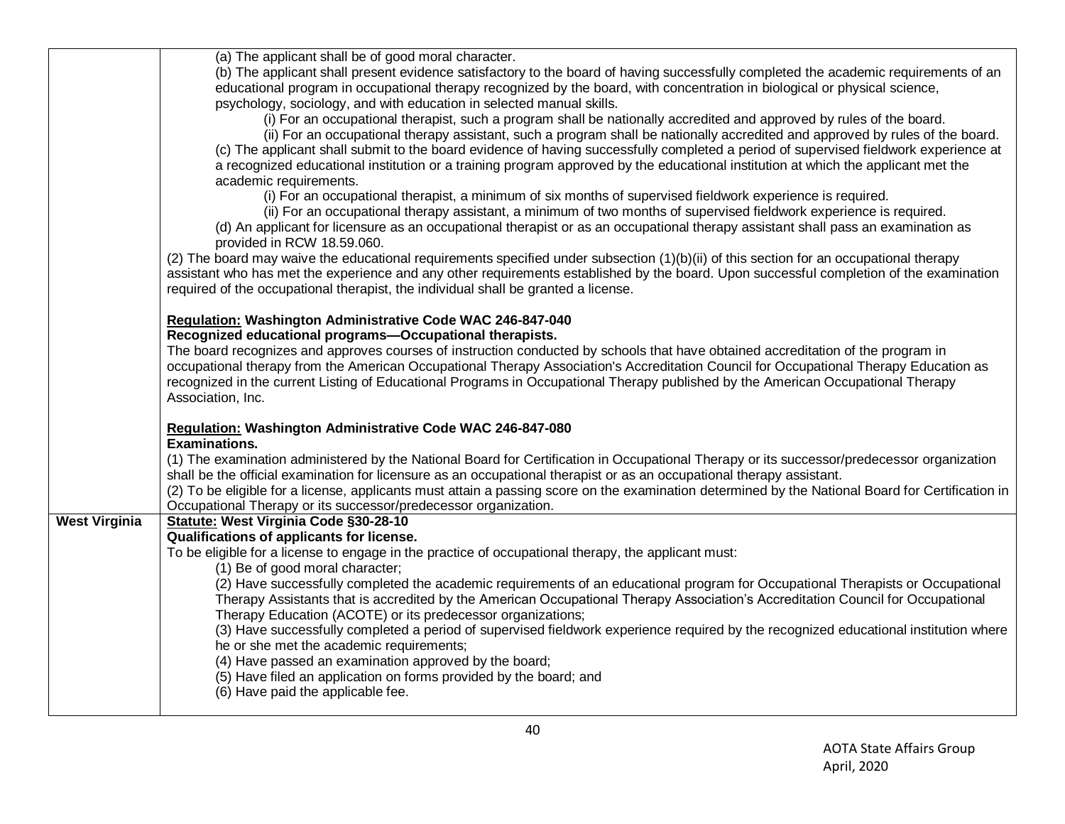| | |
|---|---|
| | (a) The applicant shall be of good moral character.<br>(b) The applicant shall present evidence satisfactory to the board of having successfully completed the academic requirements of an educational program in occupational therapy recognized by the board, with concentration in biological or physical science, psychology, sociology, and with education in selected manual skills.<br>(i) For an occupational therapist, such a program shall be nationally accredited and approved by rules of the board.<br>(ii) For an occupational therapy assistant, such a program shall be nationally accredited and approved by rules of the board.<br>(c) The applicant shall submit to the board evidence of having successfully completed a period of supervised fieldwork experience at a recognized educational institution or a training program approved by the educational institution at which the applicant met the academic requirements.<br>(i) For an occupational therapist, a minimum of six months of supervised fieldwork experience is required.<br>(ii) For an occupational therapy assistant, a minimum of two months of supervised fieldwork experience is required.<br>(d) An applicant for licensure as an occupational therapist or as an occupational therapy assistant shall pass an examination as provided in RCW 18.59.060.<br>(2) The board may waive the educational requirements specified under subsection (1)(b)(ii) of this section for an occupational therapy assistant who has met the experience and any other requirements established by the board. Upon successful completion of the examination required of the occupational therapist, the individual shall be granted a license.<br><br>**Regulation: Washington Administrative Code WAC 246-847-040**<br>**Recognized educational programs—Occupational therapists.**<br>The board recognizes and approves courses of instruction conducted by schools that have obtained accreditation of the program in occupational therapy from the American Occupational Therapy Association's Accreditation Council for Occupational Therapy Education as recognized in the current Listing of Educational Programs in Occupational Therapy published by the American Occupational Therapy Association, Inc.<br><br>**Regulation: Washington Administrative Code WAC 246-847-080**<br>**Examinations.**<br>(1) The examination administered by the National Board for Certification in Occupational Therapy or its successor/predecessor organization shall be the official examination for licensure as an occupational therapist or as an occupational therapy assistant.<br>(2) To be eligible for a license, applicants must attain a passing score on the examination determined by the National Board for Certification in Occupational Therapy or its successor/predecessor organization. |
| **West Virginia** | **Statute: West Virginia Code §30-28-10**<br>**Qualifications of applicants for license.**<br>To be eligible for a license to engage in the practice of occupational therapy, the applicant must:<br>(1) Be of good moral character;<br>(2) Have successfully completed the academic requirements of an educational program for Occupational Therapists or Occupational Therapy Assistants that is accredited by the American Occupational Therapy Association's Accreditation Council for Occupational Therapy Education (ACOTE) or its predecessor organizations;<br>(3) Have successfully completed a period of supervised fieldwork experience required by the recognized educational institution where he or she met the academic requirements;<br>(4) Have passed an examination approved by the board;<br>(5) Have filed an application on forms provided by the board; and<br>(6) Have paid the applicable fee. |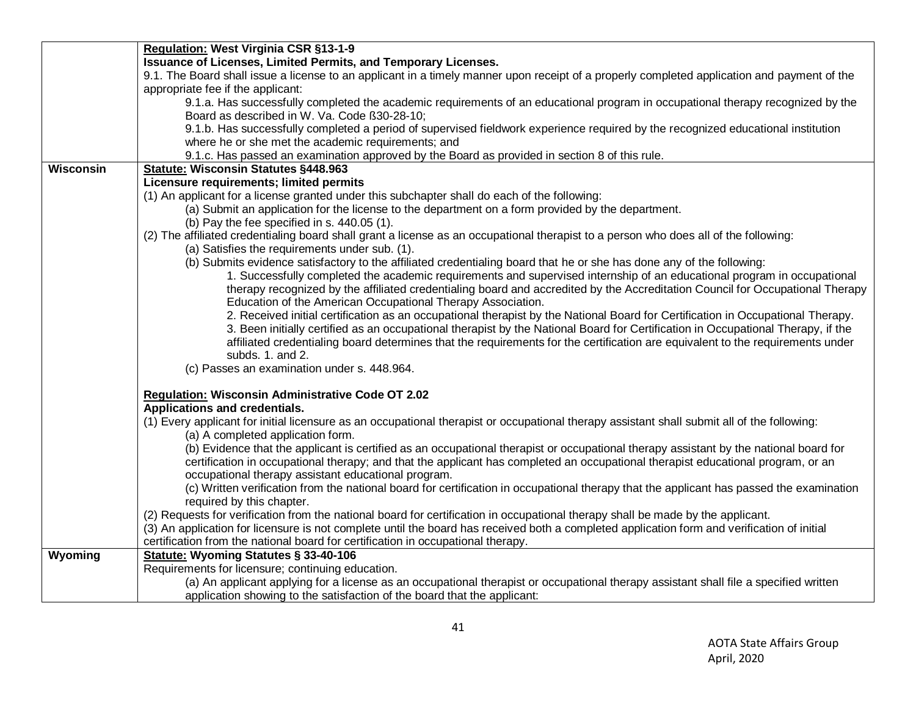| | |
|---|---|
| | **<u>Regulation:</u> West Virginia CSR §13-1-9**<br>**Issuance of Licenses, Limited Permits, and Temporary Licenses.**<br>9.1. The Board shall issue a license to an applicant in a timely manner upon receipt of a properly completed application and payment of the appropriate fee if the applicant:<br>9.1.a. Has successfully completed the academic requirements of an educational program in occupational therapy recognized by the Board as described in W. Va. Code ß30-28-10;<br>9.1.b. Has successfully completed a period of supervised fieldwork experience required by the recognized educational institution where he or she met the academic requirements; and<br>9.1.c. Has passed an examination approved by the Board as provided in section 8 of this rule. |
| **Wisconsin** | **<u>Statute:</u> Wisconsin Statutes §448.963**<br>**Licensure requirements; limited permits**<br>(1) An applicant for a license granted under this subchapter shall do each of the following:<br>(a) Submit an application for the license to the department on a form provided by the department.<br>(b) Pay the fee specified in s. 440.05 (1).<br>(2) The affiliated credentialing board shall grant a license as an occupational therapist to a person who does all of the following:<br>(a) Satisfies the requirements under sub. (1).<br>(b) Submits evidence satisfactory to the affiliated credentialing board that he or she has done any of the following:<br>1. Successfully completed the academic requirements and supervised internship of an educational program in occupational therapy recognized by the affiliated credentialing board and accredited by the Accreditation Council for Occupational Therapy Education of the American Occupational Therapy Association.<br>2. Received initial certification as an occupational therapist by the National Board for Certification in Occupational Therapy.<br>3. Been initially certified as an occupational therapist by the National Board for Certification in Occupational Therapy, if the affiliated credentialing board determines that the requirements for the certification are equivalent to the requirements under subds. 1. and 2.<br>(c) Passes an examination under s. 448.964.<br><br>**<u>Regulation:</u> Wisconsin Administrative Code OT 2.02**<br>**Applications and credentials.**<br>(1) Every applicant for initial licensure as an occupational therapist or occupational therapy assistant shall submit all of the following:<br>(a) A completed application form.<br>(b) Evidence that the applicant is certified as an occupational therapist or occupational therapy assistant by the national board for certification in occupational therapy; and that the applicant has completed an occupational therapist educational program, or an occupational therapy assistant educational program.<br>(c) Written verification from the national board for certification in occupational therapy that the applicant has passed the examination required by this chapter.<br>(2) Requests for verification from the national board for certification in occupational therapy shall be made by the applicant.<br>(3) An application for licensure is not complete until the board has received both a completed application form and verification of initial certification from the national board for certification in occupational therapy. |
| **Wyoming** | **<u>Statute:</u> Wyoming Statutes § 33-40-106**<br>Requirements for licensure; continuing education.<br>(a) An applicant applying for a license as an occupational therapist or occupational therapy assistant shall file a specified written application showing to the satisfaction of the board that the applicant: |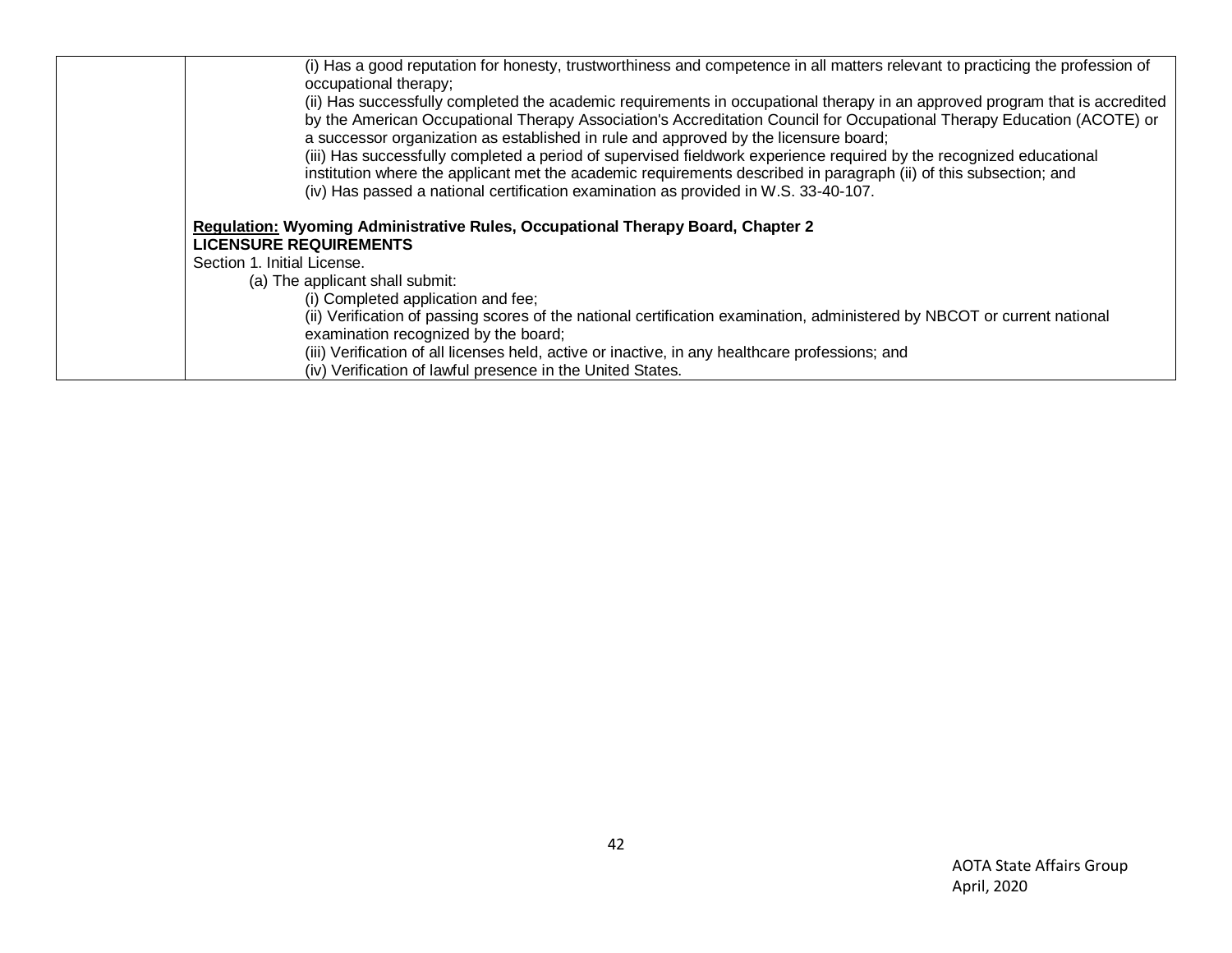| | |
|---|---|
| | (i) Has a good reputation for honesty, trustworthiness and competence in all matters relevant to practicing the profession of occupational therapy;<br>(ii) Has successfully completed the academic requirements in occupational therapy in an approved program that is accredited by the American Occupational Therapy Association's Accreditation Council for Occupational Therapy Education (ACOTE) or a successor organization as established in rule and approved by the licensure board;<br>(iii) Has successfully completed a period of supervised fieldwork experience required by the recognized educational institution where the applicant met the academic requirements described in paragraph (ii) of this subsection; and<br>(iv) Has passed a national certification examination as provided in W.S. 33-40-107.<br><br>**Regulation: Wyoming Administrative Rules, Occupational Therapy Board, Chapter 2**<br>**LICENSURE REQUIREMENTS**<br>Section 1. Initial License.<br>(a) The applicant shall submit:<br>(i) Completed application and fee;<br>(ii) Verification of passing scores of the national certification examination, administered by NBCOT or current national examination recognized by the board;<br>(iii) Verification of all licenses held, active or inactive, in any healthcare professions; and<br>(iv) Verification of lawful presence in the United States. |

AOTA State Affairs Group
April, 2020